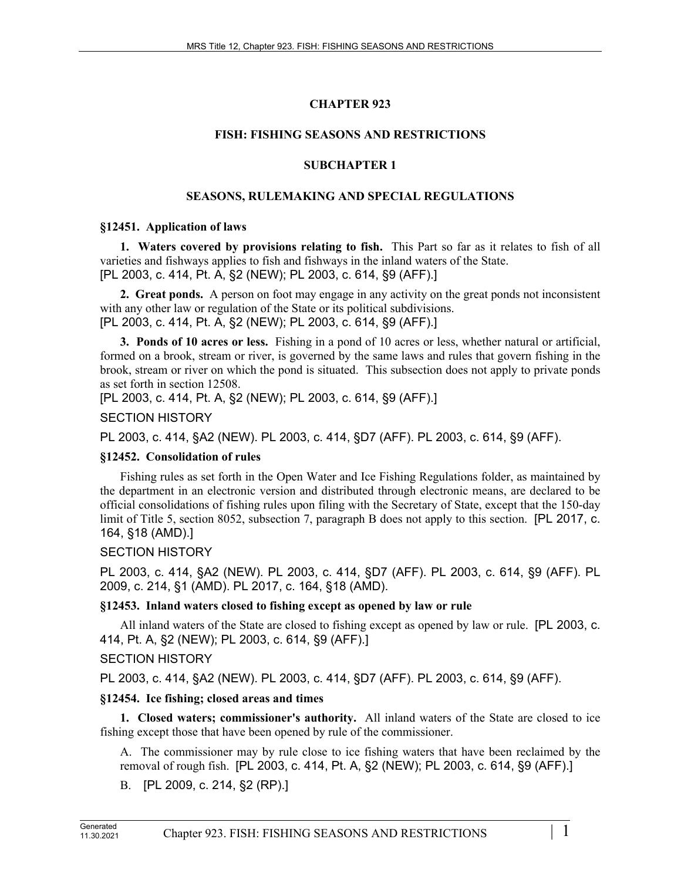# CHAPTER 923

## FISH: FISHING SEASONS AND RESTRICTIONS

### SUBCHAPTER 1

### SEASONS, RULEMAKING AND SPECIAL REGULATIONS

**§12451. Application of laws**

**1. Waters covered by provisions relating to fish.** This Part so far as it relates to fish of all varieties and fishways applies to fish and fishways in the inland waters of the State.
[PL 2003, c. 414, Pt. A, §2 (NEW); PL 2003, c. 614, §9 (AFF).]

**2. Great ponds.** A person on foot may engage in any activity on the great ponds not inconsistent with any other law or regulation of the State or its political subdivisions.
[PL 2003, c. 414, Pt. A, §2 (NEW); PL 2003, c. 614, §9 (AFF).]

**3. Ponds of 10 acres or less.** Fishing in a pond of 10 acres or less, whether natural or artificial, formed on a brook, stream or river, is governed by the same laws and rules that govern fishing in the brook, stream or river on which the pond is situated. This subsection does not apply to private ponds as set forth in section 12508.
[PL 2003, c. 414, Pt. A, §2 (NEW); PL 2003, c. 614, §9 (AFF).]

SECTION HISTORY

PL 2003, c. 414, §A2 (NEW). PL 2003, c. 414, §D7 (AFF). PL 2003, c. 614, §9 (AFF).

**§12452. Consolidation of rules**

Fishing rules as set forth in the Open Water and Ice Fishing Regulations folder, as maintained by the department in an electronic version and distributed through electronic means, are declared to be official consolidations of fishing rules upon filing with the Secretary of State, except that the 150-day limit of Title 5, section 8052, subsection 7, paragraph B does not apply to this section. [PL 2017, c. 164, §18 (AMD).]

SECTION HISTORY

PL 2003, c. 414, §A2 (NEW). PL 2003, c. 414, §D7 (AFF). PL 2003, c. 614, §9 (AFF). PL 2009, c. 214, §1 (AMD). PL 2017, c. 164, §18 (AMD).

**§12453. Inland waters closed to fishing except as opened by law or rule**

All inland waters of the State are closed to fishing except as opened by law or rule. [PL 2003, c. 414, Pt. A, §2 (NEW); PL 2003, c. 614, §9 (AFF).]

SECTION HISTORY

PL 2003, c. 414, §A2 (NEW). PL 2003, c. 414, §D7 (AFF). PL 2003, c. 614, §9 (AFF).

**§12454. Ice fishing; closed areas and times**

**1. Closed waters; commissioner's authority.** All inland waters of the State are closed to ice fishing except those that have been opened by rule of the commissioner.

A. The commissioner may by rule close to ice fishing waters that have been reclaimed by the removal of rough fish. [PL 2003, c. 414, Pt. A, §2 (NEW); PL 2003, c. 614, §9 (AFF).]

B. [PL 2009, c. 214, §2 (RP).]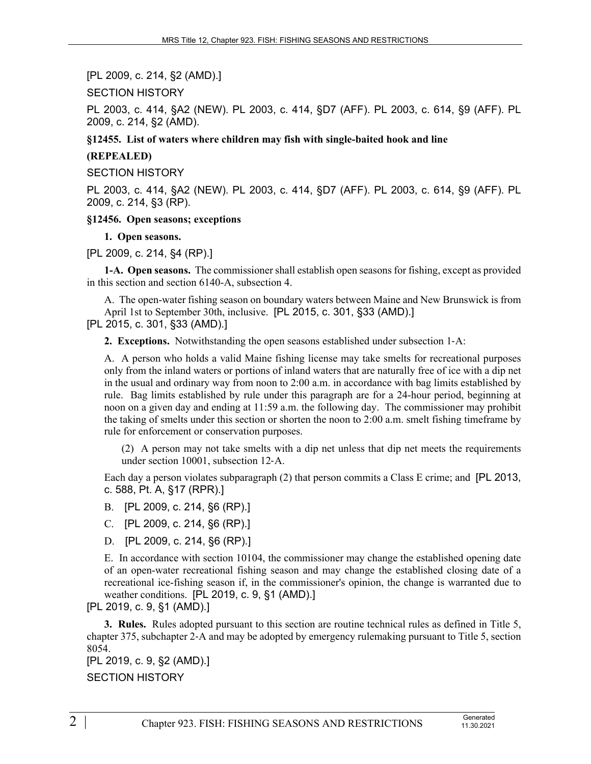[PL 2009, c. 214, §2 (AMD).]

SECTION HISTORY

PL 2003, c. 414, §A2 (NEW). PL 2003, c. 414, §D7 (AFF). PL 2003, c. 614, §9 (AFF). PL 2009, c. 214, §2 (AMD).

**§12455. List of waters where children may fish with single-baited hook and line**

**(REPEALED)**

SECTION HISTORY

PL 2003, c. 414, §A2 (NEW). PL 2003, c. 414, §D7 (AFF). PL 2003, c. 614, §9 (AFF). PL 2009, c. 214, §3 (RP).

**§12456. Open seasons; exceptions**

**1. Open seasons.**

[PL 2009, c. 214, §4 (RP).]

**1-A. Open seasons.** The commissioner shall establish open seasons for fishing, except as provided in this section and section 6140-A, subsection 4.

A. The open-water fishing season on boundary waters between Maine and New Brunswick is from April 1st to September 30th, inclusive. [PL 2015, c. 301, §33 (AMD).]

[PL 2015, c. 301, §33 (AMD).]

**2. Exceptions.** Notwithstanding the open seasons established under subsection 1-A:

A. A person who holds a valid Maine fishing license may take smelts for recreational purposes only from the inland waters or portions of inland waters that are naturally free of ice with a dip net in the usual and ordinary way from noon to 2:00 a.m. in accordance with bag limits established by rule. Bag limits established by rule under this paragraph are for a 24-hour period, beginning at noon on a given day and ending at 11:59 a.m. the following day. The commissioner may prohibit the taking of smelts under this section or shorten the noon to 2:00 a.m. smelt fishing timeframe by rule for enforcement or conservation purposes.

(2) A person may not take smelts with a dip net unless that dip net meets the requirements under section 10001, subsection 12-A.

Each day a person violates subparagraph (2) that person commits a Class E crime; and [PL 2013, c. 588, Pt. A, §17 (RPR).]

B. [PL 2009, c. 214, §6 (RP).]

C. [PL 2009, c. 214, §6 (RP).]

D. [PL 2009, c. 214, §6 (RP).]

E. In accordance with section 10104, the commissioner may change the established opening date of an open-water recreational fishing season and may change the established closing date of a recreational ice-fishing season if, in the commissioner's opinion, the change is warranted due to weather conditions. [PL 2019, c. 9, §1 (AMD).]

[PL 2019, c. 9, §1 (AMD).]

**3. Rules.** Rules adopted pursuant to this section are routine technical rules as defined in Title 5, chapter 375, subchapter 2-A and may be adopted by emergency rulemaking pursuant to Title 5, section 8054.

[PL 2019, c. 9, §2 (AMD).]

SECTION HISTORY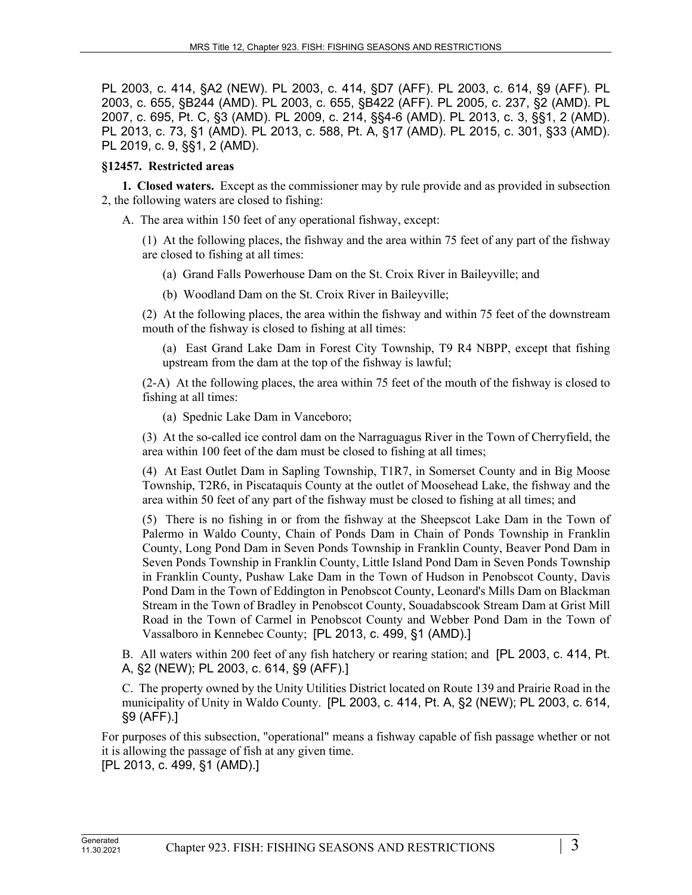PL 2003, c. 414, §A2 (NEW). PL 2003, c. 414, §D7 (AFF). PL 2003, c. 614, §9 (AFF). PL 2003, c. 655, §B244 (AMD). PL 2003, c. 655, §B422 (AFF). PL 2005, c. 237, §2 (AMD). PL 2007, c. 695, Pt. C, §3 (AMD). PL 2009, c. 214, §§4-6 (AMD). PL 2013, c. 3, §§1, 2 (AMD). PL 2013, c. 73, §1 (AMD). PL 2013, c. 588, Pt. A, §17 (AMD). PL 2015, c. 301, §33 (AMD). PL 2019, c. 9, §§1, 2 (AMD).

### §12457. Restricted areas

**1. Closed waters.** Except as the commissioner may by rule provide and as provided in subsection 2, the following waters are closed to fishing:

A. The area within 150 feet of any operational fishway, except:

(1) At the following places, the fishway and the area within 75 feet of any part of the fishway are closed to fishing at all times:

(a) Grand Falls Powerhouse Dam on the St. Croix River in Baileyville; and

(b) Woodland Dam on the St. Croix River in Baileyville;

(2) At the following places, the area within the fishway and within 75 feet of the downstream mouth of the fishway is closed to fishing at all times:

(a) East Grand Lake Dam in Forest City Township, T9 R4 NBPP, except that fishing upstream from the dam at the top of the fishway is lawful;

(2-A) At the following places, the area within 75 feet of the mouth of the fishway is closed to fishing at all times:

(a) Spednic Lake Dam in Vanceboro;

(3) At the so-called ice control dam on the Narraguagus River in the Town of Cherryfield, the area within 100 feet of the dam must be closed to fishing at all times;

(4) At East Outlet Dam in Sapling Township, T1R7, in Somerset County and in Big Moose Township, T2R6, in Piscataquis County at the outlet of Moosehead Lake, the fishway and the area within 50 feet of any part of the fishway must be closed to fishing at all times; and

(5) There is no fishing in or from the fishway at the Sheepscot Lake Dam in the Town of Palermo in Waldo County, Chain of Ponds Dam in Chain of Ponds Township in Franklin County, Long Pond Dam in Seven Ponds Township in Franklin County, Beaver Pond Dam in Seven Ponds Township in Franklin County, Little Island Pond Dam in Seven Ponds Township in Franklin County, Pushaw Lake Dam in the Town of Hudson in Penobscot County, Davis Pond Dam in the Town of Eddington in Penobscot County, Leonard's Mills Dam on Blackman Stream in the Town of Bradley in Penobscot County, Souadabscook Stream Dam at Grist Mill Road in the Town of Carmel in Penobscot County and Webber Pond Dam in the Town of Vassalboro in Kennebec County; [PL 2013, c. 499, §1 (AMD).]

B. All waters within 200 feet of any fish hatchery or rearing station; and [PL 2003, c. 414, Pt. A, §2 (NEW); PL 2003, c. 614, §9 (AFF).]

C. The property owned by the Unity Utilities District located on Route 139 and Prairie Road in the municipality of Unity in Waldo County. [PL 2003, c. 414, Pt. A, §2 (NEW); PL 2003, c. 614, §9 (AFF).]

For purposes of this subsection, "operational" means a fishway capable of fish passage whether or not it is allowing the passage of fish at any given time.
[PL 2013, c. 499, §1 (AMD).]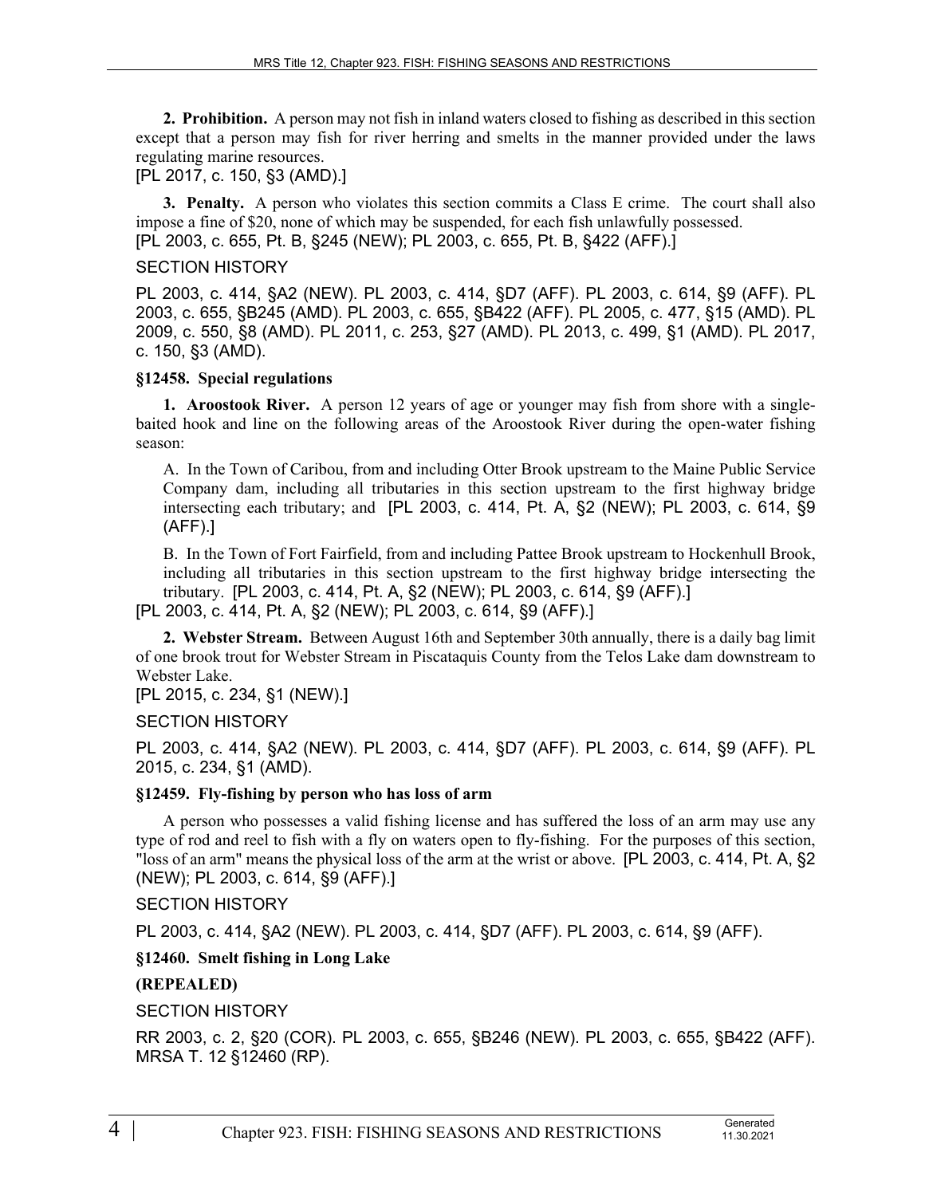**2. Prohibition.** A person may not fish in inland waters closed to fishing as described in this section except that a person may fish for river herring and smelts in the manner provided under the laws regulating marine resources.

[PL 2017, c. 150, §3 (AMD).]

**3. Penalty.** A person who violates this section commits a Class E crime. The court shall also impose a fine of $20, none of which may be suspended, for each fish unlawfully possessed.

[PL 2003, c. 655, Pt. B, §245 (NEW); PL 2003, c. 655, Pt. B, §422 (AFF).]

SECTION HISTORY

PL 2003, c. 414, §A2 (NEW). PL 2003, c. 414, §D7 (AFF). PL 2003, c. 614, §9 (AFF). PL 2003, c. 655, §B245 (AMD). PL 2003, c. 655, §B422 (AFF). PL 2005, c. 477, §15 (AMD). PL 2009, c. 550, §8 (AMD). PL 2011, c. 253, §27 (AMD). PL 2013, c. 499, §1 (AMD). PL 2017, c. 150, §3 (AMD).

### §12458. Special regulations

**1. Aroostook River.** A person 12 years of age or younger may fish from shore with a single-baited hook and line on the following areas of the Aroostook River during the open-water fishing season:

A. In the Town of Caribou, from and including Otter Brook upstream to the Maine Public Service Company dam, including all tributaries in this section upstream to the first highway bridge intersecting each tributary; and [PL 2003, c. 414, Pt. A, §2 (NEW); PL 2003, c. 614, §9 (AFF).]

B. In the Town of Fort Fairfield, from and including Pattee Brook upstream to Hockenhull Brook, including all tributaries in this section upstream to the first highway bridge intersecting the tributary. [PL 2003, c. 414, Pt. A, §2 (NEW); PL 2003, c. 614, §9 (AFF).]

[PL 2003, c. 414, Pt. A, §2 (NEW); PL 2003, c. 614, §9 (AFF).]

**2. Webster Stream.** Between August 16th and September 30th annually, there is a daily bag limit of one brook trout for Webster Stream in Piscataquis County from the Telos Lake dam downstream to Webster Lake.

[PL 2015, c. 234, §1 (NEW).]

SECTION HISTORY

PL 2003, c. 414, §A2 (NEW). PL 2003, c. 414, §D7 (AFF). PL 2003, c. 614, §9 (AFF). PL 2015, c. 234, §1 (AMD).

### §12459. Fly-fishing by person who has loss of arm

A person who possesses a valid fishing license and has suffered the loss of an arm may use any type of rod and reel to fish with a fly on waters open to fly-fishing. For the purposes of this section, "loss of an arm" means the physical loss of the arm at the wrist or above. [PL 2003, c. 414, Pt. A, §2 (NEW); PL 2003, c. 614, §9 (AFF).]

SECTION HISTORY

PL 2003, c. 414, §A2 (NEW). PL 2003, c. 414, §D7 (AFF). PL 2003, c. 614, §9 (AFF).

### §12460. Smelt fishing in Long Lake

**(REPEALED)**

SECTION HISTORY

RR 2003, c. 2, §20 (COR). PL 2003, c. 655, §B246 (NEW). PL 2003, c. 655, §B422 (AFF). MRSA T. 12 §12460 (RP).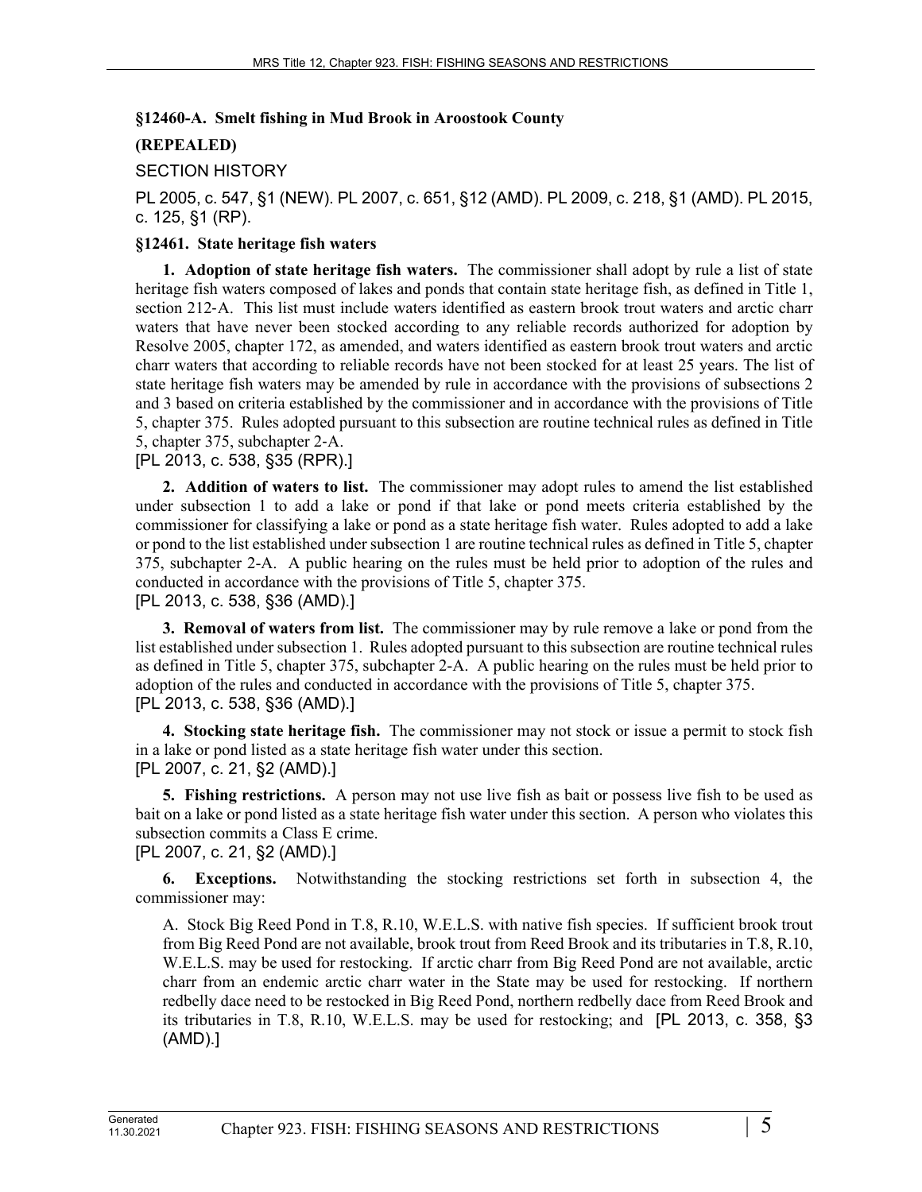**§12460-A. Smelt fishing in Mud Brook in Aroostook County**

**(REPEALED)**

SECTION HISTORY

PL 2005, c. 547, §1 (NEW). PL 2007, c. 651, §12 (AMD). PL 2009, c. 218, §1 (AMD). PL 2015, c. 125, §1 (RP).

**§12461. State heritage fish waters**

**1. Adoption of state heritage fish waters.** The commissioner shall adopt by rule a list of state heritage fish waters composed of lakes and ponds that contain state heritage fish, as defined in Title 1, section 212-A. This list must include waters identified as eastern brook trout waters and arctic charr waters that have never been stocked according to any reliable records authorized for adoption by Resolve 2005, chapter 172, as amended, and waters identified as eastern brook trout waters and arctic charr waters that according to reliable records have not been stocked for at least 25 years. The list of state heritage fish waters may be amended by rule in accordance with the provisions of subsections 2 and 3 based on criteria established by the commissioner and in accordance with the provisions of Title 5, chapter 375. Rules adopted pursuant to this subsection are routine technical rules as defined in Title 5, chapter 375, subchapter 2-A.
[PL 2013, c. 538, §35 (RPR).]

**2. Addition of waters to list.** The commissioner may adopt rules to amend the list established under subsection 1 to add a lake or pond if that lake or pond meets criteria established by the commissioner for classifying a lake or pond as a state heritage fish water. Rules adopted to add a lake or pond to the list established under subsection 1 are routine technical rules as defined in Title 5, chapter 375, subchapter 2-A. A public hearing on the rules must be held prior to adoption of the rules and conducted in accordance with the provisions of Title 5, chapter 375.
[PL 2013, c. 538, §36 (AMD).]

**3. Removal of waters from list.** The commissioner may by rule remove a lake or pond from the list established under subsection 1. Rules adopted pursuant to this subsection are routine technical rules as defined in Title 5, chapter 375, subchapter 2-A. A public hearing on the rules must be held prior to adoption of the rules and conducted in accordance with the provisions of Title 5, chapter 375.
[PL 2013, c. 538, §36 (AMD).]

**4. Stocking state heritage fish.** The commissioner may not stock or issue a permit to stock fish in a lake or pond listed as a state heritage fish water under this section.
[PL 2007, c. 21, §2 (AMD).]

**5. Fishing restrictions.** A person may not use live fish as bait or possess live fish to be used as bait on a lake or pond listed as a state heritage fish water under this section. A person who violates this subsection commits a Class E crime.
[PL 2007, c. 21, §2 (AMD).]

**6. Exceptions.** Notwithstanding the stocking restrictions set forth in subsection 4, the commissioner may:

A. Stock Big Reed Pond in T.8, R.10, W.E.L.S. with native fish species. If sufficient brook trout from Big Reed Pond are not available, brook trout from Reed Brook and its tributaries in T.8, R.10, W.E.L.S. may be used for restocking. If arctic charr from Big Reed Pond are not available, arctic charr from an endemic arctic charr water in the State may be used for restocking. If northern redbelly dace need to be restocked in Big Reed Pond, northern redbelly dace from Reed Brook and its tributaries in T.8, R.10, W.E.L.S. may be used for restocking; and [PL 2013, c. 358, §3 (AMD).]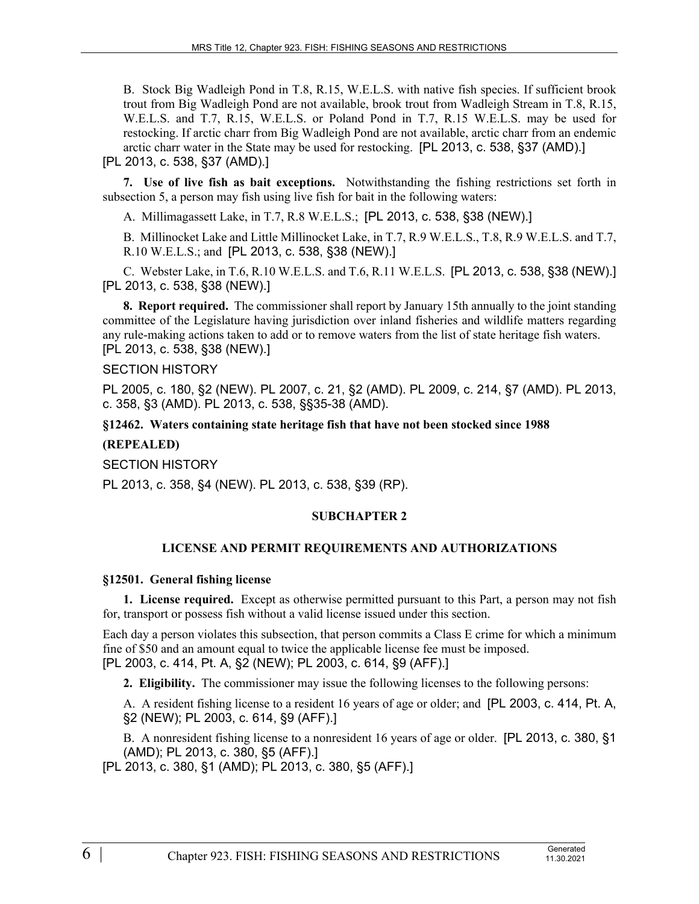B. Stock Big Wadleigh Pond in T.8, R.15, W.E.L.S. with native fish species. If sufficient brook trout from Big Wadleigh Pond are not available, brook trout from Wadleigh Stream in T.8, R.15, W.E.L.S. and T.7, R.15, W.E.L.S. or Poland Pond in T.7, R.15 W.E.L.S. may be used for restocking. If arctic charr from Big Wadleigh Pond are not available, arctic charr from an endemic arctic charr water in the State may be used for restocking. [PL 2013, c. 538, §37 (AMD).]

[PL 2013, c. 538, §37 (AMD).]

**7. Use of live fish as bait exceptions.** Notwithstanding the fishing restrictions set forth in subsection 5, a person may fish using live fish for bait in the following waters:

A. Millimagassett Lake, in T.7, R.8 W.E.L.S.; [PL 2013, c. 538, §38 (NEW).]

B. Millinocket Lake and Little Millinocket Lake, in T.7, R.9 W.E.L.S., T.8, R.9 W.E.L.S. and T.7, R.10 W.E.L.S.; and [PL 2013, c. 538, §38 (NEW).]

C. Webster Lake, in T.6, R.10 W.E.L.S. and T.6, R.11 W.E.L.S. [PL 2013, c. 538, §38 (NEW).]

[PL 2013, c. 538, §38 (NEW).]

**8. Report required.** The commissioner shall report by January 15th annually to the joint standing committee of the Legislature having jurisdiction over inland fisheries and wildlife matters regarding any rule-making actions taken to add or to remove waters from the list of state heritage fish waters. [PL 2013, c. 538, §38 (NEW).]

SECTION HISTORY

PL 2005, c. 180, §2 (NEW). PL 2007, c. 21, §2 (AMD). PL 2009, c. 214, §7 (AMD). PL 2013, c. 358, §3 (AMD). PL 2013, c. 538, §§35-38 (AMD).

### §12462. Waters containing state heritage fish that have not been stocked since 1988

**(REPEALED)**

SECTION HISTORY

PL 2013, c. 358, §4 (NEW). PL 2013, c. 538, §39 (RP).

## SUBCHAPTER 2

## LICENSE AND PERMIT REQUIREMENTS AND AUTHORIZATIONS

### §12501. General fishing license

**1. License required.** Except as otherwise permitted pursuant to this Part, a person may not fish for, transport or possess fish without a valid license issued under this section.

Each day a person violates this subsection, that person commits a Class E crime for which a minimum fine of $50 and an amount equal to twice the applicable license fee must be imposed. [PL 2003, c. 414, Pt. A, §2 (NEW); PL 2003, c. 614, §9 (AFF).]

**2. Eligibility.** The commissioner may issue the following licenses to the following persons:

A. A resident fishing license to a resident 16 years of age or older; and [PL 2003, c. 414, Pt. A, §2 (NEW); PL 2003, c. 614, §9 (AFF).]

B. A nonresident fishing license to a nonresident 16 years of age or older. [PL 2013, c. 380, §1 (AMD); PL 2013, c. 380, §5 (AFF).]

[PL 2013, c. 380, §1 (AMD); PL 2013, c. 380, §5 (AFF).]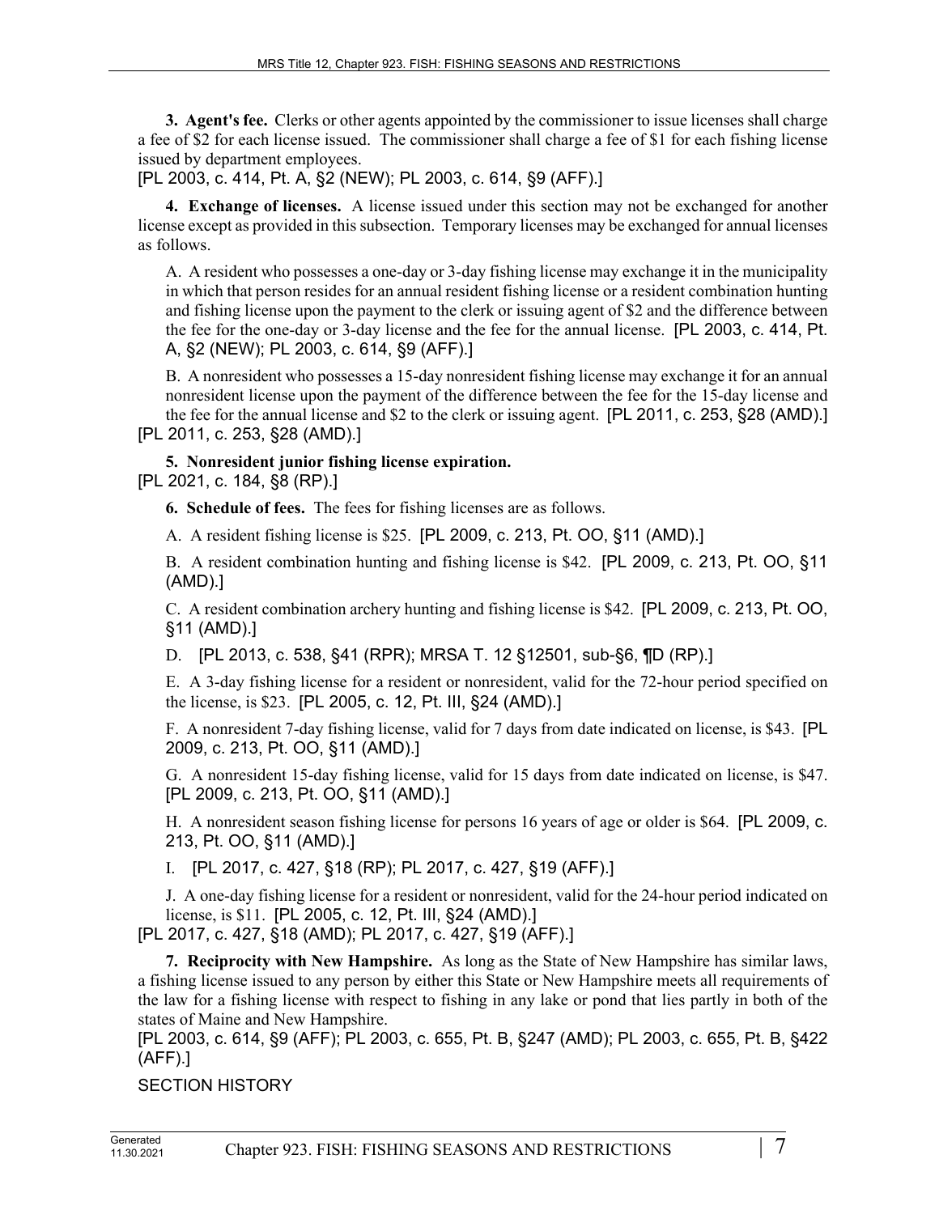**3. Agent's fee.** Clerks or other agents appointed by the commissioner to issue licenses shall charge a fee of $2 for each license issued. The commissioner shall charge a fee of $1 for each fishing license issued by department employees.

[PL 2003, c. 414, Pt. A, §2 (NEW); PL 2003, c. 614, §9 (AFF).]

**4. Exchange of licenses.** A license issued under this section may not be exchanged for another license except as provided in this subsection. Temporary licenses may be exchanged for annual licenses as follows.

A. A resident who possesses a one-day or 3-day fishing license may exchange it in the municipality in which that person resides for an annual resident fishing license or a resident combination hunting and fishing license upon the payment to the clerk or issuing agent of $2 and the difference between the fee for the one-day or 3-day license and the fee for the annual license. [PL 2003, c. 414, Pt. A, §2 (NEW); PL 2003, c. 614, §9 (AFF).]

B. A nonresident who possesses a 15-day nonresident fishing license may exchange it for an annual nonresident license upon the payment of the difference between the fee for the 15-day license and the fee for the annual license and $2 to the clerk or issuing agent. [PL 2011, c. 253, §28 (AMD).]

[PL 2011, c. 253, §28 (AMD).]

**5. Nonresident junior fishing license expiration.**

[PL 2021, c. 184, §8 (RP).]

**6. Schedule of fees.** The fees for fishing licenses are as follows.

A. A resident fishing license is $25. [PL 2009, c. 213, Pt. OO, §11 (AMD).]

B. A resident combination hunting and fishing license is $42. [PL 2009, c. 213, Pt. OO, §11 (AMD).]

C. A resident combination archery hunting and fishing license is $42. [PL 2009, c. 213, Pt. OO, §11 (AMD).]

D. [PL 2013, c. 538, §41 (RPR); MRSA T. 12 §12501, sub-§6, ¶D (RP).]

E. A 3-day fishing license for a resident or nonresident, valid for the 72-hour period specified on the license, is $23. [PL 2005, c. 12, Pt. III, §24 (AMD).]

F. A nonresident 7-day fishing license, valid for 7 days from date indicated on license, is $43. [PL 2009, c. 213, Pt. OO, §11 (AMD).]

G. A nonresident 15-day fishing license, valid for 15 days from date indicated on license, is $47. [PL 2009, c. 213, Pt. OO, §11 (AMD).]

H. A nonresident season fishing license for persons 16 years of age or older is $64. [PL 2009, c. 213, Pt. OO, §11 (AMD).]

I. [PL 2017, c. 427, §18 (RP); PL 2017, c. 427, §19 (AFF).]

J. A one-day fishing license for a resident or nonresident, valid for the 24-hour period indicated on license, is $11. [PL 2005, c. 12, Pt. III, §24 (AMD).]

[PL 2017, c. 427, §18 (AMD); PL 2017, c. 427, §19 (AFF).]

**7. Reciprocity with New Hampshire.** As long as the State of New Hampshire has similar laws, a fishing license issued to any person by either this State or New Hampshire meets all requirements of the law for a fishing license with respect to fishing in any lake or pond that lies partly in both of the states of Maine and New Hampshire.

[PL 2003, c. 614, §9 (AFF); PL 2003, c. 655, Pt. B, §247 (AMD); PL 2003, c. 655, Pt. B, §422 (AFF).]

SECTION HISTORY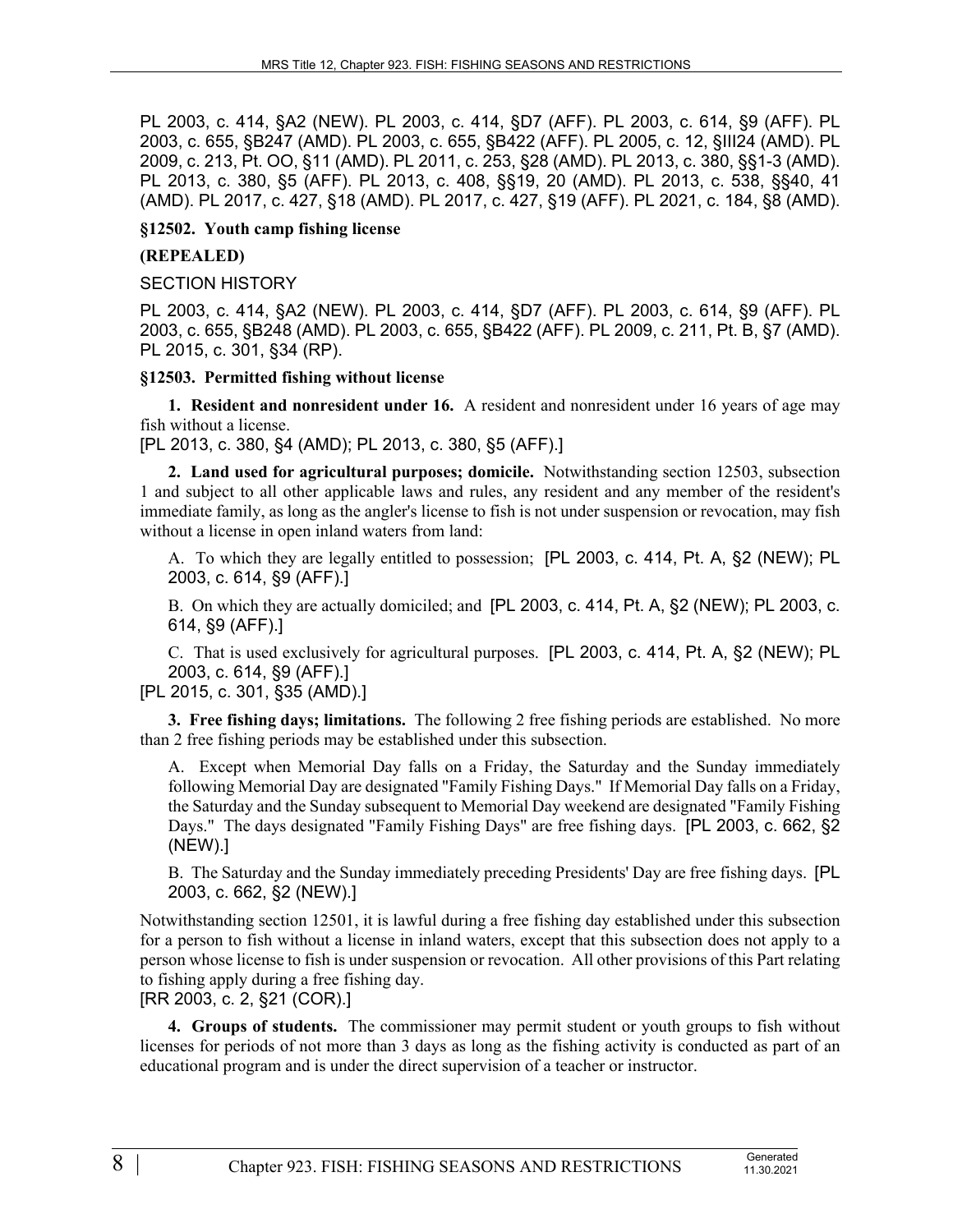PL 2003, c. 414, §A2 (NEW). PL 2003, c. 414, §D7 (AFF). PL 2003, c. 614, §9 (AFF). PL 2003, c. 655, §B247 (AMD). PL 2003, c. 655, §B422 (AFF). PL 2005, c. 12, §III24 (AMD). PL 2009, c. 213, Pt. OO, §11 (AMD). PL 2011, c. 253, §28 (AMD). PL 2013, c. 380, §§1-3 (AMD). PL 2013, c. 380, §5 (AFF). PL 2013, c. 408, §§19, 20 (AMD). PL 2013, c. 538, §§40, 41 (AMD). PL 2017, c. 427, §18 (AMD). PL 2017, c. 427, §19 (AFF). PL 2021, c. 184, §8 (AMD).

**§12502. Youth camp fishing license**

**(REPEALED)**

SECTION HISTORY

PL 2003, c. 414, §A2 (NEW). PL 2003, c. 414, §D7 (AFF). PL 2003, c. 614, §9 (AFF). PL 2003, c. 655, §B248 (AMD). PL 2003, c. 655, §B422 (AFF). PL 2009, c. 211, Pt. B, §7 (AMD). PL 2015, c. 301, §34 (RP).

**§12503. Permitted fishing without license**

**1. Resident and nonresident under 16.** A resident and nonresident under 16 years of age may fish without a license.

[PL 2013, c. 380, §4 (AMD); PL 2013, c. 380, §5 (AFF).]

**2. Land used for agricultural purposes; domicile.** Notwithstanding section 12503, subsection 1 and subject to all other applicable laws and rules, any resident and any member of the resident's immediate family, as long as the angler's license to fish is not under suspension or revocation, may fish without a license in open inland waters from land:

A. To which they are legally entitled to possession; [PL 2003, c. 414, Pt. A, §2 (NEW); PL 2003, c. 614, §9 (AFF).]

B. On which they are actually domiciled; and [PL 2003, c. 414, Pt. A, §2 (NEW); PL 2003, c. 614, §9 (AFF).]

C. That is used exclusively for agricultural purposes. [PL 2003, c. 414, Pt. A, §2 (NEW); PL 2003, c. 614, §9 (AFF).]

[PL 2015, c. 301, §35 (AMD).]

**3. Free fishing days; limitations.** The following 2 free fishing periods are established. No more than 2 free fishing periods may be established under this subsection.

A. Except when Memorial Day falls on a Friday, the Saturday and the Sunday immediately following Memorial Day are designated "Family Fishing Days." If Memorial Day falls on a Friday, the Saturday and the Sunday subsequent to Memorial Day weekend are designated "Family Fishing Days." The days designated "Family Fishing Days" are free fishing days. [PL 2003, c. 662, §2 (NEW).]

B. The Saturday and the Sunday immediately preceding Presidents' Day are free fishing days. [PL 2003, c. 662, §2 (NEW).]

Notwithstanding section 12501, it is lawful during a free fishing day established under this subsection for a person to fish without a license in inland waters, except that this subsection does not apply to a person whose license to fish is under suspension or revocation. All other provisions of this Part relating to fishing apply during a free fishing day.

[RR 2003, c. 2, §21 (COR).]

**4. Groups of students.** The commissioner may permit student or youth groups to fish without licenses for periods of not more than 3 days as long as the fishing activity is conducted as part of an educational program and is under the direct supervision of a teacher or instructor.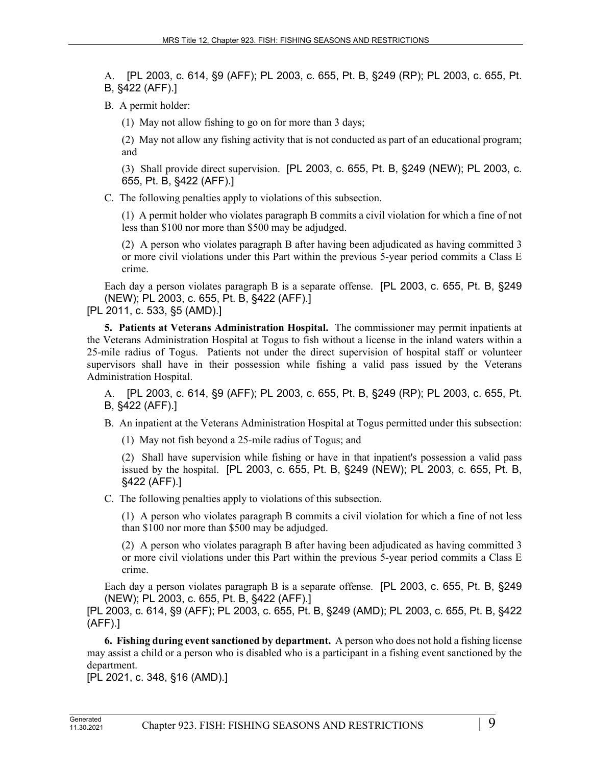A. [PL 2003, c. 614, §9 (AFF); PL 2003, c. 655, Pt. B, §249 (RP); PL 2003, c. 655, Pt. B, §422 (AFF).]

B. A permit holder:

(1) May not allow fishing to go on for more than 3 days;

(2) May not allow any fishing activity that is not conducted as part of an educational program; and

(3) Shall provide direct supervision. [PL 2003, c. 655, Pt. B, §249 (NEW); PL 2003, c. 655, Pt. B, §422 (AFF).]

C. The following penalties apply to violations of this subsection.

(1) A permit holder who violates paragraph B commits a civil violation for which a fine of not less than $100 nor more than $500 may be adjudged.

(2) A person who violates paragraph B after having been adjudicated as having committed 3 or more civil violations under this Part within the previous 5-year period commits a Class E crime.

Each day a person violates paragraph B is a separate offense. [PL 2003, c. 655, Pt. B, §249 (NEW); PL 2003, c. 655, Pt. B, §422 (AFF).]

[PL 2011, c. 533, §5 (AMD).]

**5. Patients at Veterans Administration Hospital.** The commissioner may permit inpatients at the Veterans Administration Hospital at Togus to fish without a license in the inland waters within a 25-mile radius of Togus. Patients not under the direct supervision of hospital staff or volunteer supervisors shall have in their possession while fishing a valid pass issued by the Veterans Administration Hospital.

A. [PL 2003, c. 614, §9 (AFF); PL 2003, c. 655, Pt. B, §249 (RP); PL 2003, c. 655, Pt. B, §422 (AFF).]

B. An inpatient at the Veterans Administration Hospital at Togus permitted under this subsection:

(1) May not fish beyond a 25-mile radius of Togus; and

(2) Shall have supervision while fishing or have in that inpatient's possession a valid pass issued by the hospital. [PL 2003, c. 655, Pt. B, §249 (NEW); PL 2003, c. 655, Pt. B, §422 (AFF).]

C. The following penalties apply to violations of this subsection.

(1) A person who violates paragraph B commits a civil violation for which a fine of not less than $100 nor more than $500 may be adjudged.

(2) A person who violates paragraph B after having been adjudicated as having committed 3 or more civil violations under this Part within the previous 5-year period commits a Class E crime.

Each day a person violates paragraph B is a separate offense. [PL 2003, c. 655, Pt. B, §249 (NEW); PL 2003, c. 655, Pt. B, §422 (AFF).]

[PL 2003, c. 614, §9 (AFF); PL 2003, c. 655, Pt. B, §249 (AMD); PL 2003, c. 655, Pt. B, §422 (AFF).]

**6. Fishing during event sanctioned by department.** A person who does not hold a fishing license may assist a child or a person who is disabled who is a participant in a fishing event sanctioned by the department.

[PL 2021, c. 348, §16 (AMD).]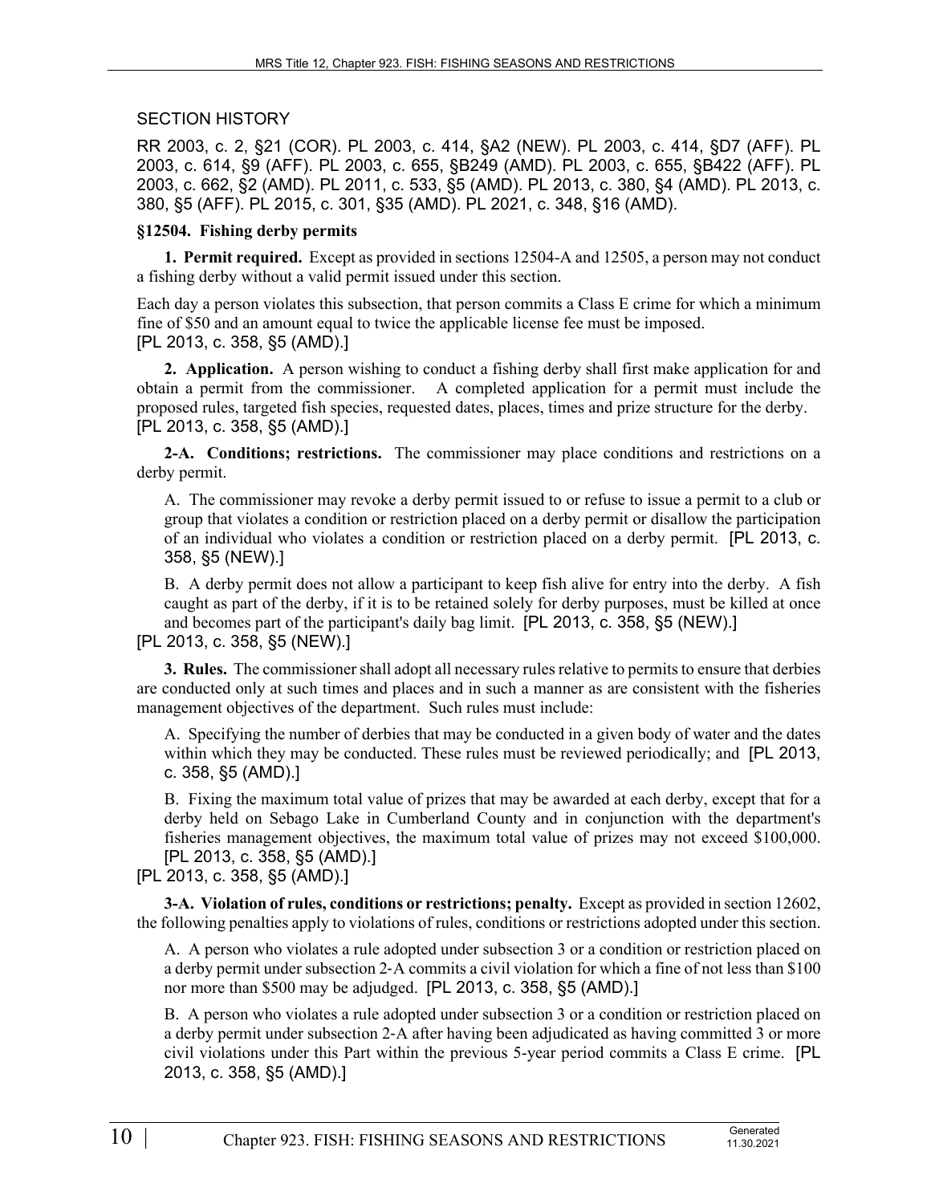SECTION HISTORY

RR 2003, c. 2, §21 (COR). PL 2003, c. 414, §A2 (NEW). PL 2003, c. 414, §D7 (AFF). PL 2003, c. 614, §9 (AFF). PL 2003, c. 655, §B249 (AMD). PL 2003, c. 655, §B422 (AFF). PL 2003, c. 662, §2 (AMD). PL 2011, c. 533, §5 (AMD). PL 2013, c. 380, §4 (AMD). PL 2013, c. 380, §5 (AFF). PL 2015, c. 301, §35 (AMD). PL 2021, c. 348, §16 (AMD).

**§12504. Fishing derby permits**

**1. Permit required.** Except as provided in sections 12504-A and 12505, a person may not conduct a fishing derby without a valid permit issued under this section.

Each day a person violates this subsection, that person commits a Class E crime for which a minimum fine of $50 and an amount equal to twice the applicable license fee must be imposed.
[PL 2013, c. 358, §5 (AMD).]

**2. Application.** A person wishing to conduct a fishing derby shall first make application for and obtain a permit from the commissioner. A completed application for a permit must include the proposed rules, targeted fish species, requested dates, places, times and prize structure for the derby.
[PL 2013, c. 358, §5 (AMD).]

**2-A. Conditions; restrictions.** The commissioner may place conditions and restrictions on a derby permit.

A. The commissioner may revoke a derby permit issued to or refuse to issue a permit to a club or group that violates a condition or restriction placed on a derby permit or disallow the participation of an individual who violates a condition or restriction placed on a derby permit. [PL 2013, c. 358, §5 (NEW).]

B. A derby permit does not allow a participant to keep fish alive for entry into the derby. A fish caught as part of the derby, if it is to be retained solely for derby purposes, must be killed at once and becomes part of the participant's daily bag limit. [PL 2013, c. 358, §5 (NEW).]

[PL 2013, c. 358, §5 (NEW).]

**3. Rules.** The commissioner shall adopt all necessary rules relative to permits to ensure that derbies are conducted only at such times and places and in such a manner as are consistent with the fisheries management objectives of the department. Such rules must include:

A. Specifying the number of derbies that may be conducted in a given body of water and the dates within which they may be conducted. These rules must be reviewed periodically; and [PL 2013, c. 358, §5 (AMD).]

B. Fixing the maximum total value of prizes that may be awarded at each derby, except that for a derby held on Sebago Lake in Cumberland County and in conjunction with the department's fisheries management objectives, the maximum total value of prizes may not exceed $100,000. [PL 2013, c. 358, §5 (AMD).]

[PL 2013, c. 358, §5 (AMD).]

**3-A. Violation of rules, conditions or restrictions; penalty.** Except as provided in section 12602, the following penalties apply to violations of rules, conditions or restrictions adopted under this section.

A. A person who violates a rule adopted under subsection 3 or a condition or restriction placed on a derby permit under subsection 2-A commits a civil violation for which a fine of not less than $100 nor more than $500 may be adjudged. [PL 2013, c. 358, §5 (AMD).]

B. A person who violates a rule adopted under subsection 3 or a condition or restriction placed on a derby permit under subsection 2-A after having been adjudicated as having committed 3 or more civil violations under this Part within the previous 5-year period commits a Class E crime. [PL 2013, c. 358, §5 (AMD).]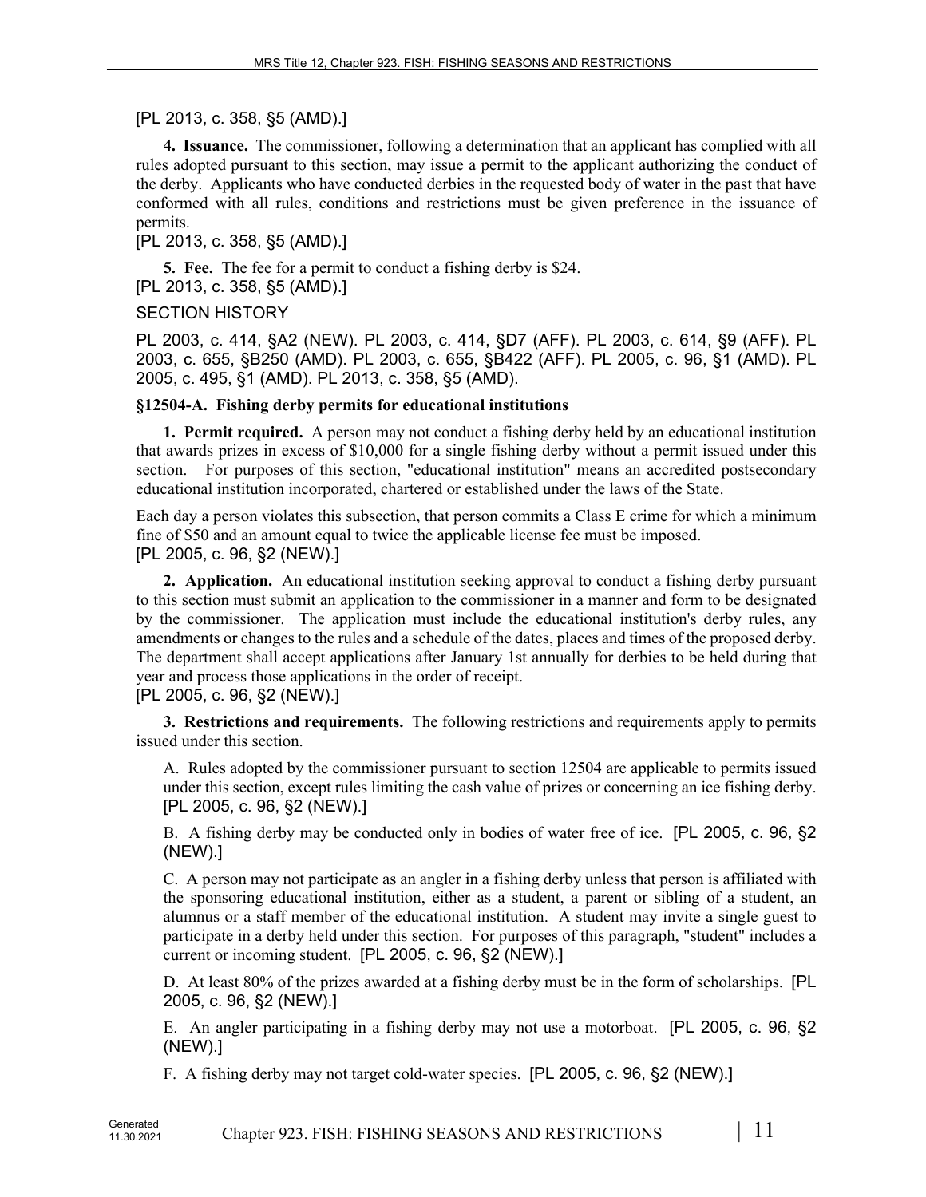[PL 2013, c. 358, §5 (AMD).]

**4. Issuance.** The commissioner, following a determination that an applicant has complied with all rules adopted pursuant to this section, may issue a permit to the applicant authorizing the conduct of the derby. Applicants who have conducted derbies in the requested body of water in the past that have conformed with all rules, conditions and restrictions must be given preference in the issuance of permits.

[PL 2013, c. 358, §5 (AMD).]

**5. Fee.** The fee for a permit to conduct a fishing derby is $24.

[PL 2013, c. 358, §5 (AMD).]

SECTION HISTORY

PL 2003, c. 414, §A2 (NEW). PL 2003, c. 414, §D7 (AFF). PL 2003, c. 614, §9 (AFF). PL 2003, c. 655, §B250 (AMD). PL 2003, c. 655, §B422 (AFF). PL 2005, c. 96, §1 (AMD). PL 2005, c. 495, §1 (AMD). PL 2013, c. 358, §5 (AMD).

### §12504-A. Fishing derby permits for educational institutions

**1. Permit required.** A person may not conduct a fishing derby held by an educational institution that awards prizes in excess of $10,000 for a single fishing derby without a permit issued under this section. For purposes of this section, "educational institution" means an accredited postsecondary educational institution incorporated, chartered or established under the laws of the State.

Each day a person violates this subsection, that person commits a Class E crime for which a minimum fine of $50 and an amount equal to twice the applicable license fee must be imposed.

[PL 2005, c. 96, §2 (NEW).]

**2. Application.** An educational institution seeking approval to conduct a fishing derby pursuant to this section must submit an application to the commissioner in a manner and form to be designated by the commissioner. The application must include the educational institution's derby rules, any amendments or changes to the rules and a schedule of the dates, places and times of the proposed derby. The department shall accept applications after January 1st annually for derbies to be held during that year and process those applications in the order of receipt.

[PL 2005, c. 96, §2 (NEW).]

**3. Restrictions and requirements.** The following restrictions and requirements apply to permits issued under this section.

A. Rules adopted by the commissioner pursuant to section 12504 are applicable to permits issued under this section, except rules limiting the cash value of prizes or concerning an ice fishing derby. [PL 2005, c. 96, §2 (NEW).]

B. A fishing derby may be conducted only in bodies of water free of ice. [PL 2005, c. 96, §2 (NEW).]

C. A person may not participate as an angler in a fishing derby unless that person is affiliated with the sponsoring educational institution, either as a student, a parent or sibling of a student, an alumnus or a staff member of the educational institution. A student may invite a single guest to participate in a derby held under this section. For purposes of this paragraph, "student" includes a current or incoming student. [PL 2005, c. 96, §2 (NEW).]

D. At least 80% of the prizes awarded at a fishing derby must be in the form of scholarships. [PL 2005, c. 96, §2 (NEW).]

E. An angler participating in a fishing derby may not use a motorboat. [PL 2005, c. 96, §2 (NEW).]

F. A fishing derby may not target cold-water species. [PL 2005, c. 96, §2 (NEW).]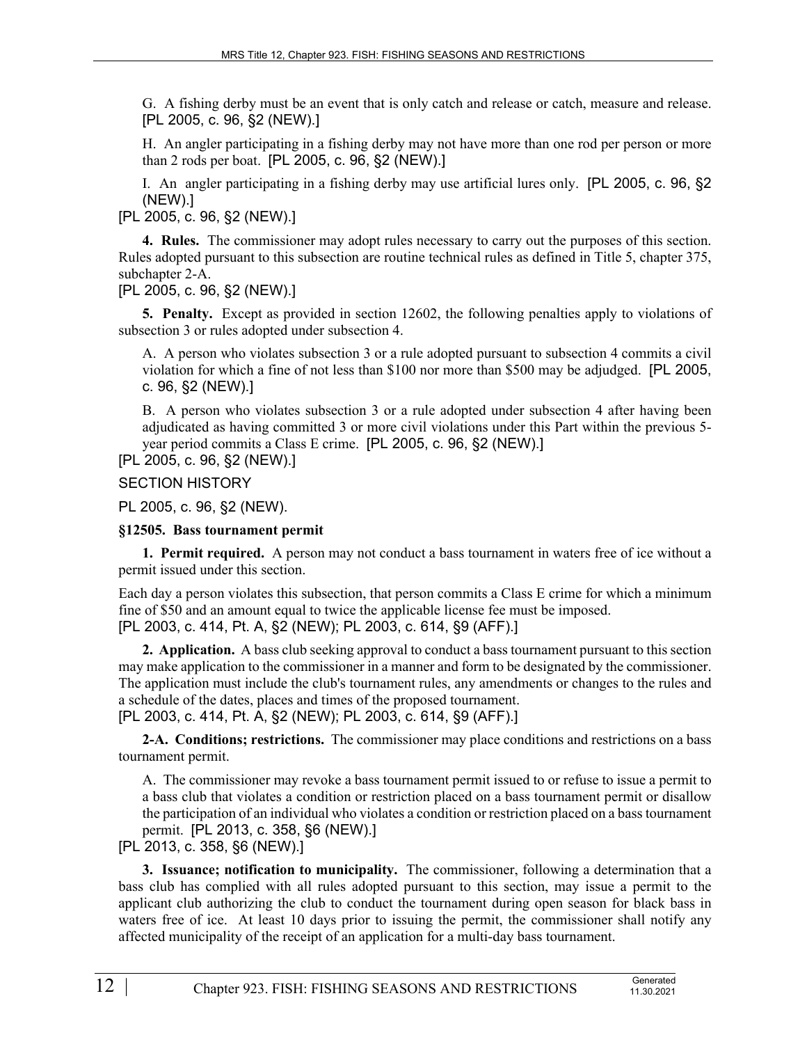G. A fishing derby must be an event that is only catch and release or catch, measure and release. [PL 2005, c. 96, §2 (NEW).]

H. An angler participating in a fishing derby may not have more than one rod per person or more than 2 rods per boat. [PL 2005, c. 96, §2 (NEW).]

I. An angler participating in a fishing derby may use artificial lures only. [PL 2005, c. 96, §2 (NEW).]

[PL 2005, c. 96, §2 (NEW).]

**4. Rules.** The commissioner may adopt rules necessary to carry out the purposes of this section. Rules adopted pursuant to this subsection are routine technical rules as defined in Title 5, chapter 375, subchapter 2-A.

[PL 2005, c. 96, §2 (NEW).]

**5. Penalty.** Except as provided in section 12602, the following penalties apply to violations of subsection 3 or rules adopted under subsection 4.

A. A person who violates subsection 3 or a rule adopted pursuant to subsection 4 commits a civil violation for which a fine of not less than $100 nor more than $500 may be adjudged. [PL 2005, c. 96, §2 (NEW).]

B. A person who violates subsection 3 or a rule adopted under subsection 4 after having been adjudicated as having committed 3 or more civil violations under this Part within the previous 5-year period commits a Class E crime. [PL 2005, c. 96, §2 (NEW).]

[PL 2005, c. 96, §2 (NEW).]

SECTION HISTORY

PL 2005, c. 96, §2 (NEW).

**§12505. Bass tournament permit**

**1. Permit required.** A person may not conduct a bass tournament in waters free of ice without a permit issued under this section.

Each day a person violates this subsection, that person commits a Class E crime for which a minimum fine of $50 and an amount equal to twice the applicable license fee must be imposed.

[PL 2003, c. 414, Pt. A, §2 (NEW); PL 2003, c. 614, §9 (AFF).]

**2. Application.** A bass club seeking approval to conduct a bass tournament pursuant to this section may make application to the commissioner in a manner and form to be designated by the commissioner. The application must include the club's tournament rules, any amendments or changes to the rules and a schedule of the dates, places and times of the proposed tournament.

[PL 2003, c. 414, Pt. A, §2 (NEW); PL 2003, c. 614, §9 (AFF).]

**2-A. Conditions; restrictions.** The commissioner may place conditions and restrictions on a bass tournament permit.

A. The commissioner may revoke a bass tournament permit issued to or refuse to issue a permit to a bass club that violates a condition or restriction placed on a bass tournament permit or disallow the participation of an individual who violates a condition or restriction placed on a bass tournament permit. [PL 2013, c. 358, §6 (NEW).]

[PL 2013, c. 358, §6 (NEW).]

**3. Issuance; notification to municipality.** The commissioner, following a determination that a bass club has complied with all rules adopted pursuant to this section, may issue a permit to the applicant club authorizing the club to conduct the tournament during open season for black bass in waters free of ice. At least 10 days prior to issuing the permit, the commissioner shall notify any affected municipality of the receipt of an application for a multi-day bass tournament.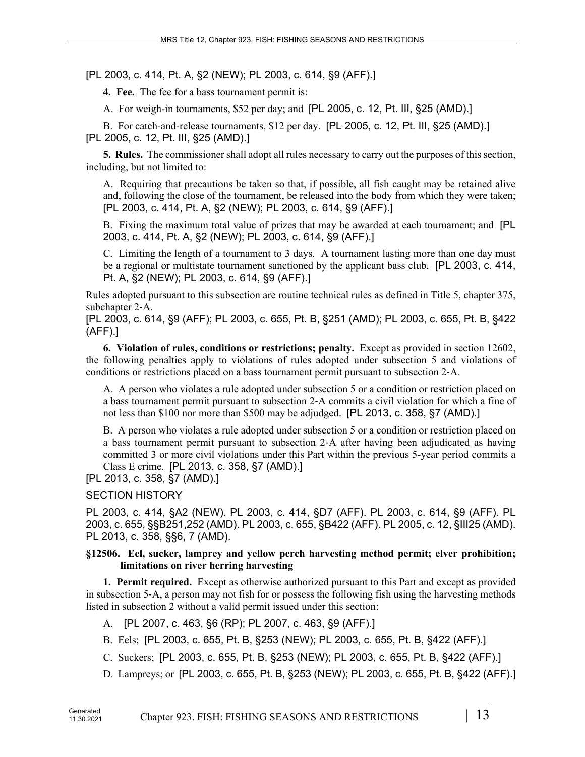[PL 2003, c. 414, Pt. A, §2 (NEW); PL 2003, c. 614, §9 (AFF).]

**4. Fee.** The fee for a bass tournament permit is:

A. For weigh-in tournaments, $52 per day; and [PL 2005, c. 12, Pt. III, §25 (AMD).]

B. For catch-and-release tournaments, $12 per day. [PL 2005, c. 12, Pt. III, §25 (AMD).]

[PL 2005, c. 12, Pt. III, §25 (AMD).]

**5. Rules.** The commissioner shall adopt all rules necessary to carry out the purposes of this section, including, but not limited to:

A. Requiring that precautions be taken so that, if possible, all fish caught may be retained alive and, following the close of the tournament, be released into the body from which they were taken; [PL 2003, c. 414, Pt. A, §2 (NEW); PL 2003, c. 614, §9 (AFF).]

B. Fixing the maximum total value of prizes that may be awarded at each tournament; and [PL 2003, c. 414, Pt. A, §2 (NEW); PL 2003, c. 614, §9 (AFF).]

C. Limiting the length of a tournament to 3 days. A tournament lasting more than one day must be a regional or multistate tournament sanctioned by the applicant bass club. [PL 2003, c. 414, Pt. A, §2 (NEW); PL 2003, c. 614, §9 (AFF).]

Rules adopted pursuant to this subsection are routine technical rules as defined in Title 5, chapter 375, subchapter 2-A.

[PL 2003, c. 614, §9 (AFF); PL 2003, c. 655, Pt. B, §251 (AMD); PL 2003, c. 655, Pt. B, §422 (AFF).]

**6. Violation of rules, conditions or restrictions; penalty.** Except as provided in section 12602, the following penalties apply to violations of rules adopted under subsection 5 and violations of conditions or restrictions placed on a bass tournament permit pursuant to subsection 2-A.

A. A person who violates a rule adopted under subsection 5 or a condition or restriction placed on a bass tournament permit pursuant to subsection 2-A commits a civil violation for which a fine of not less than $100 nor more than $500 may be adjudged. [PL 2013, c. 358, §7 (AMD).]

B. A person who violates a rule adopted under subsection 5 or a condition or restriction placed on a bass tournament permit pursuant to subsection 2-A after having been adjudicated as having committed 3 or more civil violations under this Part within the previous 5-year period commits a Class E crime. [PL 2013, c. 358, §7 (AMD).]

[PL 2013, c. 358, §7 (AMD).]

SECTION HISTORY

PL 2003, c. 414, §A2 (NEW). PL 2003, c. 414, §D7 (AFF). PL 2003, c. 614, §9 (AFF). PL 2003, c. 655, §§B251,252 (AMD). PL 2003, c. 655, §B422 (AFF). PL 2005, c. 12, §III25 (AMD). PL 2013, c. 358, §§6, 7 (AMD).

### §12506. Eel, sucker, lamprey and yellow perch harvesting method permit; elver prohibition; limitations on river herring harvesting

**1. Permit required.** Except as otherwise authorized pursuant to this Part and except as provided in subsection 5-A, a person may not fish for or possess the following fish using the harvesting methods listed in subsection 2 without a valid permit issued under this section:

A. [PL 2007, c. 463, §6 (RP); PL 2007, c. 463, §9 (AFF).]

B. Eels; [PL 2003, c. 655, Pt. B, §253 (NEW); PL 2003, c. 655, Pt. B, §422 (AFF).]

C. Suckers; [PL 2003, c. 655, Pt. B, §253 (NEW); PL 2003, c. 655, Pt. B, §422 (AFF).]

D. Lampreys; or [PL 2003, c. 655, Pt. B, §253 (NEW); PL 2003, c. 655, Pt. B, §422 (AFF).]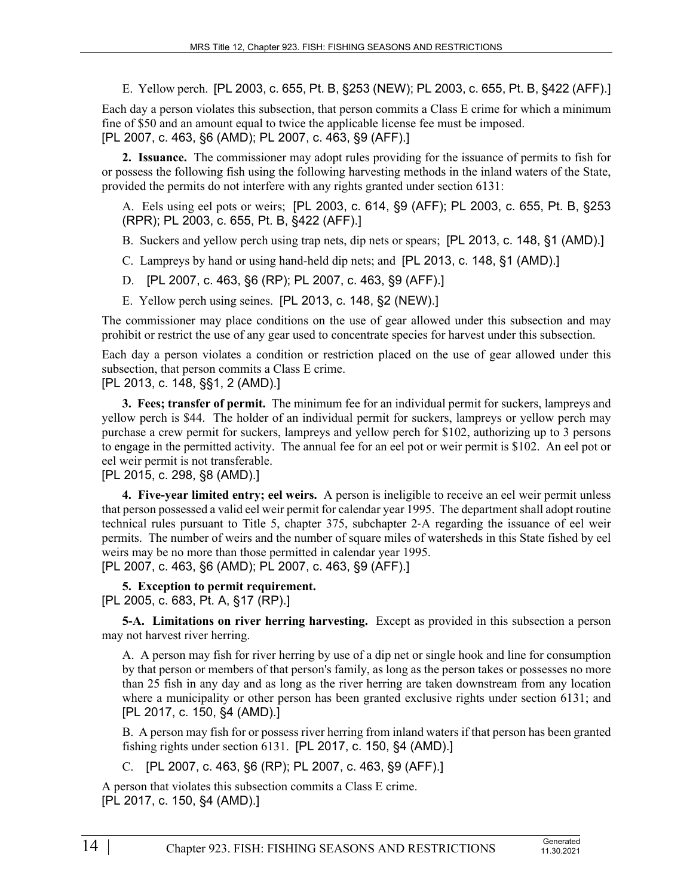E. Yellow perch. [PL 2003, c. 655, Pt. B, §253 (NEW); PL 2003, c. 655, Pt. B, §422 (AFF).]

Each day a person violates this subsection, that person commits a Class E crime for which a minimum fine of $50 and an amount equal to twice the applicable license fee must be imposed.
[PL 2007, c. 463, §6 (AMD); PL 2007, c. 463, §9 (AFF).]

**2. Issuance.** The commissioner may adopt rules providing for the issuance of permits to fish for or possess the following fish using the following harvesting methods in the inland waters of the State, provided the permits do not interfere with any rights granted under section 6131:

A. Eels using eel pots or weirs; [PL 2003, c. 614, §9 (AFF); PL 2003, c. 655, Pt. B, §253 (RPR); PL 2003, c. 655, Pt. B, §422 (AFF).]

B. Suckers and yellow perch using trap nets, dip nets or spears; [PL 2013, c. 148, §1 (AMD).]

C. Lampreys by hand or using hand-held dip nets; and [PL 2013, c. 148, §1 (AMD).]

D. [PL 2007, c. 463, §6 (RP); PL 2007, c. 463, §9 (AFF).]

E. Yellow perch using seines. [PL 2013, c. 148, §2 (NEW).]

The commissioner may place conditions on the use of gear allowed under this subsection and may prohibit or restrict the use of any gear used to concentrate species for harvest under this subsection.

Each day a person violates a condition or restriction placed on the use of gear allowed under this subsection, that person commits a Class E crime.
[PL 2013, c. 148, §§1, 2 (AMD).]

**3. Fees; transfer of permit.** The minimum fee for an individual permit for suckers, lampreys and yellow perch is $44. The holder of an individual permit for suckers, lampreys or yellow perch may purchase a crew permit for suckers, lampreys and yellow perch for $102, authorizing up to 3 persons to engage in the permitted activity. The annual fee for an eel pot or weir permit is $102. An eel pot or eel weir permit is not transferable.
[PL 2015, c. 298, §8 (AMD).]

**4. Five-year limited entry; eel weirs.** A person is ineligible to receive an eel weir permit unless that person possessed a valid eel weir permit for calendar year 1995. The department shall adopt routine technical rules pursuant to Title 5, chapter 375, subchapter 2-A regarding the issuance of eel weir permits. The number of weirs and the number of square miles of watersheds in this State fished by eel weirs may be no more than those permitted in calendar year 1995.
[PL 2007, c. 463, §6 (AMD); PL 2007, c. 463, §9 (AFF).]

**5. Exception to permit requirement.**
[PL 2005, c. 683, Pt. A, §17 (RP).]

**5-A. Limitations on river herring harvesting.** Except as provided in this subsection a person may not harvest river herring.

A. A person may fish for river herring by use of a dip net or single hook and line for consumption by that person or members of that person's family, as long as the person takes or possesses no more than 25 fish in any day and as long as the river herring are taken downstream from any location where a municipality or other person has been granted exclusive rights under section 6131; and [PL 2017, c. 150, §4 (AMD).]

B. A person may fish for or possess river herring from inland waters if that person has been granted fishing rights under section 6131. [PL 2017, c. 150, §4 (AMD).]

C. [PL 2007, c. 463, §6 (RP); PL 2007, c. 463, §9 (AFF).]

A person that violates this subsection commits a Class E crime.
[PL 2017, c. 150, §4 (AMD).]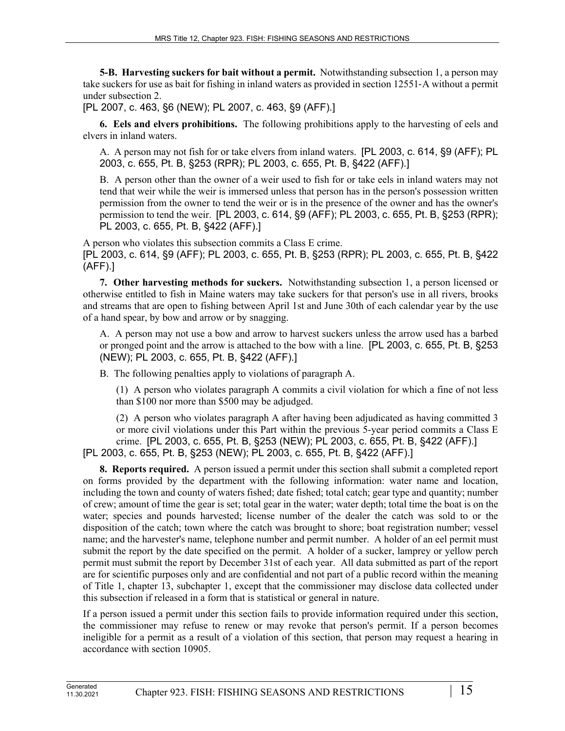**5-B. Harvesting suckers for bait without a permit.** Notwithstanding subsection 1, a person may take suckers for use as bait for fishing in inland waters as provided in section 12551-A without a permit under subsection 2.

[PL 2007, c. 463, §6 (NEW); PL 2007, c. 463, §9 (AFF).]

**6. Eels and elvers prohibitions.** The following prohibitions apply to the harvesting of eels and elvers in inland waters.

A. A person may not fish for or take elvers from inland waters. [PL 2003, c. 614, §9 (AFF); PL 2003, c. 655, Pt. B, §253 (RPR); PL 2003, c. 655, Pt. B, §422 (AFF).]

B. A person other than the owner of a weir used to fish for or take eels in inland waters may not tend that weir while the weir is immersed unless that person has in the person's possession written permission from the owner to tend the weir or is in the presence of the owner and has the owner's permission to tend the weir. [PL 2003, c. 614, §9 (AFF); PL 2003, c. 655, Pt. B, §253 (RPR); PL 2003, c. 655, Pt. B, §422 (AFF).]

A person who violates this subsection commits a Class E crime.

[PL 2003, c. 614, §9 (AFF); PL 2003, c. 655, Pt. B, §253 (RPR); PL 2003, c. 655, Pt. B, §422 (AFF).]

**7. Other harvesting methods for suckers.** Notwithstanding subsection 1, a person licensed or otherwise entitled to fish in Maine waters may take suckers for that person's use in all rivers, brooks and streams that are open to fishing between April 1st and June 30th of each calendar year by the use of a hand spear, by bow and arrow or by snagging.

A. A person may not use a bow and arrow to harvest suckers unless the arrow used has a barbed or pronged point and the arrow is attached to the bow with a line. [PL 2003, c. 655, Pt. B, §253 (NEW); PL 2003, c. 655, Pt. B, §422 (AFF).]

B. The following penalties apply to violations of paragraph A.

(1) A person who violates paragraph A commits a civil violation for which a fine of not less than $100 nor more than $500 may be adjudged.

(2) A person who violates paragraph A after having been adjudicated as having committed 3 or more civil violations under this Part within the previous 5-year period commits a Class E crime. [PL 2003, c. 655, Pt. B, §253 (NEW); PL 2003, c. 655, Pt. B, §422 (AFF).]

[PL 2003, c. 655, Pt. B, §253 (NEW); PL 2003, c. 655, Pt. B, §422 (AFF).]

**8. Reports required.** A person issued a permit under this section shall submit a completed report on forms provided by the department with the following information: water name and location, including the town and county of waters fished; date fished; total catch; gear type and quantity; number of crew; amount of time the gear is set; total gear in the water; water depth; total time the boat is on the water; species and pounds harvested; license number of the dealer the catch was sold to or the disposition of the catch; town where the catch was brought to shore; boat registration number; vessel name; and the harvester's name, telephone number and permit number. A holder of an eel permit must submit the report by the date specified on the permit. A holder of a sucker, lamprey or yellow perch permit must submit the report by December 31st of each year. All data submitted as part of the report are for scientific purposes only and are confidential and not part of a public record within the meaning of Title 1, chapter 13, subchapter 1, except that the commissioner may disclose data collected under this subsection if released in a form that is statistical or general in nature.

If a person issued a permit under this section fails to provide information required under this section, the commissioner may refuse to renew or may revoke that person's permit. If a person becomes ineligible for a permit as a result of a violation of this section, that person may request a hearing in accordance with section 10905.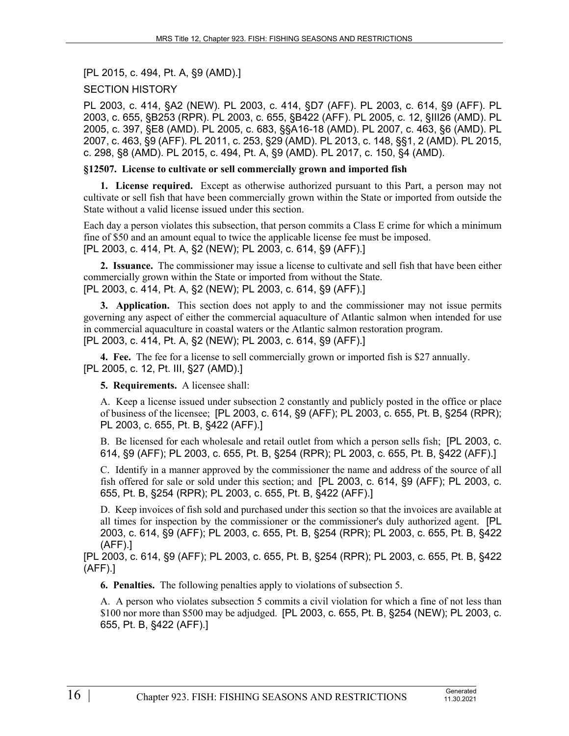[PL 2015, c. 494, Pt. A, §9 (AMD).]

SECTION HISTORY

PL 2003, c. 414, §A2 (NEW). PL 2003, c. 414, §D7 (AFF). PL 2003, c. 614, §9 (AFF). PL 2003, c. 655, §B253 (RPR). PL 2003, c. 655, §B422 (AFF). PL 2005, c. 12, §III26 (AMD). PL 2005, c. 397, §E8 (AMD). PL 2005, c. 683, §§A16-18 (AMD). PL 2007, c. 463, §6 (AMD). PL 2007, c. 463, §9 (AFF). PL 2011, c. 253, §29 (AMD). PL 2013, c. 148, §§1, 2 (AMD). PL 2015, c. 298, §8 (AMD). PL 2015, c. 494, Pt. A, §9 (AMD). PL 2017, c. 150, §4 (AMD).

**§12507. License to cultivate or sell commercially grown and imported fish**

**1. License required.** Except as otherwise authorized pursuant to this Part, a person may not cultivate or sell fish that have been commercially grown within the State or imported from outside the State without a valid license issued under this section.

Each day a person violates this subsection, that person commits a Class E crime for which a minimum fine of $50 and an amount equal to twice the applicable license fee must be imposed.
[PL 2003, c. 414, Pt. A, §2 (NEW); PL 2003, c. 614, §9 (AFF).]

**2. Issuance.** The commissioner may issue a license to cultivate and sell fish that have been either commercially grown within the State or imported from without the State.
[PL 2003, c. 414, Pt. A, §2 (NEW); PL 2003, c. 614, §9 (AFF).]

**3. Application.** This section does not apply to and the commissioner may not issue permits governing any aspect of either the commercial aquaculture of Atlantic salmon when intended for use in commercial aquaculture in coastal waters or the Atlantic salmon restoration program.
[PL 2003, c. 414, Pt. A, §2 (NEW); PL 2003, c. 614, §9 (AFF).]

**4. Fee.** The fee for a license to sell commercially grown or imported fish is $27 annually.
[PL 2005, c. 12, Pt. III, §27 (AMD).]

**5. Requirements.** A licensee shall:

A. Keep a license issued under subsection 2 constantly and publicly posted in the office or place of business of the licensee; [PL 2003, c. 614, §9 (AFF); PL 2003, c. 655, Pt. B, §254 (RPR); PL 2003, c. 655, Pt. B, §422 (AFF).]

B. Be licensed for each wholesale and retail outlet from which a person sells fish; [PL 2003, c. 614, §9 (AFF); PL 2003, c. 655, Pt. B, §254 (RPR); PL 2003, c. 655, Pt. B, §422 (AFF).]

C. Identify in a manner approved by the commissioner the name and address of the source of all fish offered for sale or sold under this section; and [PL 2003, c. 614, §9 (AFF); PL 2003, c. 655, Pt. B, §254 (RPR); PL 2003, c. 655, Pt. B, §422 (AFF).]

D. Keep invoices of fish sold and purchased under this section so that the invoices are available at all times for inspection by the commissioner or the commissioner's duly authorized agent. [PL 2003, c. 614, §9 (AFF); PL 2003, c. 655, Pt. B, §254 (RPR); PL 2003, c. 655, Pt. B, §422 (AFF).]

[PL 2003, c. 614, §9 (AFF); PL 2003, c. 655, Pt. B, §254 (RPR); PL 2003, c. 655, Pt. B, §422 (AFF).]

**6. Penalties.** The following penalties apply to violations of subsection 5.

A. A person who violates subsection 5 commits a civil violation for which a fine of not less than $100 nor more than $500 may be adjudged. [PL 2003, c. 655, Pt. B, §254 (NEW); PL 2003, c. 655, Pt. B, §422 (AFF).]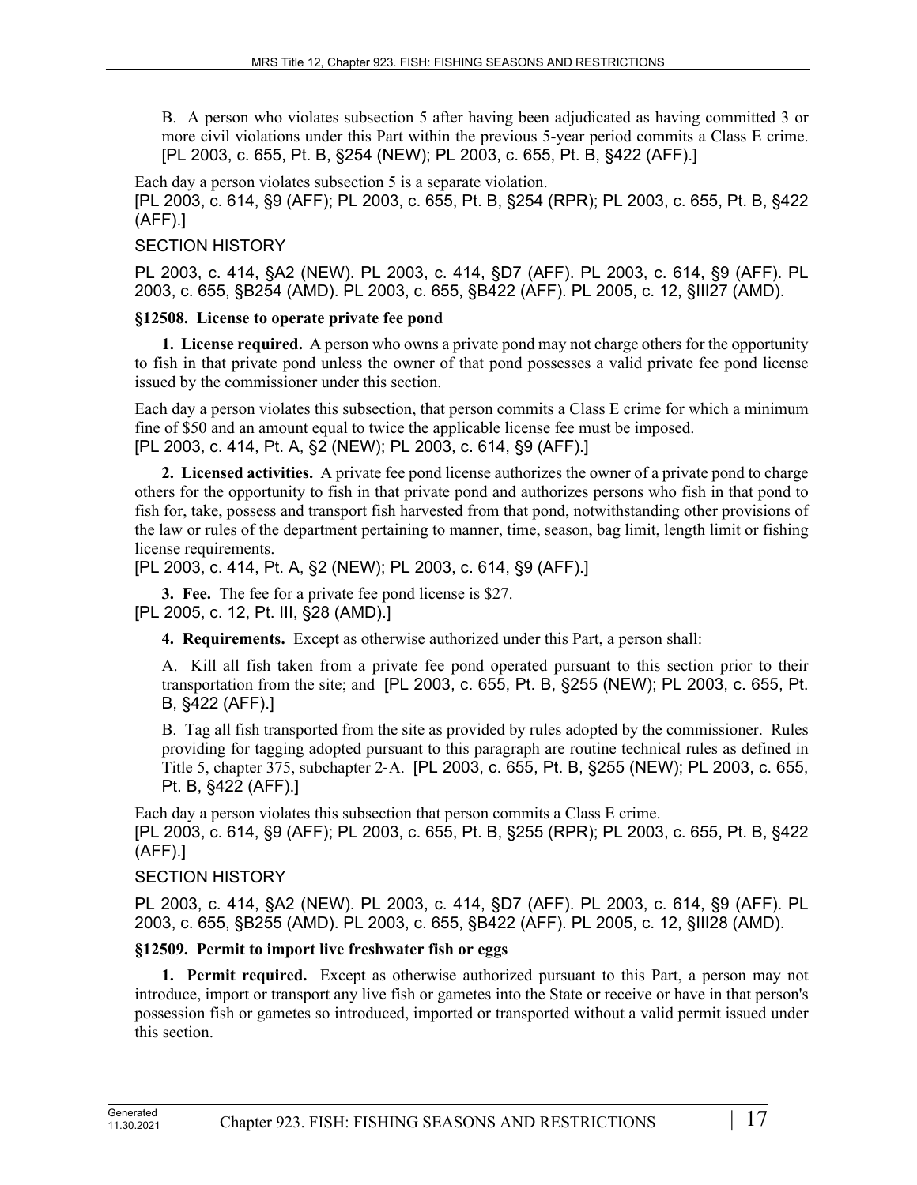B. A person who violates subsection 5 after having been adjudicated as having committed 3 or more civil violations under this Part within the previous 5-year period commits a Class E crime. [PL 2003, c. 655, Pt. B, §254 (NEW); PL 2003, c. 655, Pt. B, §422 (AFF).]

Each day a person violates subsection 5 is a separate violation.
[PL 2003, c. 614, §9 (AFF); PL 2003, c. 655, Pt. B, §254 (RPR); PL 2003, c. 655, Pt. B, §422 (AFF).]

SECTION HISTORY

PL 2003, c. 414, §A2 (NEW). PL 2003, c. 414, §D7 (AFF). PL 2003, c. 614, §9 (AFF). PL 2003, c. 655, §B254 (AMD). PL 2003, c. 655, §B422 (AFF). PL 2005, c. 12, §III27 (AMD).

**§12508. License to operate private fee pond**

**1. License required.** A person who owns a private pond may not charge others for the opportunity to fish in that private pond unless the owner of that pond possesses a valid private fee pond license issued by the commissioner under this section.

Each day a person violates this subsection, that person commits a Class E crime for which a minimum fine of $50 and an amount equal to twice the applicable license fee must be imposed.
[PL 2003, c. 414, Pt. A, §2 (NEW); PL 2003, c. 614, §9 (AFF).]

**2. Licensed activities.** A private fee pond license authorizes the owner of a private pond to charge others for the opportunity to fish in that private pond and authorizes persons who fish in that pond to fish for, take, possess and transport fish harvested from that pond, notwithstanding other provisions of the law or rules of the department pertaining to manner, time, season, bag limit, length limit or fishing license requirements.
[PL 2003, c. 414, Pt. A, §2 (NEW); PL 2003, c. 614, §9 (AFF).]

**3. Fee.** The fee for a private fee pond license is $27.
[PL 2005, c. 12, Pt. III, §28 (AMD).]

**4. Requirements.** Except as otherwise authorized under this Part, a person shall:

A. Kill all fish taken from a private fee pond operated pursuant to this section prior to their transportation from the site; and [PL 2003, c. 655, Pt. B, §255 (NEW); PL 2003, c. 655, Pt. B, §422 (AFF).]

B. Tag all fish transported from the site as provided by rules adopted by the commissioner. Rules providing for tagging adopted pursuant to this paragraph are routine technical rules as defined in Title 5, chapter 375, subchapter 2-A. [PL 2003, c. 655, Pt. B, §255 (NEW); PL 2003, c. 655, Pt. B, §422 (AFF).]

Each day a person violates this subsection that person commits a Class E crime.
[PL 2003, c. 614, §9 (AFF); PL 2003, c. 655, Pt. B, §255 (RPR); PL 2003, c. 655, Pt. B, §422 (AFF).]

SECTION HISTORY

PL 2003, c. 414, §A2 (NEW). PL 2003, c. 414, §D7 (AFF). PL 2003, c. 614, §9 (AFF). PL 2003, c. 655, §B255 (AMD). PL 2003, c. 655, §B422 (AFF). PL 2005, c. 12, §III28 (AMD).

**§12509. Permit to import live freshwater fish or eggs**

**1. Permit required.** Except as otherwise authorized pursuant to this Part, a person may not introduce, import or transport any live fish or gametes into the State or receive or have in that person's possession fish or gametes so introduced, imported or transported without a valid permit issued under this section.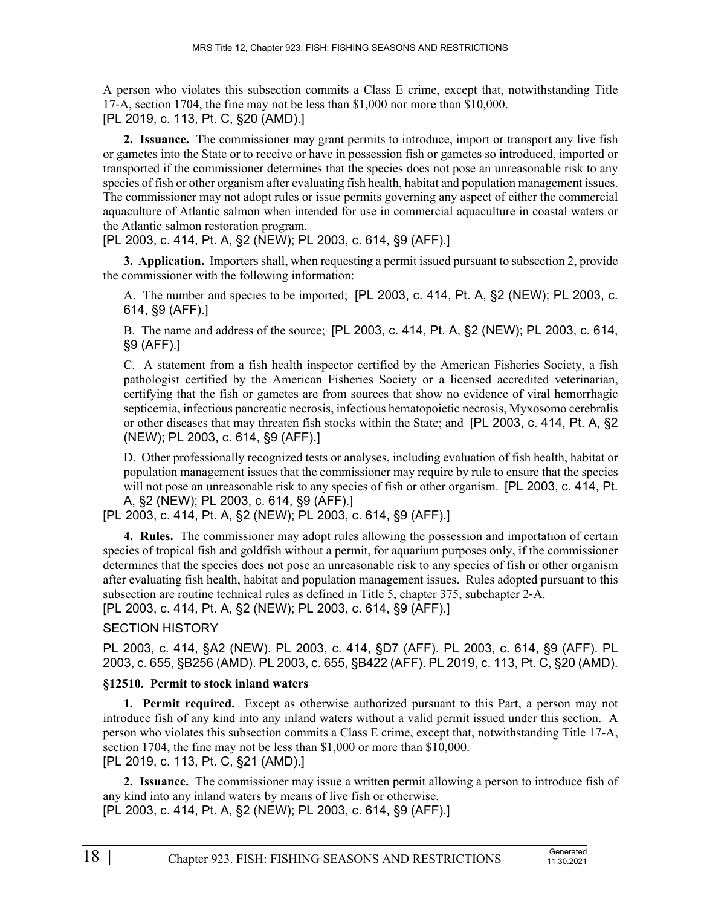A person who violates this subsection commits a Class E crime, except that, notwithstanding Title 17-A, section 1704, the fine may not be less than $1,000 nor more than $10,000.
[PL 2019, c. 113, Pt. C, §20 (AMD).]

**2. Issuance.** The commissioner may grant permits to introduce, import or transport any live fish or gametes into the State or to receive or have in possession fish or gametes so introduced, imported or transported if the commissioner determines that the species does not pose an unreasonable risk to any species of fish or other organism after evaluating fish health, habitat and population management issues. The commissioner may not adopt rules or issue permits governing any aspect of either the commercial aquaculture of Atlantic salmon when intended for use in commercial aquaculture in coastal waters or the Atlantic salmon restoration program.
[PL 2003, c. 414, Pt. A, §2 (NEW); PL 2003, c. 614, §9 (AFF).]

**3. Application.** Importers shall, when requesting a permit issued pursuant to subsection 2, provide the commissioner with the following information:

A. The number and species to be imported; [PL 2003, c. 414, Pt. A, §2 (NEW); PL 2003, c. 614, §9 (AFF).]

B. The name and address of the source; [PL 2003, c. 414, Pt. A, §2 (NEW); PL 2003, c. 614, §9 (AFF).]

C. A statement from a fish health inspector certified by the American Fisheries Society, a fish pathologist certified by the American Fisheries Society or a licensed accredited veterinarian, certifying that the fish or gametes are from sources that show no evidence of viral hemorrhagic septicemia, infectious pancreatic necrosis, infectious hematopoietic necrosis, Myxosomo cerebralis or other diseases that may threaten fish stocks within the State; and [PL 2003, c. 414, Pt. A, §2 (NEW); PL 2003, c. 614, §9 (AFF).]

D. Other professionally recognized tests or analyses, including evaluation of fish health, habitat or population management issues that the commissioner may require by rule to ensure that the species will not pose an unreasonable risk to any species of fish or other organism. [PL 2003, c. 414, Pt. A, §2 (NEW); PL 2003, c. 614, §9 (AFF).]

[PL 2003, c. 414, Pt. A, §2 (NEW); PL 2003, c. 614, §9 (AFF).]

**4. Rules.** The commissioner may adopt rules allowing the possession and importation of certain species of tropical fish and goldfish without a permit, for aquarium purposes only, if the commissioner determines that the species does not pose an unreasonable risk to any species of fish or other organism after evaluating fish health, habitat and population management issues. Rules adopted pursuant to this subsection are routine technical rules as defined in Title 5, chapter 375, subchapter 2-A.
[PL 2003, c. 414, Pt. A, §2 (NEW); PL 2003, c. 614, §9 (AFF).]

SECTION HISTORY

PL 2003, c. 414, §A2 (NEW). PL 2003, c. 414, §D7 (AFF). PL 2003, c. 614, §9 (AFF). PL 2003, c. 655, §B256 (AMD). PL 2003, c. 655, §B422 (AFF). PL 2019, c. 113, Pt. C, §20 (AMD).

### §12510. Permit to stock inland waters

**1. Permit required.** Except as otherwise authorized pursuant to this Part, a person may not introduce fish of any kind into any inland waters without a valid permit issued under this section. A person who violates this subsection commits a Class E crime, except that, notwithstanding Title 17-A, section 1704, the fine may not be less than $1,000 or more than $10,000.
[PL 2019, c. 113, Pt. C, §21 (AMD).]

**2. Issuance.** The commissioner may issue a written permit allowing a person to introduce fish of any kind into any inland waters by means of live fish or otherwise.
[PL 2003, c. 414, Pt. A, §2 (NEW); PL 2003, c. 614, §9 (AFF).]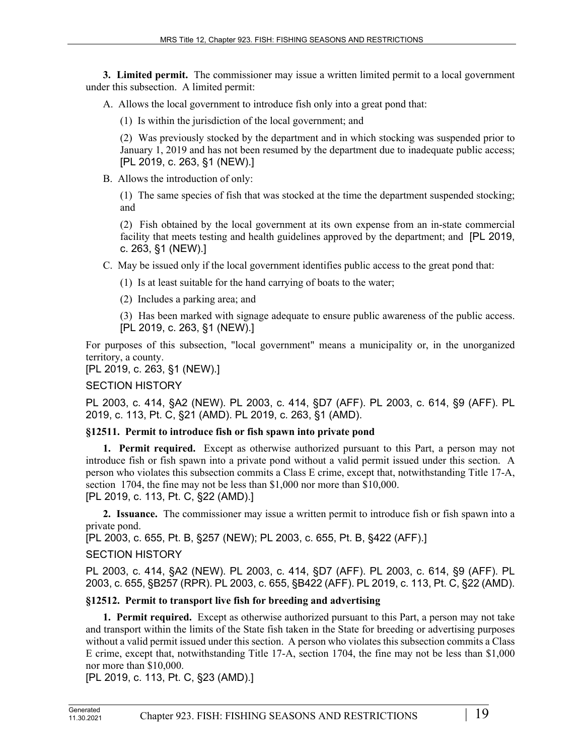**3. Limited permit.** The commissioner may issue a written limited permit to a local government under this subsection. A limited permit:

A. Allows the local government to introduce fish only into a great pond that:

(1) Is within the jurisdiction of the local government; and

(2) Was previously stocked by the department and in which stocking was suspended prior to January 1, 2019 and has not been resumed by the department due to inadequate public access; [PL 2019, c. 263, §1 (NEW).]

B. Allows the introduction of only:

(1) The same species of fish that was stocked at the time the department suspended stocking; and

(2) Fish obtained by the local government at its own expense from an in-state commercial facility that meets testing and health guidelines approved by the department; and [PL 2019, c. 263, §1 (NEW).]

C. May be issued only if the local government identifies public access to the great pond that:

(1) Is at least suitable for the hand carrying of boats to the water;

(2) Includes a parking area; and

(3) Has been marked with signage adequate to ensure public awareness of the public access. [PL 2019, c. 263, §1 (NEW).]

For purposes of this subsection, "local government" means a municipality or, in the unorganized territory, a county.

[PL 2019, c. 263, §1 (NEW).]

SECTION HISTORY

PL 2003, c. 414, §A2 (NEW). PL 2003, c. 414, §D7 (AFF). PL 2003, c. 614, §9 (AFF). PL 2019, c. 113, Pt. C, §21 (AMD). PL 2019, c. 263, §1 (AMD).

### §12511. Permit to introduce fish or fish spawn into private pond

**1. Permit required.** Except as otherwise authorized pursuant to this Part, a person may not introduce fish or fish spawn into a private pond without a valid permit issued under this section. A person who violates this subsection commits a Class E crime, except that, notwithstanding Title 17-A, section 1704, the fine may not be less than $1,000 nor more than $10,000.

[PL 2019, c. 113, Pt. C, §22 (AMD).]

**2. Issuance.** The commissioner may issue a written permit to introduce fish or fish spawn into a private pond.

[PL 2003, c. 655, Pt. B, §257 (NEW); PL 2003, c. 655, Pt. B, §422 (AFF).]

SECTION HISTORY

PL 2003, c. 414, §A2 (NEW). PL 2003, c. 414, §D7 (AFF). PL 2003, c. 614, §9 (AFF). PL 2003, c. 655, §B257 (RPR). PL 2003, c. 655, §B422 (AFF). PL 2019, c. 113, Pt. C, §22 (AMD).

### §12512. Permit to transport live fish for breeding and advertising

**1. Permit required.** Except as otherwise authorized pursuant to this Part, a person may not take and transport within the limits of the State fish taken in the State for breeding or advertising purposes without a valid permit issued under this section. A person who violates this subsection commits a Class E crime, except that, notwithstanding Title 17-A, section 1704, the fine may not be less than $1,000 nor more than $10,000.

[PL 2019, c. 113, Pt. C, §23 (AMD).]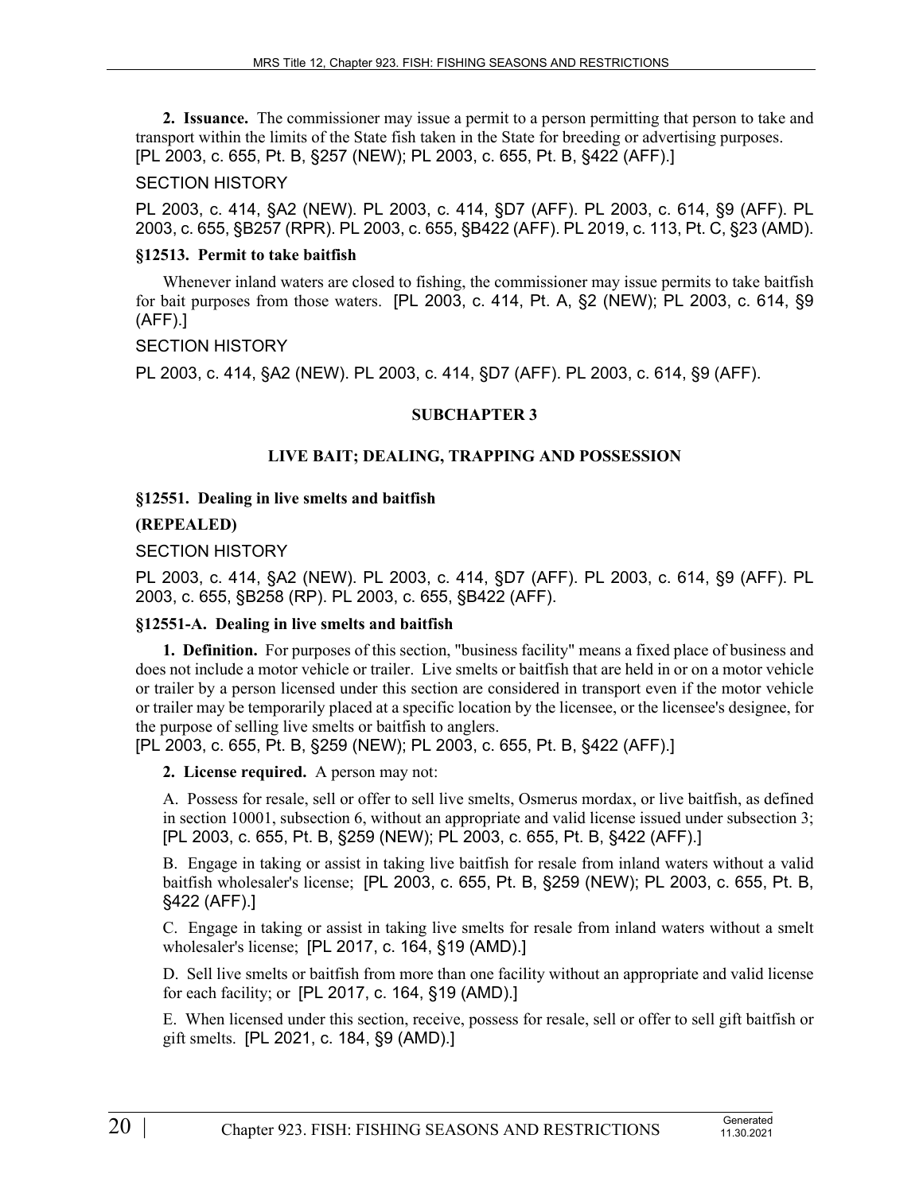**2. Issuance.** The commissioner may issue a permit to a person permitting that person to take and transport within the limits of the State fish taken in the State for breeding or advertising purposes.
[PL 2003, c. 655, Pt. B, §257 (NEW); PL 2003, c. 655, Pt. B, §422 (AFF).]

SECTION HISTORY

PL 2003, c. 414, §A2 (NEW). PL 2003, c. 414, §D7 (AFF). PL 2003, c. 614, §9 (AFF). PL 2003, c. 655, §B257 (RPR). PL 2003, c. 655, §B422 (AFF). PL 2019, c. 113, Pt. C, §23 (AMD).

### §12513. Permit to take baitfish

Whenever inland waters are closed to fishing, the commissioner may issue permits to take baitfish for bait purposes from those waters. [PL 2003, c. 414, Pt. A, §2 (NEW); PL 2003, c. 614, §9 (AFF).]

SECTION HISTORY

PL 2003, c. 414, §A2 (NEW). PL 2003, c. 414, §D7 (AFF). PL 2003, c. 614, §9 (AFF).

## SUBCHAPTER 3

## LIVE BAIT; DEALING, TRAPPING AND POSSESSION

### §12551. Dealing in live smelts and baitfish

**(REPEALED)**

SECTION HISTORY

PL 2003, c. 414, §A2 (NEW). PL 2003, c. 414, §D7 (AFF). PL 2003, c. 614, §9 (AFF). PL 2003, c. 655, §B258 (RP). PL 2003, c. 655, §B422 (AFF).

### §12551-A. Dealing in live smelts and baitfish

**1. Definition.** For purposes of this section, "business facility" means a fixed place of business and does not include a motor vehicle or trailer. Live smelts or baitfish that are held in or on a motor vehicle or trailer by a person licensed under this section are considered in transport even if the motor vehicle or trailer may be temporarily placed at a specific location by the licensee, or the licensee's designee, for the purpose of selling live smelts or baitfish to anglers.
[PL 2003, c. 655, Pt. B, §259 (NEW); PL 2003, c. 655, Pt. B, §422 (AFF).]

**2. License required.** A person may not:

A. Possess for resale, sell or offer to sell live smelts, Osmerus mordax, or live baitfish, as defined in section 10001, subsection 6, without an appropriate and valid license issued under subsection 3; [PL 2003, c. 655, Pt. B, §259 (NEW); PL 2003, c. 655, Pt. B, §422 (AFF).]

B. Engage in taking or assist in taking live baitfish for resale from inland waters without a valid baitfish wholesaler's license; [PL 2003, c. 655, Pt. B, §259 (NEW); PL 2003, c. 655, Pt. B, §422 (AFF).]

C. Engage in taking or assist in taking live smelts for resale from inland waters without a smelt wholesaler's license; [PL 2017, c. 164, §19 (AMD).]

D. Sell live smelts or baitfish from more than one facility without an appropriate and valid license for each facility; or [PL 2017, c. 164, §19 (AMD).]

E. When licensed under this section, receive, possess for resale, sell or offer to sell gift baitfish or gift smelts. [PL 2021, c. 184, §9 (AMD).]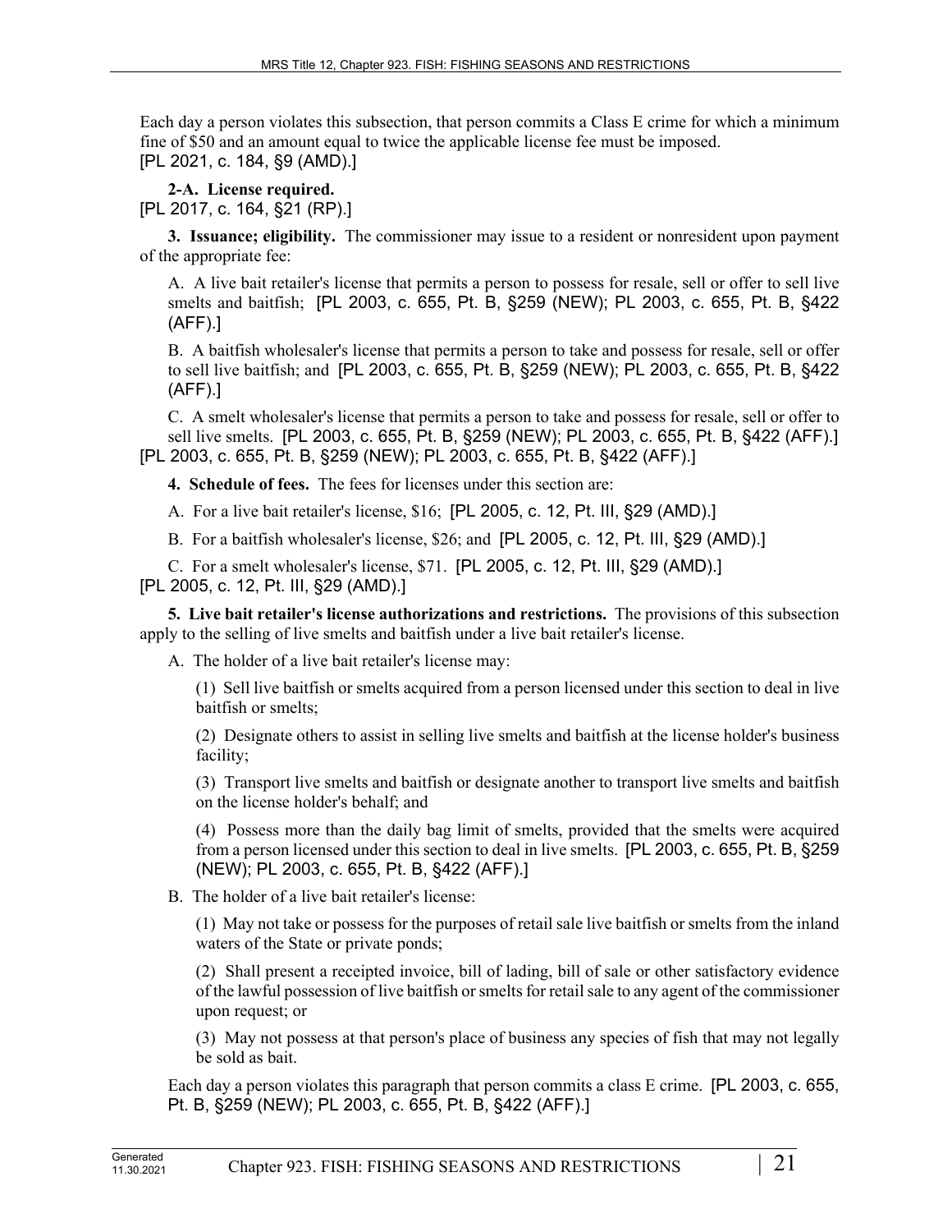Each day a person violates this subsection, that person commits a Class E crime for which a minimum fine of $50 and an amount equal to twice the applicable license fee must be imposed.
[PL 2021, c. 184, §9 (AMD).]

**2-A. License required.**
[PL 2017, c. 164, §21 (RP).]

**3. Issuance; eligibility.** The commissioner may issue to a resident or nonresident upon payment of the appropriate fee:

A. A live bait retailer's license that permits a person to possess for resale, sell or offer to sell live smelts and baitfish; [PL 2003, c. 655, Pt. B, §259 (NEW); PL 2003, c. 655, Pt. B, §422 (AFF).]

B. A baitfish wholesaler's license that permits a person to take and possess for resale, sell or offer to sell live baitfish; and [PL 2003, c. 655, Pt. B, §259 (NEW); PL 2003, c. 655, Pt. B, §422 (AFF).]

C. A smelt wholesaler's license that permits a person to take and possess for resale, sell or offer to sell live smelts. [PL 2003, c. 655, Pt. B, §259 (NEW); PL 2003, c. 655, Pt. B, §422 (AFF).]

[PL 2003, c. 655, Pt. B, §259 (NEW); PL 2003, c. 655, Pt. B, §422 (AFF).]

**4. Schedule of fees.** The fees for licenses under this section are:

A. For a live bait retailer's license, $16; [PL 2005, c. 12, Pt. III, §29 (AMD).]

B. For a baitfish wholesaler's license, $26; and [PL 2005, c. 12, Pt. III, §29 (AMD).]

C. For a smelt wholesaler's license, $71. [PL 2005, c. 12, Pt. III, §29 (AMD).]

[PL 2005, c. 12, Pt. III, §29 (AMD).]

**5. Live bait retailer's license authorizations and restrictions.** The provisions of this subsection apply to the selling of live smelts and baitfish under a live bait retailer's license.

A. The holder of a live bait retailer's license may:

(1) Sell live baitfish or smelts acquired from a person licensed under this section to deal in live baitfish or smelts;

(2) Designate others to assist in selling live smelts and baitfish at the license holder's business facility;

(3) Transport live smelts and baitfish or designate another to transport live smelts and baitfish on the license holder's behalf; and

(4) Possess more than the daily bag limit of smelts, provided that the smelts were acquired from a person licensed under this section to deal in live smelts. [PL 2003, c. 655, Pt. B, §259 (NEW); PL 2003, c. 655, Pt. B, §422 (AFF).]

B. The holder of a live bait retailer's license:

(1) May not take or possess for the purposes of retail sale live baitfish or smelts from the inland waters of the State or private ponds;

(2) Shall present a receipted invoice, bill of lading, bill of sale or other satisfactory evidence of the lawful possession of live baitfish or smelts for retail sale to any agent of the commissioner upon request; or

(3) May not possess at that person's place of business any species of fish that may not legally be sold as bait.

Each day a person violates this paragraph that person commits a class E crime. [PL 2003, c. 655, Pt. B, §259 (NEW); PL 2003, c. 655, Pt. B, §422 (AFF).]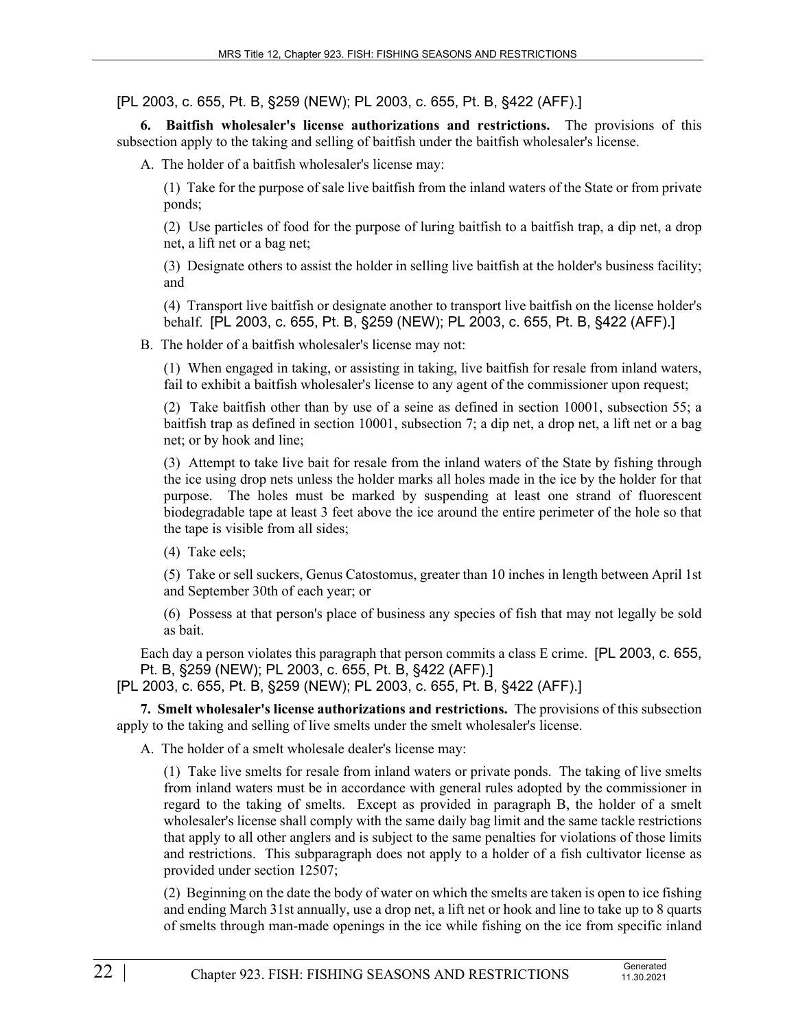[PL 2003, c. 655, Pt. B, §259 (NEW); PL 2003, c. 655, Pt. B, §422 (AFF).]

**6. Baitfish wholesaler's license authorizations and restrictions.** The provisions of this subsection apply to the taking and selling of baitfish under the baitfish wholesaler's license.

A. The holder of a baitfish wholesaler's license may:

(1) Take for the purpose of sale live baitfish from the inland waters of the State or from private ponds;

(2) Use particles of food for the purpose of luring baitfish to a baitfish trap, a dip net, a drop net, a lift net or a bag net;

(3) Designate others to assist the holder in selling live baitfish at the holder's business facility; and

(4) Transport live baitfish or designate another to transport live baitfish on the license holder's behalf. [PL 2003, c. 655, Pt. B, §259 (NEW); PL 2003, c. 655, Pt. B, §422 (AFF).]

B. The holder of a baitfish wholesaler's license may not:

(1) When engaged in taking, or assisting in taking, live baitfish for resale from inland waters, fail to exhibit a baitfish wholesaler's license to any agent of the commissioner upon request;

(2) Take baitfish other than by use of a seine as defined in section 10001, subsection 55; a baitfish trap as defined in section 10001, subsection 7; a dip net, a drop net, a lift net or a bag net; or by hook and line;

(3) Attempt to take live bait for resale from the inland waters of the State by fishing through the ice using drop nets unless the holder marks all holes made in the ice by the holder for that purpose. The holes must be marked by suspending at least one strand of fluorescent biodegradable tape at least 3 feet above the ice around the entire perimeter of the hole so that the tape is visible from all sides;

(4) Take eels;

(5) Take or sell suckers, Genus Catostomus, greater than 10 inches in length between April 1st and September 30th of each year; or

(6) Possess at that person's place of business any species of fish that may not legally be sold as bait.

Each day a person violates this paragraph that person commits a class E crime. [PL 2003, c. 655, Pt. B, §259 (NEW); PL 2003, c. 655, Pt. B, §422 (AFF).]

[PL 2003, c. 655, Pt. B, §259 (NEW); PL 2003, c. 655, Pt. B, §422 (AFF).]

**7. Smelt wholesaler's license authorizations and restrictions.** The provisions of this subsection apply to the taking and selling of live smelts under the smelt wholesaler's license.

A. The holder of a smelt wholesale dealer's license may:

(1) Take live smelts for resale from inland waters or private ponds. The taking of live smelts from inland waters must be in accordance with general rules adopted by the commissioner in regard to the taking of smelts. Except as provided in paragraph B, the holder of a smelt wholesaler's license shall comply with the same daily bag limit and the same tackle restrictions that apply to all other anglers and is subject to the same penalties for violations of those limits and restrictions. This subparagraph does not apply to a holder of a fish cultivator license as provided under section 12507;

(2) Beginning on the date the body of water on which the smelts are taken is open to ice fishing and ending March 31st annually, use a drop net, a lift net or hook and line to take up to 8 quarts of smelts through man-made openings in the ice while fishing on the ice from specific inland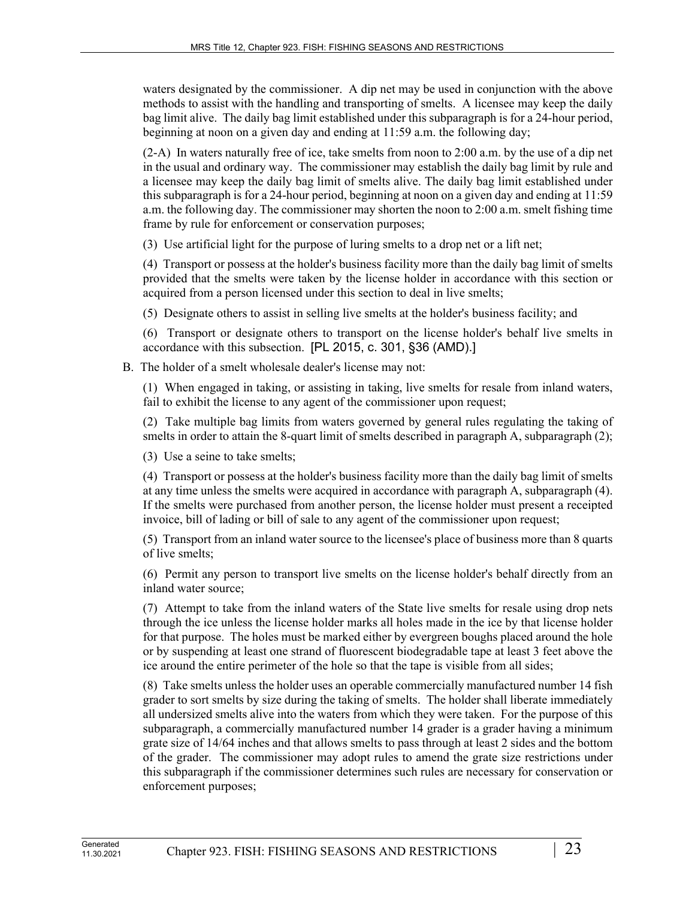waters designated by the commissioner. A dip net may be used in conjunction with the above methods to assist with the handling and transporting of smelts. A licensee may keep the daily bag limit alive. The daily bag limit established under this subparagraph is for a 24-hour period, beginning at noon on a given day and ending at 11:59 a.m. the following day;

(2-A) In waters naturally free of ice, take smelts from noon to 2:00 a.m. by the use of a dip net in the usual and ordinary way. The commissioner may establish the daily bag limit by rule and a licensee may keep the daily bag limit of smelts alive. The daily bag limit established under this subparagraph is for a 24-hour period, beginning at noon on a given day and ending at 11:59 a.m. the following day. The commissioner may shorten the noon to 2:00 a.m. smelt fishing time frame by rule for enforcement or conservation purposes;

(3) Use artificial light for the purpose of luring smelts to a drop net or a lift net;

(4) Transport or possess at the holder's business facility more than the daily bag limit of smelts provided that the smelts were taken by the license holder in accordance with this section or acquired from a person licensed under this section to deal in live smelts;

(5) Designate others to assist in selling live smelts at the holder's business facility; and

(6) Transport or designate others to transport on the license holder's behalf live smelts in accordance with this subsection. [PL 2015, c. 301, §36 (AMD).]

B. The holder of a smelt wholesale dealer's license may not:

(1) When engaged in taking, or assisting in taking, live smelts for resale from inland waters, fail to exhibit the license to any agent of the commissioner upon request;

(2) Take multiple bag limits from waters governed by general rules regulating the taking of smelts in order to attain the 8-quart limit of smelts described in paragraph A, subparagraph (2);

(3) Use a seine to take smelts;

(4) Transport or possess at the holder's business facility more than the daily bag limit of smelts at any time unless the smelts were acquired in accordance with paragraph A, subparagraph (4). If the smelts were purchased from another person, the license holder must present a receipted invoice, bill of lading or bill of sale to any agent of the commissioner upon request;

(5) Transport from an inland water source to the licensee's place of business more than 8 quarts of live smelts;

(6) Permit any person to transport live smelts on the license holder's behalf directly from an inland water source;

(7) Attempt to take from the inland waters of the State live smelts for resale using drop nets through the ice unless the license holder marks all holes made in the ice by that license holder for that purpose. The holes must be marked either by evergreen boughs placed around the hole or by suspending at least one strand of fluorescent biodegradable tape at least 3 feet above the ice around the entire perimeter of the hole so that the tape is visible from all sides;

(8) Take smelts unless the holder uses an operable commercially manufactured number 14 fish grader to sort smelts by size during the taking of smelts. The holder shall liberate immediately all undersized smelts alive into the waters from which they were taken. For the purpose of this subparagraph, a commercially manufactured number 14 grader is a grader having a minimum grate size of 14/64 inches and that allows smelts to pass through at least 2 sides and the bottom of the grader. The commissioner may adopt rules to amend the grate size restrictions under this subparagraph if the commissioner determines such rules are necessary for conservation or enforcement purposes;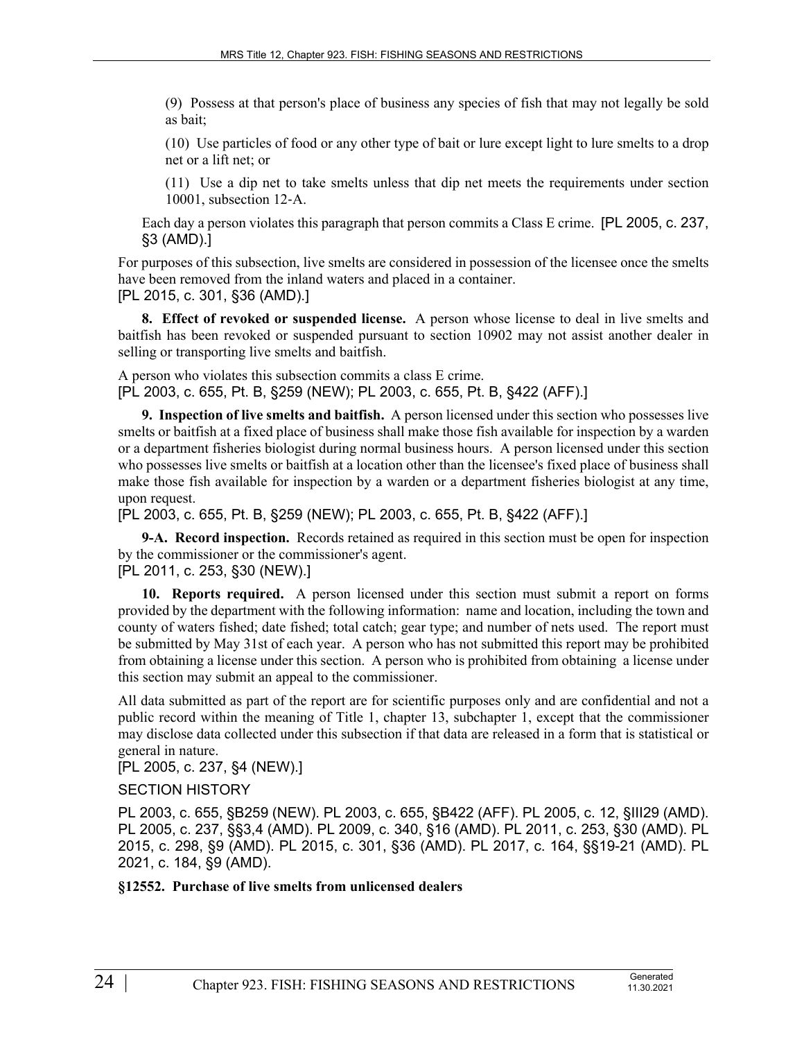(9) Possess at that person's place of business any species of fish that may not legally be sold as bait;

(10) Use particles of food or any other type of bait or lure except light to lure smelts to a drop net or a lift net; or

(11) Use a dip net to take smelts unless that dip net meets the requirements under section 10001, subsection 12-A.

Each day a person violates this paragraph that person commits a Class E crime. [PL 2005, c. 237, §3 (AMD).]

For purposes of this subsection, live smelts are considered in possession of the licensee once the smelts have been removed from the inland waters and placed in a container.
[PL 2015, c. 301, §36 (AMD).]

**8. Effect of revoked or suspended license.** A person whose license to deal in live smelts and baitfish has been revoked or suspended pursuant to section 10902 may not assist another dealer in selling or transporting live smelts and baitfish.

A person who violates this subsection commits a class E crime.
[PL 2003, c. 655, Pt. B, §259 (NEW); PL 2003, c. 655, Pt. B, §422 (AFF).]

**9. Inspection of live smelts and baitfish.** A person licensed under this section who possesses live smelts or baitfish at a fixed place of business shall make those fish available for inspection by a warden or a department fisheries biologist during normal business hours. A person licensed under this section who possesses live smelts or baitfish at a location other than the licensee's fixed place of business shall make those fish available for inspection by a warden or a department fisheries biologist at any time, upon request.
[PL 2003, c. 655, Pt. B, §259 (NEW); PL 2003, c. 655, Pt. B, §422 (AFF).]

**9-A. Record inspection.** Records retained as required in this section must be open for inspection by the commissioner or the commissioner's agent.
[PL 2011, c. 253, §30 (NEW).]

**10. Reports required.** A person licensed under this section must submit a report on forms provided by the department with the following information: name and location, including the town and county of waters fished; date fished; total catch; gear type; and number of nets used. The report must be submitted by May 31st of each year. A person who has not submitted this report may be prohibited from obtaining a license under this section. A person who is prohibited from obtaining a license under this section may submit an appeal to the commissioner.

All data submitted as part of the report are for scientific purposes only and are confidential and not a public record within the meaning of Title 1, chapter 13, subchapter 1, except that the commissioner may disclose data collected under this subsection if that data are released in a form that is statistical or general in nature.
[PL 2005, c. 237, §4 (NEW).]

SECTION HISTORY

PL 2003, c. 655, §B259 (NEW). PL 2003, c. 655, §B422 (AFF). PL 2005, c. 12, §III29 (AMD). PL 2005, c. 237, §§3,4 (AMD). PL 2009, c. 340, §16 (AMD). PL 2011, c. 253, §30 (AMD). PL 2015, c. 298, §9 (AMD). PL 2015, c. 301, §36 (AMD). PL 2017, c. 164, §§19-21 (AMD). PL 2021, c. 184, §9 (AMD).

**§12552. Purchase of live smelts from unlicensed dealers**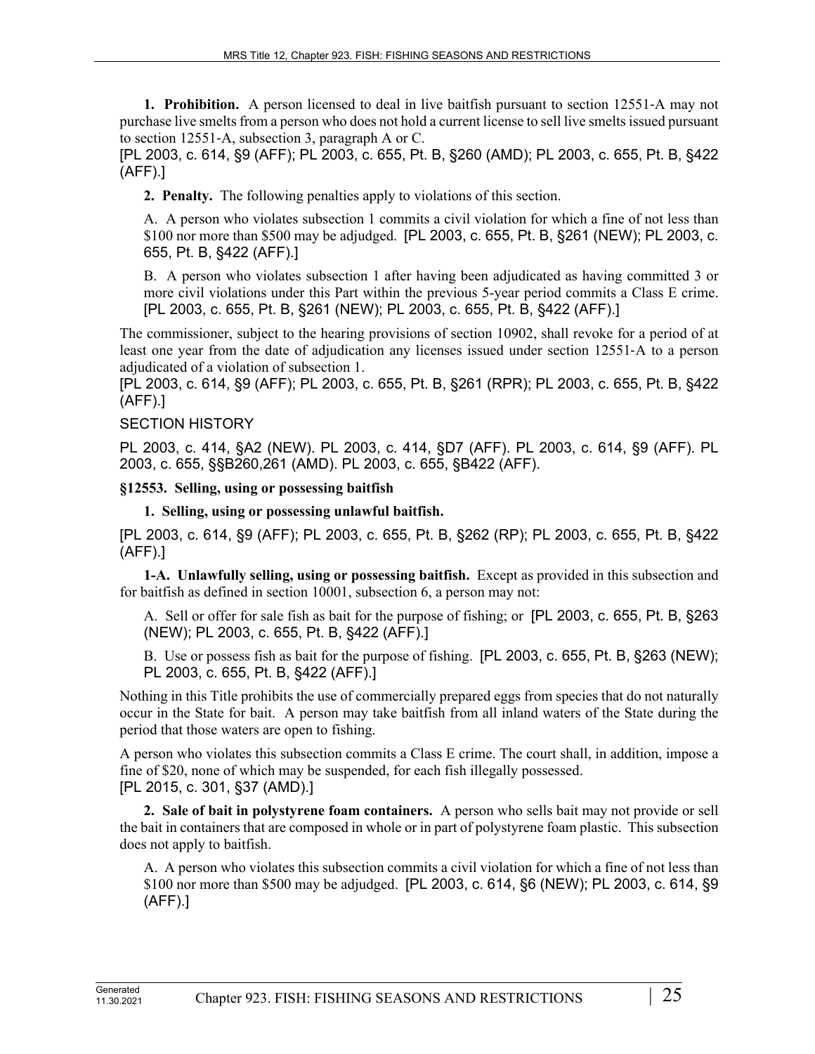**1. Prohibition.** A person licensed to deal in live baitfish pursuant to section 12551-A may not purchase live smelts from a person who does not hold a current license to sell live smelts issued pursuant to section 12551-A, subsection 3, paragraph A or C.

[PL 2003, c. 614, §9 (AFF); PL 2003, c. 655, Pt. B, §260 (AMD); PL 2003, c. 655, Pt. B, §422 (AFF).]

**2. Penalty.** The following penalties apply to violations of this section.

A. A person who violates subsection 1 commits a civil violation for which a fine of not less than $100 nor more than $500 may be adjudged. [PL 2003, c. 655, Pt. B, §261 (NEW); PL 2003, c. 655, Pt. B, §422 (AFF).]

B. A person who violates subsection 1 after having been adjudicated as having committed 3 or more civil violations under this Part within the previous 5-year period commits a Class E crime. [PL 2003, c. 655, Pt. B, §261 (NEW); PL 2003, c. 655, Pt. B, §422 (AFF).]

The commissioner, subject to the hearing provisions of section 10902, shall revoke for a period of at least one year from the date of adjudication any licenses issued under section 12551-A to a person adjudicated of a violation of subsection 1.

[PL 2003, c. 614, §9 (AFF); PL 2003, c. 655, Pt. B, §261 (RPR); PL 2003, c. 655, Pt. B, §422 (AFF).]

SECTION HISTORY

PL 2003, c. 414, §A2 (NEW). PL 2003, c. 414, §D7 (AFF). PL 2003, c. 614, §9 (AFF). PL 2003, c. 655, §§B260,261 (AMD). PL 2003, c. 655, §B422 (AFF).

**§12553. Selling, using or possessing baitfish**

**1. Selling, using or possessing unlawful baitfish.**

[PL 2003, c. 614, §9 (AFF); PL 2003, c. 655, Pt. B, §262 (RP); PL 2003, c. 655, Pt. B, §422 (AFF).]

**1-A. Unlawfully selling, using or possessing baitfish.** Except as provided in this subsection and for baitfish as defined in section 10001, subsection 6, a person may not:

A. Sell or offer for sale fish as bait for the purpose of fishing; or [PL 2003, c. 655, Pt. B, §263 (NEW); PL 2003, c. 655, Pt. B, §422 (AFF).]

B. Use or possess fish as bait for the purpose of fishing. [PL 2003, c. 655, Pt. B, §263 (NEW); PL 2003, c. 655, Pt. B, §422 (AFF).]

Nothing in this Title prohibits the use of commercially prepared eggs from species that do not naturally occur in the State for bait. A person may take baitfish from all inland waters of the State during the period that those waters are open to fishing.

A person who violates this subsection commits a Class E crime. The court shall, in addition, impose a fine of $20, none of which may be suspended, for each fish illegally possessed.

[PL 2015, c. 301, §37 (AMD).]

**2. Sale of bait in polystyrene foam containers.** A person who sells bait may not provide or sell the bait in containers that are composed in whole or in part of polystyrene foam plastic. This subsection does not apply to baitfish.

A. A person who violates this subsection commits a civil violation for which a fine of not less than $100 nor more than $500 may be adjudged. [PL 2003, c. 614, §6 (NEW); PL 2003, c. 614, §9 (AFF).]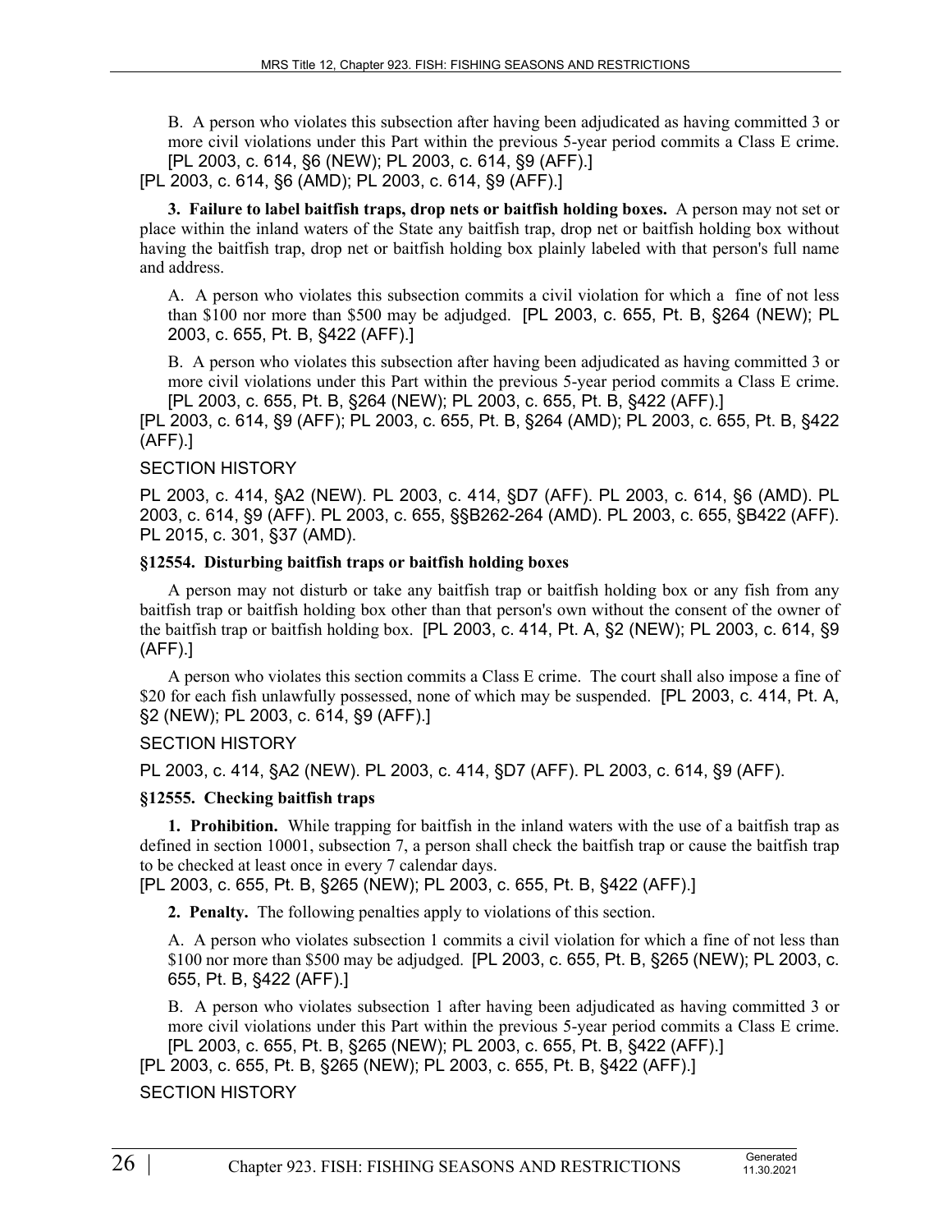B. A person who violates this subsection after having been adjudicated as having committed 3 or more civil violations under this Part within the previous 5-year period commits a Class E crime. [PL 2003, c. 614, §6 (NEW); PL 2003, c. 614, §9 (AFF).]

[PL 2003, c. 614, §6 (AMD); PL 2003, c. 614, §9 (AFF).]

**3. Failure to label baitfish traps, drop nets or baitfish holding boxes.** A person may not set or place within the inland waters of the State any baitfish trap, drop net or baitfish holding box without having the baitfish trap, drop net or baitfish holding box plainly labeled with that person's full name and address.

A. A person who violates this subsection commits a civil violation for which a fine of not less than $100 nor more than $500 may be adjudged. [PL 2003, c. 655, Pt. B, §264 (NEW); PL 2003, c. 655, Pt. B, §422 (AFF).]

B. A person who violates this subsection after having been adjudicated as having committed 3 or more civil violations under this Part within the previous 5-year period commits a Class E crime. [PL 2003, c. 655, Pt. B, §264 (NEW); PL 2003, c. 655, Pt. B, §422 (AFF).]

[PL 2003, c. 614, §9 (AFF); PL 2003, c. 655, Pt. B, §264 (AMD); PL 2003, c. 655, Pt. B, §422 (AFF).]

SECTION HISTORY

PL 2003, c. 414, §A2 (NEW). PL 2003, c. 414, §D7 (AFF). PL 2003, c. 614, §6 (AMD). PL 2003, c. 614, §9 (AFF). PL 2003, c. 655, §§B262-264 (AMD). PL 2003, c. 655, §B422 (AFF). PL 2015, c. 301, §37 (AMD).

### §12554. Disturbing baitfish traps or baitfish holding boxes

A person may not disturb or take any baitfish trap or baitfish holding box or any fish from any baitfish trap or baitfish holding box other than that person's own without the consent of the owner of the baitfish trap or baitfish holding box. [PL 2003, c. 414, Pt. A, §2 (NEW); PL 2003, c. 614, §9 (AFF).]

A person who violates this section commits a Class E crime. The court shall also impose a fine of $20 for each fish unlawfully possessed, none of which may be suspended. [PL 2003, c. 414, Pt. A, §2 (NEW); PL 2003, c. 614, §9 (AFF).]

SECTION HISTORY

PL 2003, c. 414, §A2 (NEW). PL 2003, c. 414, §D7 (AFF). PL 2003, c. 614, §9 (AFF).

### §12555. Checking baitfish traps

**1. Prohibition.** While trapping for baitfish in the inland waters with the use of a baitfish trap as defined in section 10001, subsection 7, a person shall check the baitfish trap or cause the baitfish trap to be checked at least once in every 7 calendar days.

[PL 2003, c. 655, Pt. B, §265 (NEW); PL 2003, c. 655, Pt. B, §422 (AFF).]

**2. Penalty.** The following penalties apply to violations of this section.

A. A person who violates subsection 1 commits a civil violation for which a fine of not less than $100 nor more than $500 may be adjudged. [PL 2003, c. 655, Pt. B, §265 (NEW); PL 2003, c. 655, Pt. B, §422 (AFF).]

B. A person who violates subsection 1 after having been adjudicated as having committed 3 or more civil violations under this Part within the previous 5-year period commits a Class E crime. [PL 2003, c. 655, Pt. B, §265 (NEW); PL 2003, c. 655, Pt. B, §422 (AFF).]

[PL 2003, c. 655, Pt. B, §265 (NEW); PL 2003, c. 655, Pt. B, §422 (AFF).]

SECTION HISTORY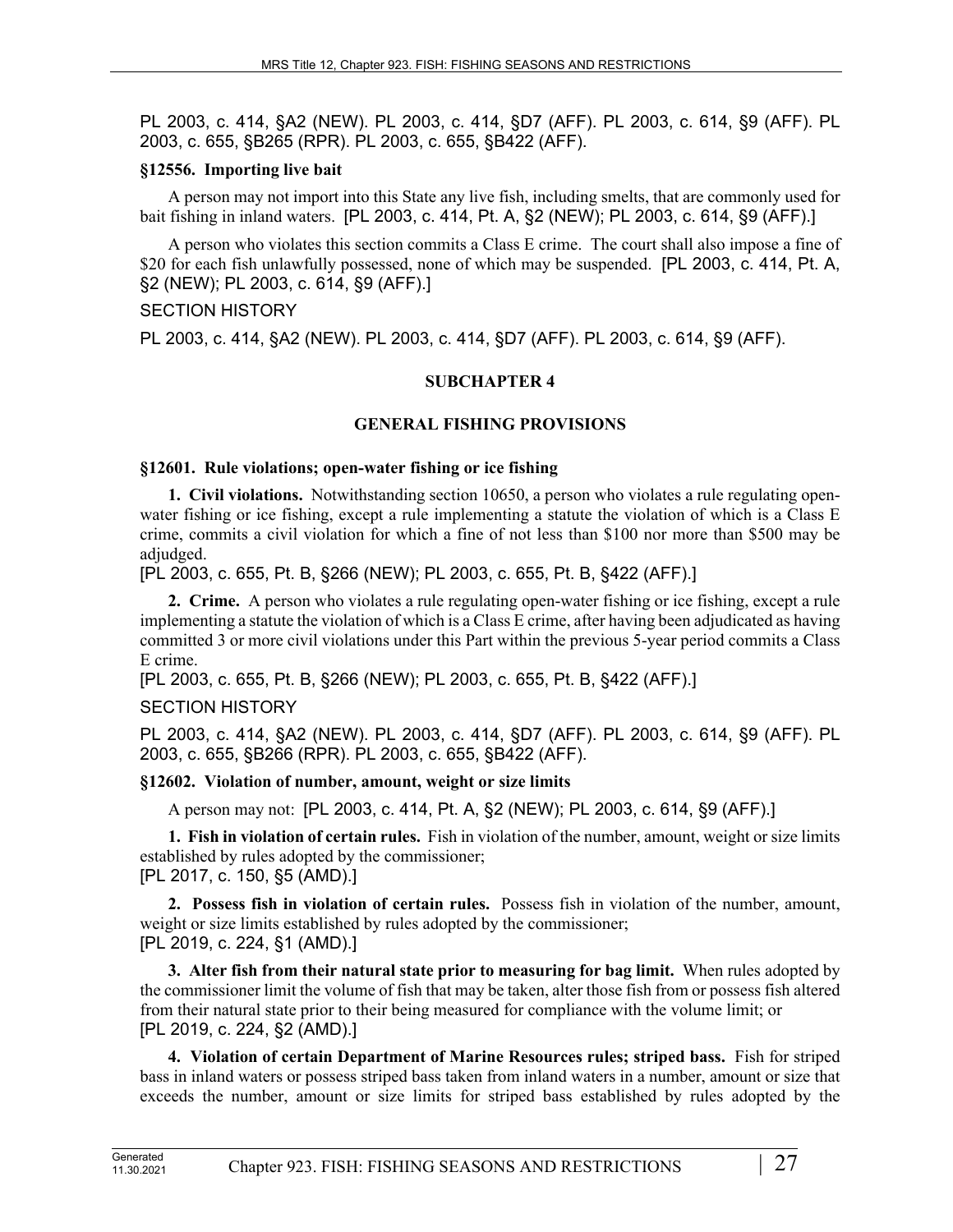PL 2003, c. 414, §A2 (NEW). PL 2003, c. 414, §D7 (AFF). PL 2003, c. 614, §9 (AFF). PL 2003, c. 655, §B265 (RPR). PL 2003, c. 655, §B422 (AFF).

### §12556. Importing live bait

A person may not import into this State any live fish, including smelts, that are commonly used for bait fishing in inland waters. [PL 2003, c. 414, Pt. A, §2 (NEW); PL 2003, c. 614, §9 (AFF).]

A person who violates this section commits a Class E crime. The court shall also impose a fine of $20 for each fish unlawfully possessed, none of which may be suspended. [PL 2003, c. 414, Pt. A, §2 (NEW); PL 2003, c. 614, §9 (AFF).]

SECTION HISTORY

PL 2003, c. 414, §A2 (NEW). PL 2003, c. 414, §D7 (AFF). PL 2003, c. 614, §9 (AFF).

## SUBCHAPTER 4

## GENERAL FISHING PROVISIONS

### §12601. Rule violations; open-water fishing or ice fishing

**1. Civil violations.** Notwithstanding section 10650, a person who violates a rule regulating open-water fishing or ice fishing, except a rule implementing a statute the violation of which is a Class E crime, commits a civil violation for which a fine of not less than $100 nor more than $500 may be adjudged.

[PL 2003, c. 655, Pt. B, §266 (NEW); PL 2003, c. 655, Pt. B, §422 (AFF).]

**2. Crime.** A person who violates a rule regulating open-water fishing or ice fishing, except a rule implementing a statute the violation of which is a Class E crime, after having been adjudicated as having committed 3 or more civil violations under this Part within the previous 5-year period commits a Class E crime.

[PL 2003, c. 655, Pt. B, §266 (NEW); PL 2003, c. 655, Pt. B, §422 (AFF).]

SECTION HISTORY

PL 2003, c. 414, §A2 (NEW). PL 2003, c. 414, §D7 (AFF). PL 2003, c. 614, §9 (AFF). PL 2003, c. 655, §B266 (RPR). PL 2003, c. 655, §B422 (AFF).

### §12602. Violation of number, amount, weight or size limits

A person may not: [PL 2003, c. 414, Pt. A, §2 (NEW); PL 2003, c. 614, §9 (AFF).]

**1. Fish in violation of certain rules.** Fish in violation of the number, amount, weight or size limits established by rules adopted by the commissioner;

[PL 2017, c. 150, §5 (AMD).]

**2. Possess fish in violation of certain rules.** Possess fish in violation of the number, amount, weight or size limits established by rules adopted by the commissioner;

[PL 2019, c. 224, §1 (AMD).]

**3. Alter fish from their natural state prior to measuring for bag limit.** When rules adopted by the commissioner limit the volume of fish that may be taken, alter those fish from or possess fish altered from their natural state prior to their being measured for compliance with the volume limit; or

[PL 2019, c. 224, §2 (AMD).]

**4. Violation of certain Department of Marine Resources rules; striped bass.** Fish for striped bass in inland waters or possess striped bass taken from inland waters in a number, amount or size that exceeds the number, amount or size limits for striped bass established by rules adopted by the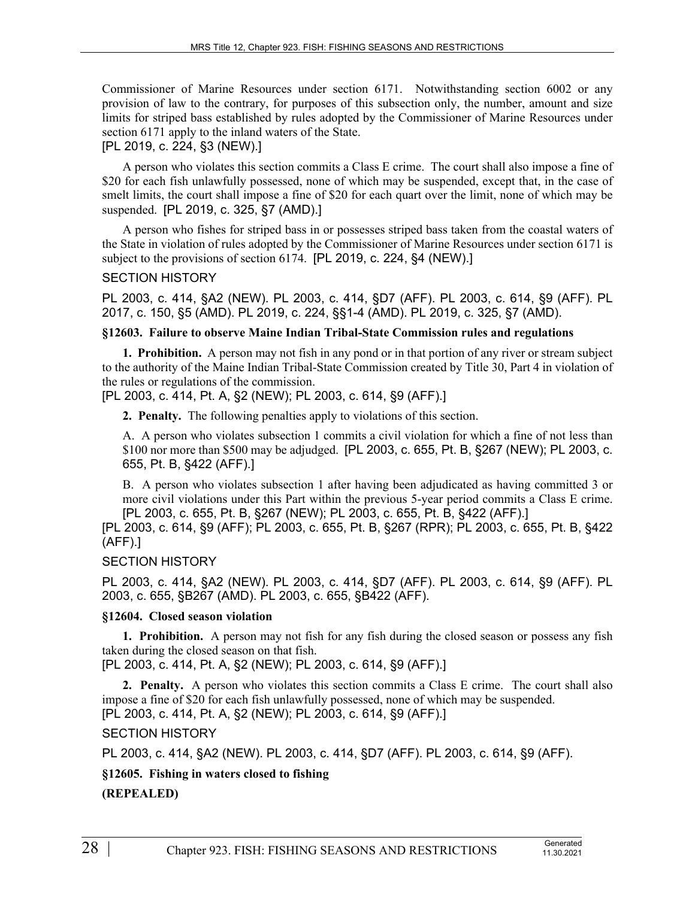Commissioner of Marine Resources under section 6171. Notwithstanding section 6002 or any provision of law to the contrary, for purposes of this subsection only, the number, amount and size limits for striped bass established by rules adopted by the Commissioner of Marine Resources under section 6171 apply to the inland waters of the State.
[PL 2019, c. 224, §3 (NEW).]

A person who violates this section commits a Class E crime. The court shall also impose a fine of $20 for each fish unlawfully possessed, none of which may be suspended, except that, in the case of smelt limits, the court shall impose a fine of $20 for each quart over the limit, none of which may be suspended. [PL 2019, c. 325, §7 (AMD).]

A person who fishes for striped bass in or possesses striped bass taken from the coastal waters of the State in violation of rules adopted by the Commissioner of Marine Resources under section 6171 is subject to the provisions of section 6174. [PL 2019, c. 224, §4 (NEW).]

SECTION HISTORY

PL 2003, c. 414, §A2 (NEW). PL 2003, c. 414, §D7 (AFF). PL 2003, c. 614, §9 (AFF). PL 2017, c. 150, §5 (AMD). PL 2019, c. 224, §§1-4 (AMD). PL 2019, c. 325, §7 (AMD).

**§12603. Failure to observe Maine Indian Tribal-State Commission rules and regulations**

**1. Prohibition.** A person may not fish in any pond or in that portion of any river or stream subject to the authority of the Maine Indian Tribal-State Commission created by Title 30, Part 4 in violation of the rules or regulations of the commission.
[PL 2003, c. 414, Pt. A, §2 (NEW); PL 2003, c. 614, §9 (AFF).]

**2. Penalty.** The following penalties apply to violations of this section.

A. A person who violates subsection 1 commits a civil violation for which a fine of not less than $100 nor more than $500 may be adjudged. [PL 2003, c. 655, Pt. B, §267 (NEW); PL 2003, c. 655, Pt. B, §422 (AFF).]

B. A person who violates subsection 1 after having been adjudicated as having committed 3 or more civil violations under this Part within the previous 5-year period commits a Class E crime. [PL 2003, c. 655, Pt. B, §267 (NEW); PL 2003, c. 655, Pt. B, §422 (AFF).]

[PL 2003, c. 614, §9 (AFF); PL 2003, c. 655, Pt. B, §267 (RPR); PL 2003, c. 655, Pt. B, §422 (AFF).]

SECTION HISTORY

PL 2003, c. 414, §A2 (NEW). PL 2003, c. 414, §D7 (AFF). PL 2003, c. 614, §9 (AFF). PL 2003, c. 655, §B267 (AMD). PL 2003, c. 655, §B422 (AFF).

**§12604. Closed season violation**

**1. Prohibition.** A person may not fish for any fish during the closed season or possess any fish taken during the closed season on that fish.
[PL 2003, c. 414, Pt. A, §2 (NEW); PL 2003, c. 614, §9 (AFF).]

**2. Penalty.** A person who violates this section commits a Class E crime. The court shall also impose a fine of $20 for each fish unlawfully possessed, none of which may be suspended.
[PL 2003, c. 414, Pt. A, §2 (NEW); PL 2003, c. 614, §9 (AFF).]

SECTION HISTORY

PL 2003, c. 414, §A2 (NEW). PL 2003, c. 414, §D7 (AFF). PL 2003, c. 614, §9 (AFF).

**§12605. Fishing in waters closed to fishing**

**(REPEALED)**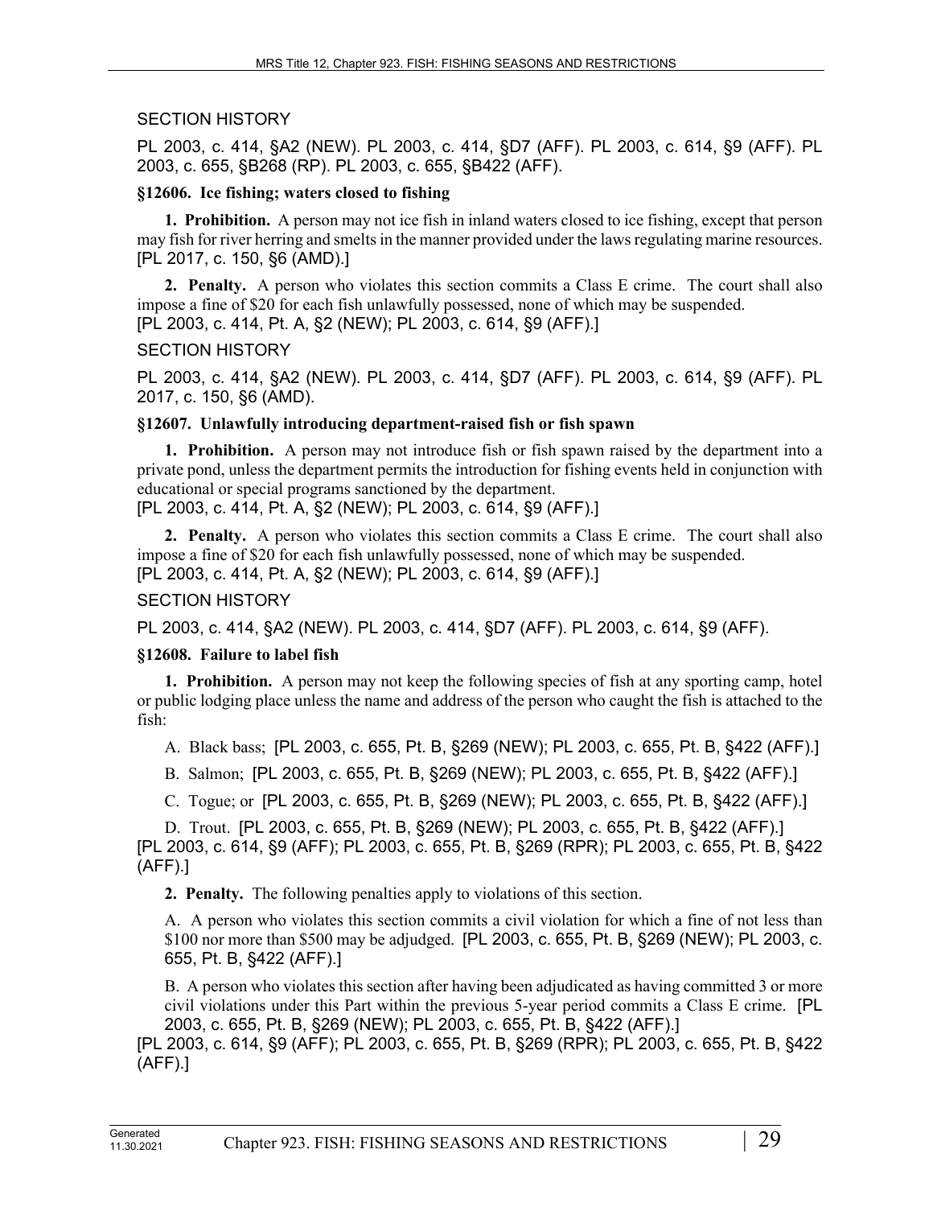SECTION HISTORY

PL 2003, c. 414, §A2 (NEW). PL 2003, c. 414, §D7 (AFF). PL 2003, c. 614, §9 (AFF). PL 2003, c. 655, §B268 (RP). PL 2003, c. 655, §B422 (AFF).

**§12606. Ice fishing; waters closed to fishing**

**1. Prohibition.** A person may not ice fish in inland waters closed to ice fishing, except that person may fish for river herring and smelts in the manner provided under the laws regulating marine resources. [PL 2017, c. 150, §6 (AMD).]

**2. Penalty.** A person who violates this section commits a Class E crime. The court shall also impose a fine of $20 for each fish unlawfully possessed, none of which may be suspended. [PL 2003, c. 414, Pt. A, §2 (NEW); PL 2003, c. 614, §9 (AFF).]

SECTION HISTORY

PL 2003, c. 414, §A2 (NEW). PL 2003, c. 414, §D7 (AFF). PL 2003, c. 614, §9 (AFF). PL 2017, c. 150, §6 (AMD).

**§12607. Unlawfully introducing department-raised fish or fish spawn**

**1. Prohibition.** A person may not introduce fish or fish spawn raised by the department into a private pond, unless the department permits the introduction for fishing events held in conjunction with educational or special programs sanctioned by the department. [PL 2003, c. 414, Pt. A, §2 (NEW); PL 2003, c. 614, §9 (AFF).]

**2. Penalty.** A person who violates this section commits a Class E crime. The court shall also impose a fine of $20 for each fish unlawfully possessed, none of which may be suspended. [PL 2003, c. 414, Pt. A, §2 (NEW); PL 2003, c. 614, §9 (AFF).]

SECTION HISTORY

PL 2003, c. 414, §A2 (NEW). PL 2003, c. 414, §D7 (AFF). PL 2003, c. 614, §9 (AFF).

**§12608. Failure to label fish**

**1. Prohibition.** A person may not keep the following species of fish at any sporting camp, hotel or public lodging place unless the name and address of the person who caught the fish is attached to the fish:

A. Black bass; [PL 2003, c. 655, Pt. B, §269 (NEW); PL 2003, c. 655, Pt. B, §422 (AFF).]

B. Salmon; [PL 2003, c. 655, Pt. B, §269 (NEW); PL 2003, c. 655, Pt. B, §422 (AFF).]

C. Togue; or [PL 2003, c. 655, Pt. B, §269 (NEW); PL 2003, c. 655, Pt. B, §422 (AFF).]

D. Trout. [PL 2003, c. 655, Pt. B, §269 (NEW); PL 2003, c. 655, Pt. B, §422 (AFF).]

[PL 2003, c. 614, §9 (AFF); PL 2003, c. 655, Pt. B, §269 (RPR); PL 2003, c. 655, Pt. B, §422 (AFF).]

**2. Penalty.** The following penalties apply to violations of this section.

A. A person who violates this section commits a civil violation for which a fine of not less than $100 nor more than $500 may be adjudged. [PL 2003, c. 655, Pt. B, §269 (NEW); PL 2003, c. 655, Pt. B, §422 (AFF).]

B. A person who violates this section after having been adjudicated as having committed 3 or more civil violations under this Part within the previous 5-year period commits a Class E crime. [PL 2003, c. 655, Pt. B, §269 (NEW); PL 2003, c. 655, Pt. B, §422 (AFF).]

[PL 2003, c. 614, §9 (AFF); PL 2003, c. 655, Pt. B, §269 (RPR); PL 2003, c. 655, Pt. B, §422 (AFF).]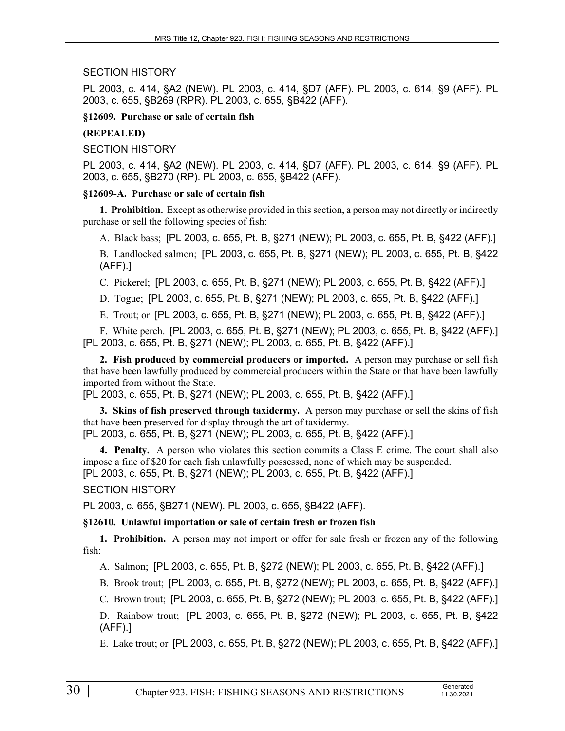SECTION HISTORY

PL 2003, c. 414, §A2 (NEW). PL 2003, c. 414, §D7 (AFF). PL 2003, c. 614, §9 (AFF). PL 2003, c. 655, §B269 (RPR). PL 2003, c. 655, §B422 (AFF).

**§12609. Purchase or sale of certain fish**

**(REPEALED)**

SECTION HISTORY

PL 2003, c. 414, §A2 (NEW). PL 2003, c. 414, §D7 (AFF). PL 2003, c. 614, §9 (AFF). PL 2003, c. 655, §B270 (RP). PL 2003, c. 655, §B422 (AFF).

**§12609-A. Purchase or sale of certain fish**

**1. Prohibition.** Except as otherwise provided in this section, a person may not directly or indirectly purchase or sell the following species of fish:

A. Black bass; [PL 2003, c. 655, Pt. B, §271 (NEW); PL 2003, c. 655, Pt. B, §422 (AFF).]

B. Landlocked salmon; [PL 2003, c. 655, Pt. B, §271 (NEW); PL 2003, c. 655, Pt. B, §422 (AFF).]

C. Pickerel; [PL 2003, c. 655, Pt. B, §271 (NEW); PL 2003, c. 655, Pt. B, §422 (AFF).]

D. Togue; [PL 2003, c. 655, Pt. B, §271 (NEW); PL 2003, c. 655, Pt. B, §422 (AFF).]

E. Trout; or [PL 2003, c. 655, Pt. B, §271 (NEW); PL 2003, c. 655, Pt. B, §422 (AFF).]

F. White perch. [PL 2003, c. 655, Pt. B, §271 (NEW); PL 2003, c. 655, Pt. B, §422 (AFF).]

[PL 2003, c. 655, Pt. B, §271 (NEW); PL 2003, c. 655, Pt. B, §422 (AFF).]

**2. Fish produced by commercial producers or imported.** A person may purchase or sell fish that have been lawfully produced by commercial producers within the State or that have been lawfully imported from without the State.

[PL 2003, c. 655, Pt. B, §271 (NEW); PL 2003, c. 655, Pt. B, §422 (AFF).]

**3. Skins of fish preserved through taxidermy.** A person may purchase or sell the skins of fish that have been preserved for display through the art of taxidermy.

[PL 2003, c. 655, Pt. B, §271 (NEW); PL 2003, c. 655, Pt. B, §422 (AFF).]

**4. Penalty.** A person who violates this section commits a Class E crime. The court shall also impose a fine of $20 for each fish unlawfully possessed, none of which may be suspended.

[PL 2003, c. 655, Pt. B, §271 (NEW); PL 2003, c. 655, Pt. B, §422 (AFF).]

SECTION HISTORY

PL 2003, c. 655, §B271 (NEW). PL 2003, c. 655, §B422 (AFF).

**§12610. Unlawful importation or sale of certain fresh or frozen fish**

**1. Prohibition.** A person may not import or offer for sale fresh or frozen any of the following fish:

A. Salmon; [PL 2003, c. 655, Pt. B, §272 (NEW); PL 2003, c. 655, Pt. B, §422 (AFF).]

B. Brook trout; [PL 2003, c. 655, Pt. B, §272 (NEW); PL 2003, c. 655, Pt. B, §422 (AFF).]

C. Brown trout; [PL 2003, c. 655, Pt. B, §272 (NEW); PL 2003, c. 655, Pt. B, §422 (AFF).]

D. Rainbow trout; [PL 2003, c. 655, Pt. B, §272 (NEW); PL 2003, c. 655, Pt. B, §422 (AFF).]

E. Lake trout; or [PL 2003, c. 655, Pt. B, §272 (NEW); PL 2003, c. 655, Pt. B, §422 (AFF).]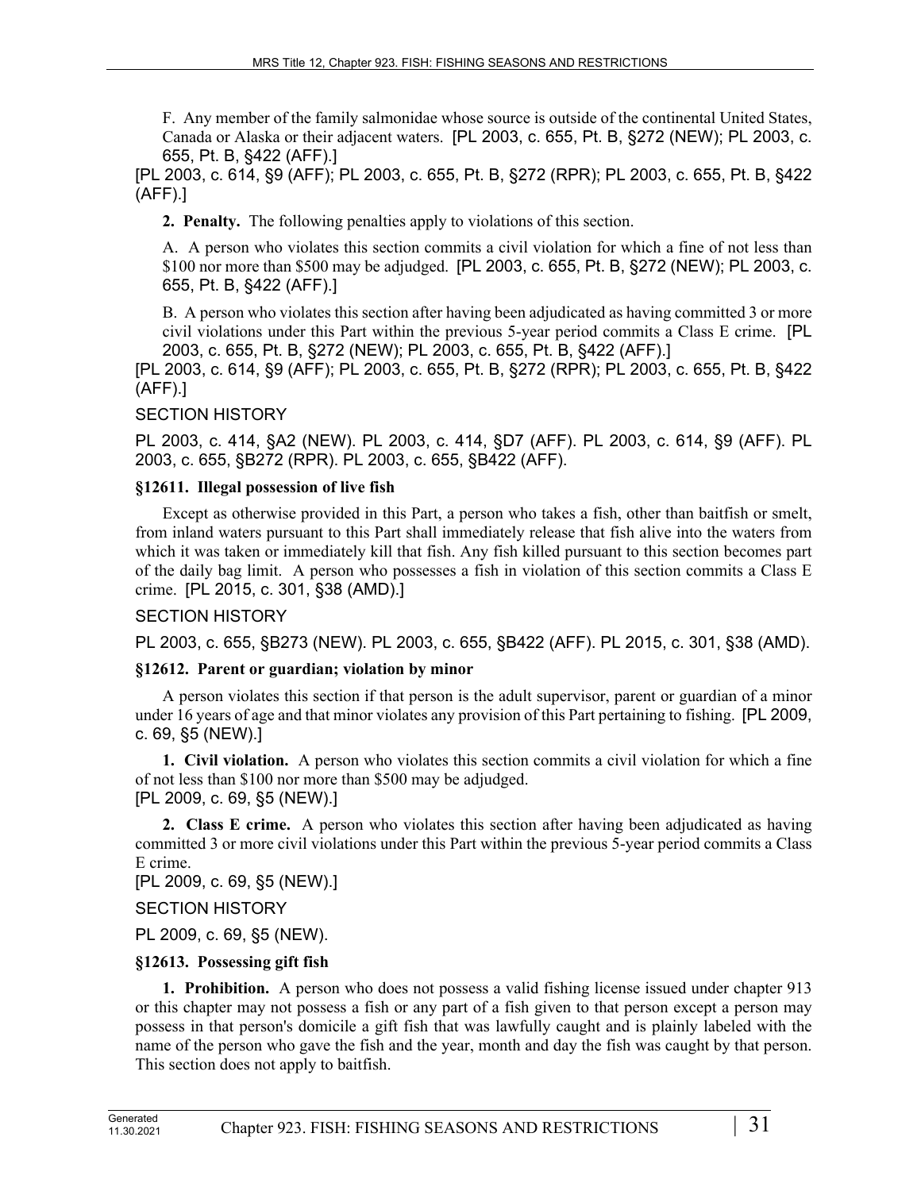F. Any member of the family salmonidae whose source is outside of the continental United States, Canada or Alaska or their adjacent waters. [PL 2003, c. 655, Pt. B, §272 (NEW); PL 2003, c. 655, Pt. B, §422 (AFF).]

[PL 2003, c. 614, §9 (AFF); PL 2003, c. 655, Pt. B, §272 (RPR); PL 2003, c. 655, Pt. B, §422 (AFF).]

**2. Penalty.** The following penalties apply to violations of this section.

A. A person who violates this section commits a civil violation for which a fine of not less than $100 nor more than $500 may be adjudged. [PL 2003, c. 655, Pt. B, §272 (NEW); PL 2003, c. 655, Pt. B, §422 (AFF).]

B. A person who violates this section after having been adjudicated as having committed 3 or more civil violations under this Part within the previous 5-year period commits a Class E crime. [PL 2003, c. 655, Pt. B, §272 (NEW); PL 2003, c. 655, Pt. B, §422 (AFF).]

[PL 2003, c. 614, §9 (AFF); PL 2003, c. 655, Pt. B, §272 (RPR); PL 2003, c. 655, Pt. B, §422 (AFF).]

SECTION HISTORY

PL 2003, c. 414, §A2 (NEW). PL 2003, c. 414, §D7 (AFF). PL 2003, c. 614, §9 (AFF). PL 2003, c. 655, §B272 (RPR). PL 2003, c. 655, §B422 (AFF).

**§12611. Illegal possession of live fish**

Except as otherwise provided in this Part, a person who takes a fish, other than baitfish or smelt, from inland waters pursuant to this Part shall immediately release that fish alive into the waters from which it was taken or immediately kill that fish. Any fish killed pursuant to this section becomes part of the daily bag limit. A person who possesses a fish in violation of this section commits a Class E crime. [PL 2015, c. 301, §38 (AMD).]

SECTION HISTORY

PL 2003, c. 655, §B273 (NEW). PL 2003, c. 655, §B422 (AFF). PL 2015, c. 301, §38 (AMD).

**§12612. Parent or guardian; violation by minor**

A person violates this section if that person is the adult supervisor, parent or guardian of a minor under 16 years of age and that minor violates any provision of this Part pertaining to fishing. [PL 2009, c. 69, §5 (NEW).]

**1. Civil violation.** A person who violates this section commits a civil violation for which a fine of not less than $100 nor more than $500 may be adjudged.

[PL 2009, c. 69, §5 (NEW).]

**2. Class E crime.** A person who violates this section after having been adjudicated as having committed 3 or more civil violations under this Part within the previous 5-year period commits a Class E crime.

[PL 2009, c. 69, §5 (NEW).]

SECTION HISTORY

PL 2009, c. 69, §5 (NEW).

**§12613. Possessing gift fish**

**1. Prohibition.** A person who does not possess a valid fishing license issued under chapter 913 or this chapter may not possess a fish or any part of a fish given to that person except a person may possess in that person's domicile a gift fish that was lawfully caught and is plainly labeled with the name of the person who gave the fish and the year, month and day the fish was caught by that person. This section does not apply to baitfish.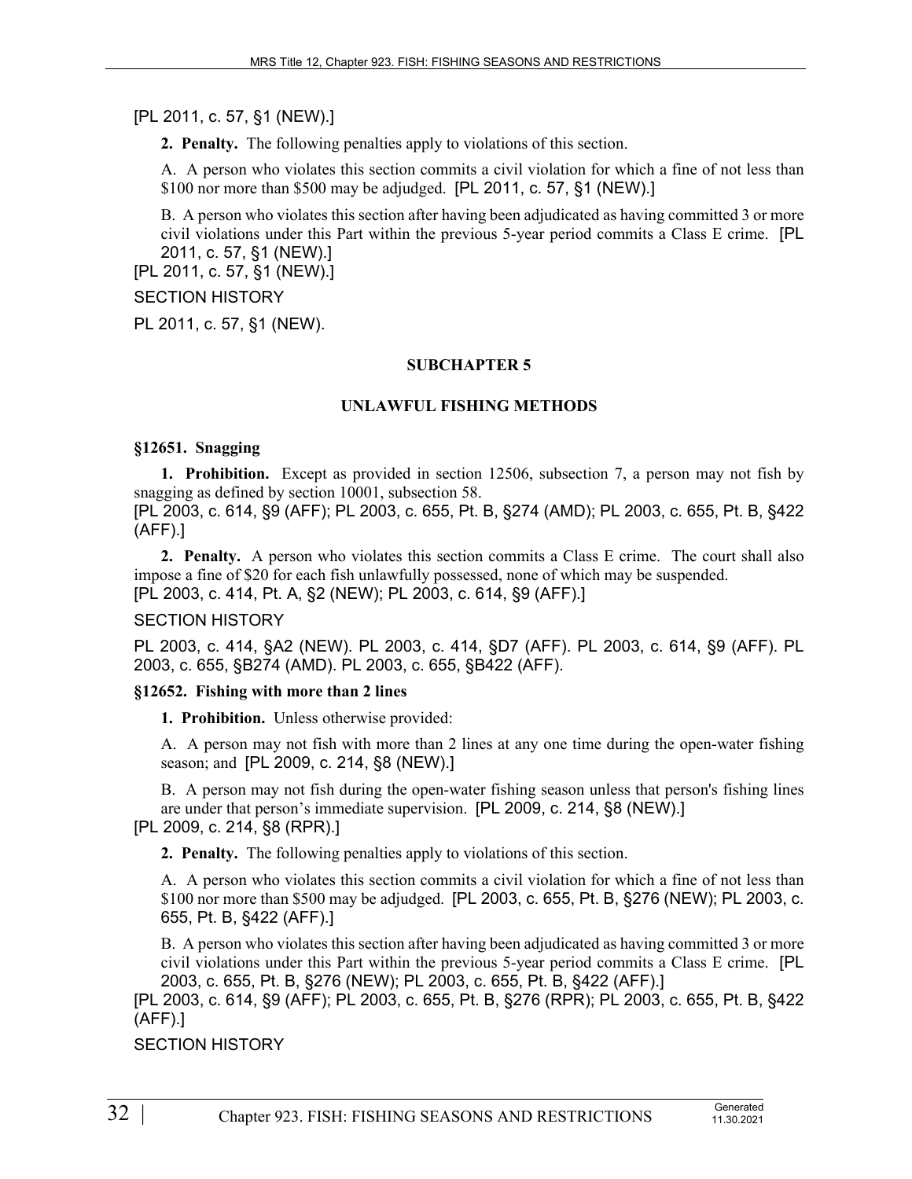[PL 2011, c. 57, §1 (NEW).]

**2. Penalty.** The following penalties apply to violations of this section.

A. A person who violates this section commits a civil violation for which a fine of not less than $100 nor more than $500 may be adjudged. [PL 2011, c. 57, §1 (NEW).]

B. A person who violates this section after having been adjudicated as having committed 3 or more civil violations under this Part within the previous 5-year period commits a Class E crime. [PL 2011, c. 57, §1 (NEW).]

[PL 2011, c. 57, §1 (NEW).]

SECTION HISTORY

PL 2011, c. 57, §1 (NEW).

## SUBCHAPTER 5

## UNLAWFUL FISHING METHODS

### §12651. Snagging

**1. Prohibition.** Except as provided in section 12506, subsection 7, a person may not fish by snagging as defined by section 10001, subsection 58.

[PL 2003, c. 614, §9 (AFF); PL 2003, c. 655, Pt. B, §274 (AMD); PL 2003, c. 655, Pt. B, §422 (AFF).]

**2. Penalty.** A person who violates this section commits a Class E crime. The court shall also impose a fine of $20 for each fish unlawfully possessed, none of which may be suspended.

[PL 2003, c. 414, Pt. A, §2 (NEW); PL 2003, c. 614, §9 (AFF).]

SECTION HISTORY

PL 2003, c. 414, §A2 (NEW). PL 2003, c. 414, §D7 (AFF). PL 2003, c. 614, §9 (AFF). PL 2003, c. 655, §B274 (AMD). PL 2003, c. 655, §B422 (AFF).

### §12652. Fishing with more than 2 lines

**1. Prohibition.** Unless otherwise provided:

A. A person may not fish with more than 2 lines at any one time during the open-water fishing season; and [PL 2009, c. 214, §8 (NEW).]

B. A person may not fish during the open-water fishing season unless that person's fishing lines are under that person's immediate supervision. [PL 2009, c. 214, §8 (NEW).]

[PL 2009, c. 214, §8 (RPR).]

**2. Penalty.** The following penalties apply to violations of this section.

A. A person who violates this section commits a civil violation for which a fine of not less than $100 nor more than $500 may be adjudged. [PL 2003, c. 655, Pt. B, §276 (NEW); PL 2003, c. 655, Pt. B, §422 (AFF).]

B. A person who violates this section after having been adjudicated as having committed 3 or more civil violations under this Part within the previous 5-year period commits a Class E crime. [PL 2003, c. 655, Pt. B, §276 (NEW); PL 2003, c. 655, Pt. B, §422 (AFF).]

[PL 2003, c. 614, §9 (AFF); PL 2003, c. 655, Pt. B, §276 (RPR); PL 2003, c. 655, Pt. B, §422 (AFF).]

SECTION HISTORY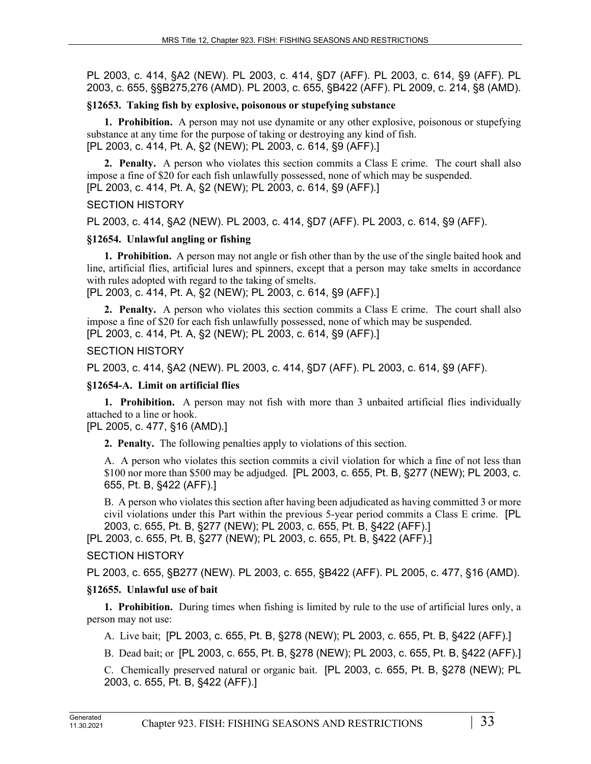PL 2003, c. 414, §A2 (NEW). PL 2003, c. 414, §D7 (AFF). PL 2003, c. 614, §9 (AFF). PL 2003, c. 655, §§B275,276 (AMD). PL 2003, c. 655, §B422 (AFF). PL 2009, c. 214, §8 (AMD).

### §12653. Taking fish by explosive, poisonous or stupefying substance

**1. Prohibition.** A person may not use dynamite or any other explosive, poisonous or stupefying substance at any time for the purpose of taking or destroying any kind of fish.
[PL 2003, c. 414, Pt. A, §2 (NEW); PL 2003, c. 614, §9 (AFF).]

**2. Penalty.** A person who violates this section commits a Class E crime. The court shall also impose a fine of $20 for each fish unlawfully possessed, none of which may be suspended.
[PL 2003, c. 414, Pt. A, §2 (NEW); PL 2003, c. 614, §9 (AFF).]

SECTION HISTORY

PL 2003, c. 414, §A2 (NEW). PL 2003, c. 414, §D7 (AFF). PL 2003, c. 614, §9 (AFF).

### §12654. Unlawful angling or fishing

**1. Prohibition.** A person may not angle or fish other than by the use of the single baited hook and line, artificial flies, artificial lures and spinners, except that a person may take smelts in accordance with rules adopted with regard to the taking of smelts.
[PL 2003, c. 414, Pt. A, §2 (NEW); PL 2003, c. 614, §9 (AFF).]

**2. Penalty.** A person who violates this section commits a Class E crime. The court shall also impose a fine of $20 for each fish unlawfully possessed, none of which may be suspended.
[PL 2003, c. 414, Pt. A, §2 (NEW); PL 2003, c. 614, §9 (AFF).]

SECTION HISTORY

PL 2003, c. 414, §A2 (NEW). PL 2003, c. 414, §D7 (AFF). PL 2003, c. 614, §9 (AFF).

### §12654-A. Limit on artificial flies

**1. Prohibition.** A person may not fish with more than 3 unbaited artificial flies individually attached to a line or hook.
[PL 2005, c. 477, §16 (AMD).]

**2. Penalty.** The following penalties apply to violations of this section.

A. A person who violates this section commits a civil violation for which a fine of not less than $100 nor more than $500 may be adjudged. [PL 2003, c. 655, Pt. B, §277 (NEW); PL 2003, c. 655, Pt. B, §422 (AFF).]

B. A person who violates this section after having been adjudicated as having committed 3 or more civil violations under this Part within the previous 5-year period commits a Class E crime. [PL 2003, c. 655, Pt. B, §277 (NEW); PL 2003, c. 655, Pt. B, §422 (AFF).]

[PL 2003, c. 655, Pt. B, §277 (NEW); PL 2003, c. 655, Pt. B, §422 (AFF).]

SECTION HISTORY

PL 2003, c. 655, §B277 (NEW). PL 2003, c. 655, §B422 (AFF). PL 2005, c. 477, §16 (AMD).

### §12655. Unlawful use of bait

**1. Prohibition.** During times when fishing is limited by rule to the use of artificial lures only, a person may not use:

A. Live bait; [PL 2003, c. 655, Pt. B, §278 (NEW); PL 2003, c. 655, Pt. B, §422 (AFF).]

B. Dead bait; or [PL 2003, c. 655, Pt. B, §278 (NEW); PL 2003, c. 655, Pt. B, §422 (AFF).]

C. Chemically preserved natural or organic bait. [PL 2003, c. 655, Pt. B, §278 (NEW); PL 2003, c. 655, Pt. B, §422 (AFF).]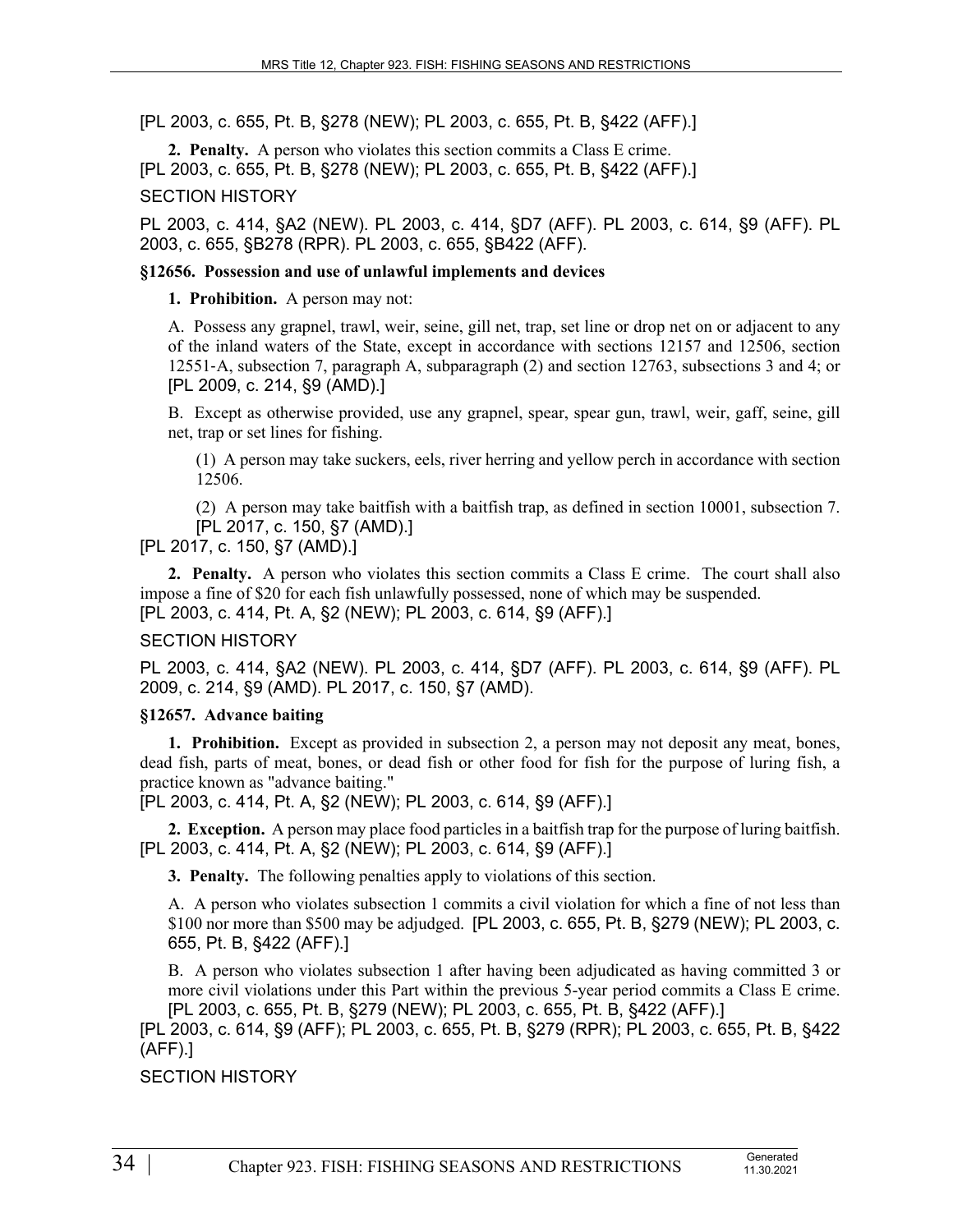[PL 2003, c. 655, Pt. B, §278 (NEW); PL 2003, c. 655, Pt. B, §422 (AFF).]

**2. Penalty.** A person who violates this section commits a Class E crime.
[PL 2003, c. 655, Pt. B, §278 (NEW); PL 2003, c. 655, Pt. B, §422 (AFF).]

SECTION HISTORY

PL 2003, c. 414, §A2 (NEW). PL 2003, c. 414, §D7 (AFF). PL 2003, c. 614, §9 (AFF). PL 2003, c. 655, §B278 (RPR). PL 2003, c. 655, §B422 (AFF).

### §12656. Possession and use of unlawful implements and devices

**1. Prohibition.** A person may not:

A. Possess any grapnel, trawl, weir, seine, gill net, trap, set line or drop net on or adjacent to any of the inland waters of the State, except in accordance with sections 12157 and 12506, section 12551-A, subsection 7, paragraph A, subparagraph (2) and section 12763, subsections 3 and 4; or
[PL 2009, c. 214, §9 (AMD).]

B. Except as otherwise provided, use any grapnel, spear, spear gun, trawl, weir, gaff, seine, gill net, trap or set lines for fishing.

(1) A person may take suckers, eels, river herring and yellow perch in accordance with section 12506.

(2) A person may take baitfish with a baitfish trap, as defined in section 10001, subsection 7.
[PL 2017, c. 150, §7 (AMD).]

[PL 2017, c. 150, §7 (AMD).]

**2. Penalty.** A person who violates this section commits a Class E crime. The court shall also impose a fine of $20 for each fish unlawfully possessed, none of which may be suspended.
[PL 2003, c. 414, Pt. A, §2 (NEW); PL 2003, c. 614, §9 (AFF).]

SECTION HISTORY

PL 2003, c. 414, §A2 (NEW). PL 2003, c. 414, §D7 (AFF). PL 2003, c. 614, §9 (AFF). PL 2009, c. 214, §9 (AMD). PL 2017, c. 150, §7 (AMD).

### §12657. Advance baiting

**1. Prohibition.** Except as provided in subsection 2, a person may not deposit any meat, bones, dead fish, parts of meat, bones, or dead fish or other food for fish for the purpose of luring fish, a practice known as "advance baiting."
[PL 2003, c. 414, Pt. A, §2 (NEW); PL 2003, c. 614, §9 (AFF).]

**2. Exception.** A person may place food particles in a baitfish trap for the purpose of luring baitfish.
[PL 2003, c. 414, Pt. A, §2 (NEW); PL 2003, c. 614, §9 (AFF).]

**3. Penalty.** The following penalties apply to violations of this section.

A. A person who violates subsection 1 commits a civil violation for which a fine of not less than $100 nor more than $500 may be adjudged. [PL 2003, c. 655, Pt. B, §279 (NEW); PL 2003, c. 655, Pt. B, §422 (AFF).]

B. A person who violates subsection 1 after having been adjudicated as having committed 3 or more civil violations under this Part within the previous 5-year period commits a Class E crime.
[PL 2003, c. 655, Pt. B, §279 (NEW); PL 2003, c. 655, Pt. B, §422 (AFF).]

[PL 2003, c. 614, §9 (AFF); PL 2003, c. 655, Pt. B, §279 (RPR); PL 2003, c. 655, Pt. B, §422 (AFF).]

SECTION HISTORY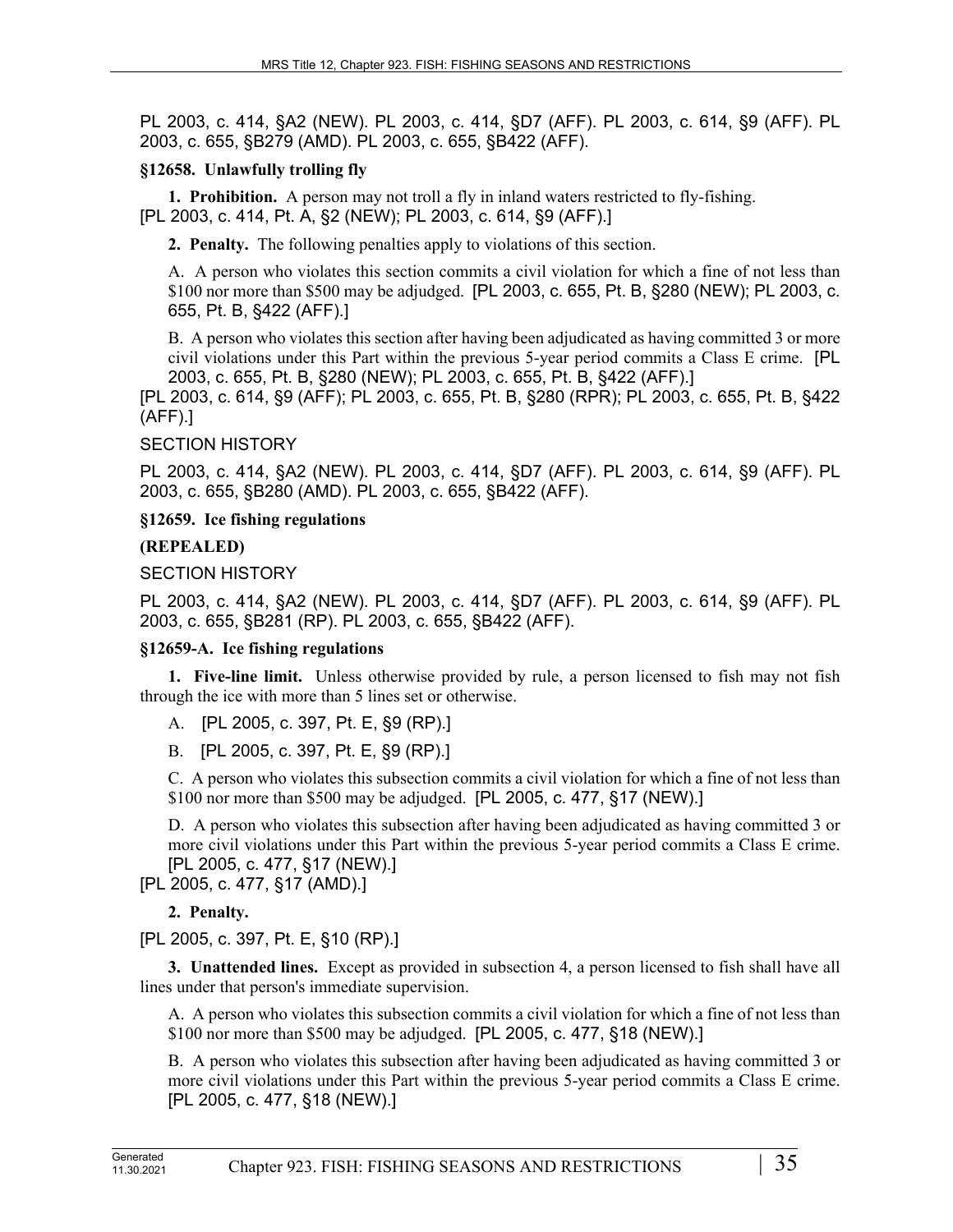PL 2003, c. 414, §A2 (NEW). PL 2003, c. 414, §D7 (AFF). PL 2003, c. 614, §9 (AFF). PL 2003, c. 655, §B279 (AMD). PL 2003, c. 655, §B422 (AFF).

**§12658. Unlawfully trolling fly**

**1. Prohibition.** A person may not troll a fly in inland waters restricted to fly-fishing. [PL 2003, c. 414, Pt. A, §2 (NEW); PL 2003, c. 614, §9 (AFF).]

**2. Penalty.** The following penalties apply to violations of this section.

A. A person who violates this section commits a civil violation for which a fine of not less than $100 nor more than $500 may be adjudged. [PL 2003, c. 655, Pt. B, §280 (NEW); PL 2003, c. 655, Pt. B, §422 (AFF).]

B. A person who violates this section after having been adjudicated as having committed 3 or more civil violations under this Part within the previous 5-year period commits a Class E crime. [PL 2003, c. 655, Pt. B, §280 (NEW); PL 2003, c. 655, Pt. B, §422 (AFF).]

[PL 2003, c. 614, §9 (AFF); PL 2003, c. 655, Pt. B, §280 (RPR); PL 2003, c. 655, Pt. B, §422 (AFF).]

SECTION HISTORY

PL 2003, c. 414, §A2 (NEW). PL 2003, c. 414, §D7 (AFF). PL 2003, c. 614, §9 (AFF). PL 2003, c. 655, §B280 (AMD). PL 2003, c. 655, §B422 (AFF).

**§12659. Ice fishing regulations**

**(REPEALED)**

SECTION HISTORY

PL 2003, c. 414, §A2 (NEW). PL 2003, c. 414, §D7 (AFF). PL 2003, c. 614, §9 (AFF). PL 2003, c. 655, §B281 (RP). PL 2003, c. 655, §B422 (AFF).

**§12659-A. Ice fishing regulations**

**1. Five-line limit.** Unless otherwise provided by rule, a person licensed to fish may not fish through the ice with more than 5 lines set or otherwise.

A. [PL 2005, c. 397, Pt. E, §9 (RP).]

B. [PL 2005, c. 397, Pt. E, §9 (RP).]

C. A person who violates this subsection commits a civil violation for which a fine of not less than $100 nor more than $500 may be adjudged. [PL 2005, c. 477, §17 (NEW).]

D. A person who violates this subsection after having been adjudicated as having committed 3 or more civil violations under this Part within the previous 5-year period commits a Class E crime. [PL 2005, c. 477, §17 (NEW).]

[PL 2005, c. 477, §17 (AMD).]

**2. Penalty.**

[PL 2005, c. 397, Pt. E, §10 (RP).]

**3. Unattended lines.** Except as provided in subsection 4, a person licensed to fish shall have all lines under that person's immediate supervision.

A. A person who violates this subsection commits a civil violation for which a fine of not less than $100 nor more than $500 may be adjudged. [PL 2005, c. 477, §18 (NEW).]

B. A person who violates this subsection after having been adjudicated as having committed 3 or more civil violations under this Part within the previous 5-year period commits a Class E crime. [PL 2005, c. 477, §18 (NEW).]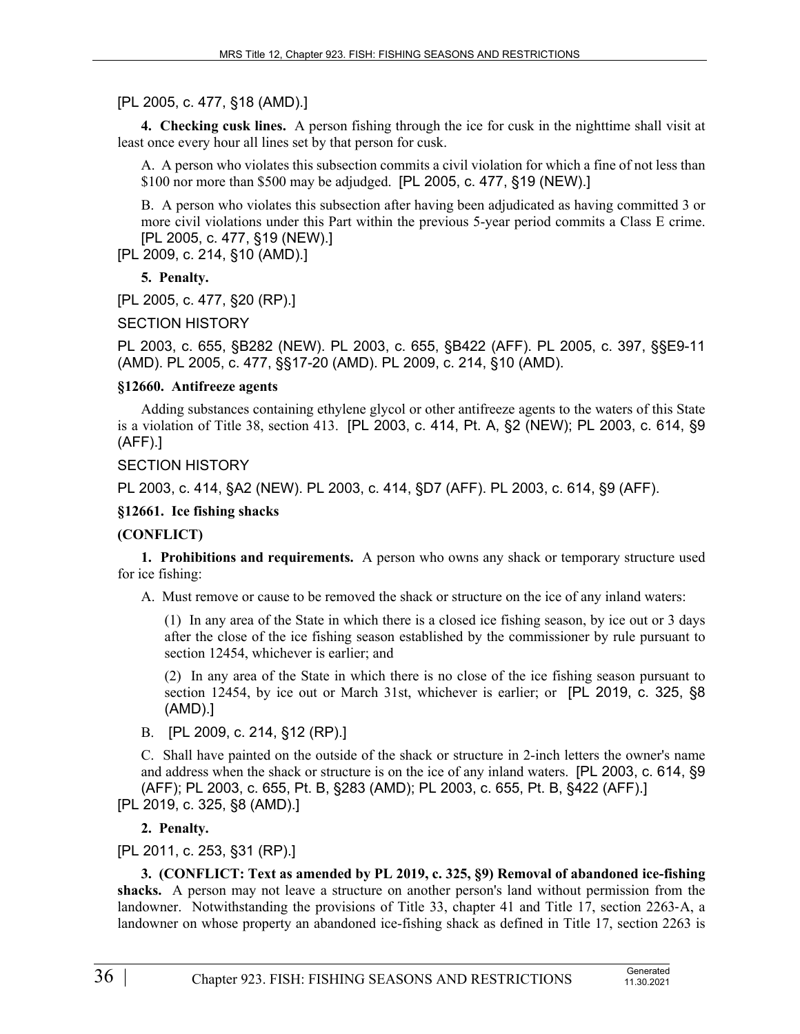[PL 2005, c. 477, §18 (AMD).]

**4. Checking cusk lines.** A person fishing through the ice for cusk in the nighttime shall visit at least once every hour all lines set by that person for cusk.

A. A person who violates this subsection commits a civil violation for which a fine of not less than $100 nor more than $500 may be adjudged. [PL 2005, c. 477, §19 (NEW).]

B. A person who violates this subsection after having been adjudicated as having committed 3 or more civil violations under this Part within the previous 5-year period commits a Class E crime. [PL 2005, c. 477, §19 (NEW).]

[PL 2009, c. 214, §10 (AMD).]

**5. Penalty.**

[PL 2005, c. 477, §20 (RP).]

SECTION HISTORY

PL 2003, c. 655, §B282 (NEW). PL 2003, c. 655, §B422 (AFF). PL 2005, c. 397, §§E9-11 (AMD). PL 2005, c. 477, §§17-20 (AMD). PL 2009, c. 214, §10 (AMD).

### §12660. Antifreeze agents

Adding substances containing ethylene glycol or other antifreeze agents to the waters of this State is a violation of Title 38, section 413. [PL 2003, c. 414, Pt. A, §2 (NEW); PL 2003, c. 614, §9 (AFF).]

SECTION HISTORY

PL 2003, c. 414, §A2 (NEW). PL 2003, c. 414, §D7 (AFF). PL 2003, c. 614, §9 (AFF).

### §12661. Ice fishing shacks

**(CONFLICT)**

**1. Prohibitions and requirements.** A person who owns any shack or temporary structure used for ice fishing:

A. Must remove or cause to be removed the shack or structure on the ice of any inland waters:

(1) In any area of the State in which there is a closed ice fishing season, by ice out or 3 days after the close of the ice fishing season established by the commissioner by rule pursuant to section 12454, whichever is earlier; and

(2) In any area of the State in which there is no close of the ice fishing season pursuant to section 12454, by ice out or March 31st, whichever is earlier; or [PL 2019, c. 325, §8 (AMD).]

B. [PL 2009, c. 214, §12 (RP).]

C. Shall have painted on the outside of the shack or structure in 2-inch letters the owner's name and address when the shack or structure is on the ice of any inland waters. [PL 2003, c. 614, §9 (AFF); PL 2003, c. 655, Pt. B, §283 (AMD); PL 2003, c. 655, Pt. B, §422 (AFF).]

[PL 2019, c. 325, §8 (AMD).]

**2. Penalty.**

[PL 2011, c. 253, §31 (RP).]

**3. (CONFLICT: Text as amended by PL 2019, c. 325, §9) Removal of abandoned ice-fishing shacks.** A person may not leave a structure on another person's land without permission from the landowner. Notwithstanding the provisions of Title 33, chapter 41 and Title 17, section 2263-A, a landowner on whose property an abandoned ice-fishing shack as defined in Title 17, section 2263 is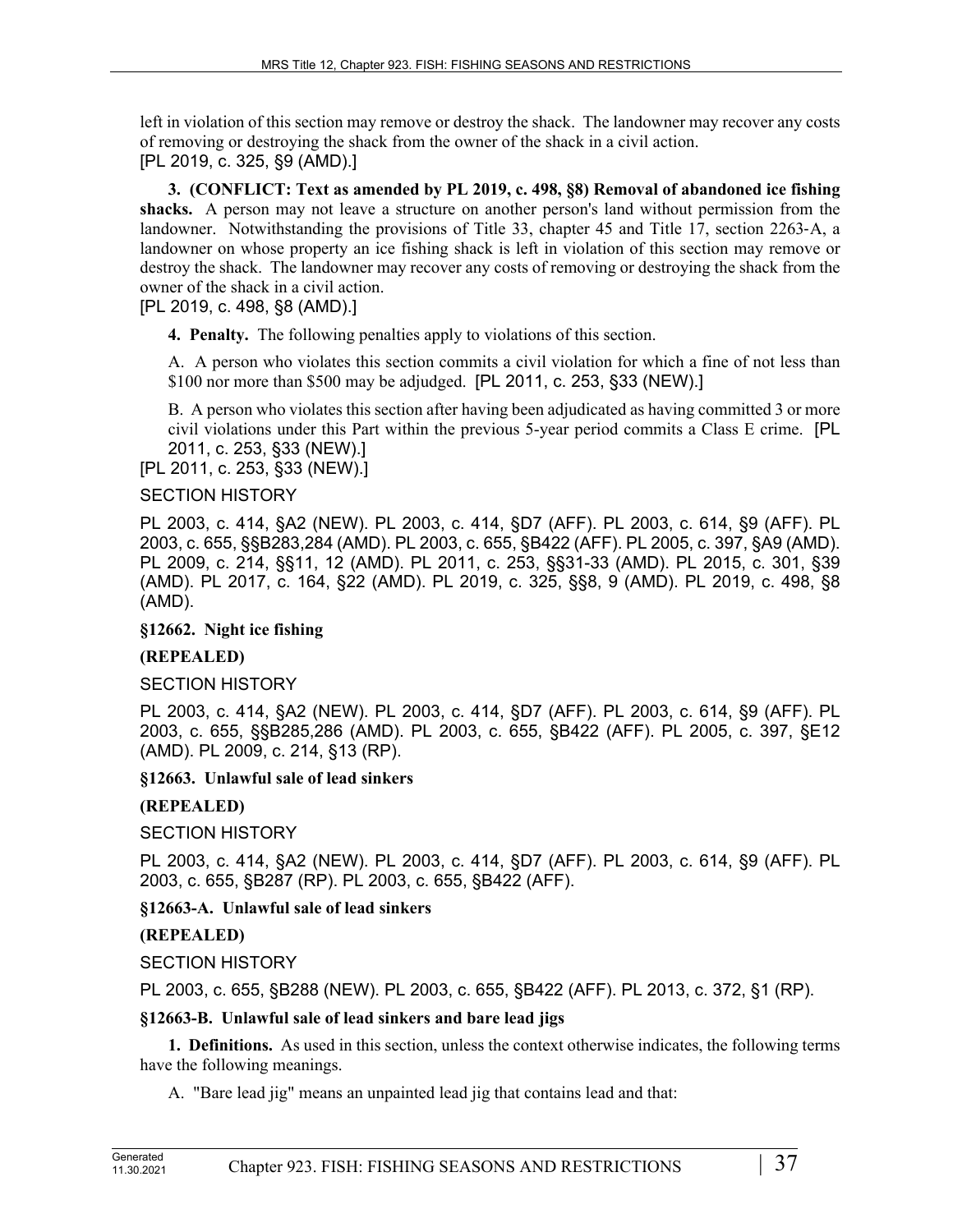left in violation of this section may remove or destroy the shack. The landowner may recover any costs of removing or destroying the shack from the owner of the shack in a civil action.
[PL 2019, c. 325, §9 (AMD).]

**3. (CONFLICT: Text as amended by PL 2019, c. 498, §8) Removal of abandoned ice fishing shacks.** A person may not leave a structure on another person's land without permission from the landowner. Notwithstanding the provisions of Title 33, chapter 45 and Title 17, section 2263-A, a landowner on whose property an ice fishing shack is left in violation of this section may remove or destroy the shack. The landowner may recover any costs of removing or destroying the shack from the owner of the shack in a civil action.
[PL 2019, c. 498, §8 (AMD).]

**4. Penalty.** The following penalties apply to violations of this section.

A. A person who violates this section commits a civil violation for which a fine of not less than \$100 nor more than \$500 may be adjudged. [PL 2011, c. 253, §33 (NEW).]

B. A person who violates this section after having been adjudicated as having committed 3 or more civil violations under this Part within the previous 5-year period commits a Class E crime. [PL 2011, c. 253, §33 (NEW).]

[PL 2011, c. 253, §33 (NEW).]

SECTION HISTORY

PL 2003, c. 414, §A2 (NEW). PL 2003, c. 414, §D7 (AFF). PL 2003, c. 614, §9 (AFF). PL 2003, c. 655, §§B283,284 (AMD). PL 2003, c. 655, §B422 (AFF). PL 2005, c. 397, §A9 (AMD). PL 2009, c. 214, §§11, 12 (AMD). PL 2011, c. 253, §§31-33 (AMD). PL 2015, c. 301, §39 (AMD). PL 2017, c. 164, §22 (AMD). PL 2019, c. 325, §§8, 9 (AMD). PL 2019, c. 498, §8 (AMD).

**§12662. Night ice fishing**

**(REPEALED)**

SECTION HISTORY

PL 2003, c. 414, §A2 (NEW). PL 2003, c. 414, §D7 (AFF). PL 2003, c. 614, §9 (AFF). PL 2003, c. 655, §§B285,286 (AMD). PL 2003, c. 655, §B422 (AFF). PL 2005, c. 397, §E12 (AMD). PL 2009, c. 214, §13 (RP).

**§12663. Unlawful sale of lead sinkers**

**(REPEALED)**

SECTION HISTORY

PL 2003, c. 414, §A2 (NEW). PL 2003, c. 414, §D7 (AFF). PL 2003, c. 614, §9 (AFF). PL 2003, c. 655, §B287 (RP). PL 2003, c. 655, §B422 (AFF).

**§12663-A. Unlawful sale of lead sinkers**

**(REPEALED)**

SECTION HISTORY

PL 2003, c. 655, §B288 (NEW). PL 2003, c. 655, §B422 (AFF). PL 2013, c. 372, §1 (RP).

**§12663-B. Unlawful sale of lead sinkers and bare lead jigs**

**1. Definitions.** As used in this section, unless the context otherwise indicates, the following terms have the following meanings.

A. "Bare lead jig" means an unpainted lead jig that contains lead and that: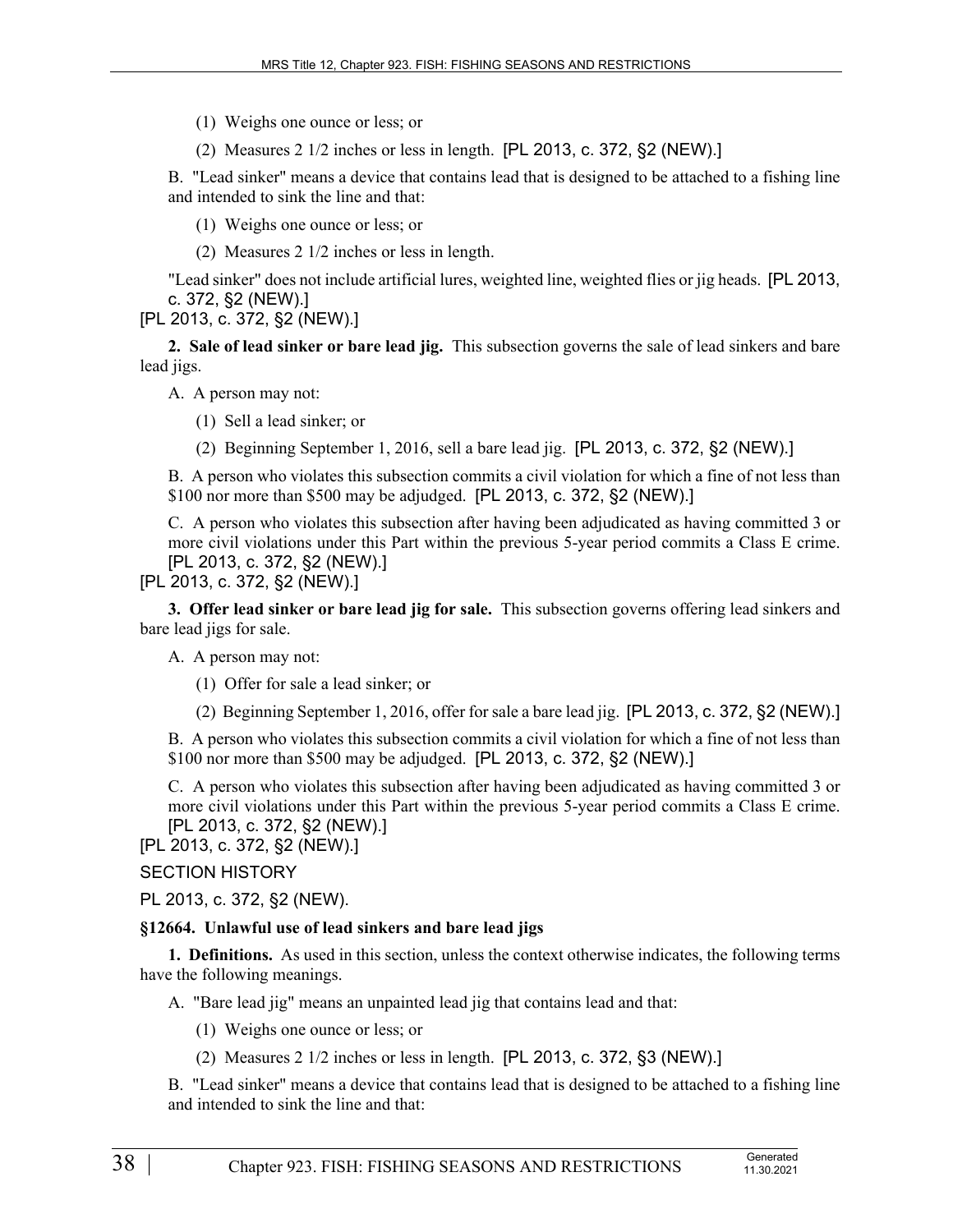(1) Weighs one ounce or less; or

(2) Measures 2 1/2 inches or less in length. [PL 2013, c. 372, §2 (NEW).]

B. "Lead sinker" means a device that contains lead that is designed to be attached to a fishing line and intended to sink the line and that:

(1) Weighs one ounce or less; or

(2) Measures 2 1/2 inches or less in length.

"Lead sinker" does not include artificial lures, weighted line, weighted flies or jig heads. [PL 2013, c. 372, §2 (NEW).]

[PL 2013, c. 372, §2 (NEW).]

**2. Sale of lead sinker or bare lead jig.** This subsection governs the sale of lead sinkers and bare lead jigs.

A. A person may not:

(1) Sell a lead sinker; or

(2) Beginning September 1, 2016, sell a bare lead jig. [PL 2013, c. 372, §2 (NEW).]

B. A person who violates this subsection commits a civil violation for which a fine of not less than $100 nor more than $500 may be adjudged. [PL 2013, c. 372, §2 (NEW).]

C. A person who violates this subsection after having been adjudicated as having committed 3 or more civil violations under this Part within the previous 5-year period commits a Class E crime. [PL 2013, c. 372, §2 (NEW).]

[PL 2013, c. 372, §2 (NEW).]

**3. Offer lead sinker or bare lead jig for sale.** This subsection governs offering lead sinkers and bare lead jigs for sale.

A. A person may not:

(1) Offer for sale a lead sinker; or

(2) Beginning September 1, 2016, offer for sale a bare lead jig. [PL 2013, c. 372, §2 (NEW).]

B. A person who violates this subsection commits a civil violation for which a fine of not less than $100 nor more than $500 may be adjudged. [PL 2013, c. 372, §2 (NEW).]

C. A person who violates this subsection after having been adjudicated as having committed 3 or more civil violations under this Part within the previous 5-year period commits a Class E crime. [PL 2013, c. 372, §2 (NEW).]

[PL 2013, c. 372, §2 (NEW).]

SECTION HISTORY

PL 2013, c. 372, §2 (NEW).

**§12664. Unlawful use of lead sinkers and bare lead jigs**

**1. Definitions.** As used in this section, unless the context otherwise indicates, the following terms have the following meanings.

A. "Bare lead jig" means an unpainted lead jig that contains lead and that:

(1) Weighs one ounce or less; or

(2) Measures 2 1/2 inches or less in length. [PL 2013, c. 372, §3 (NEW).]

B. "Lead sinker" means a device that contains lead that is designed to be attached to a fishing line and intended to sink the line and that: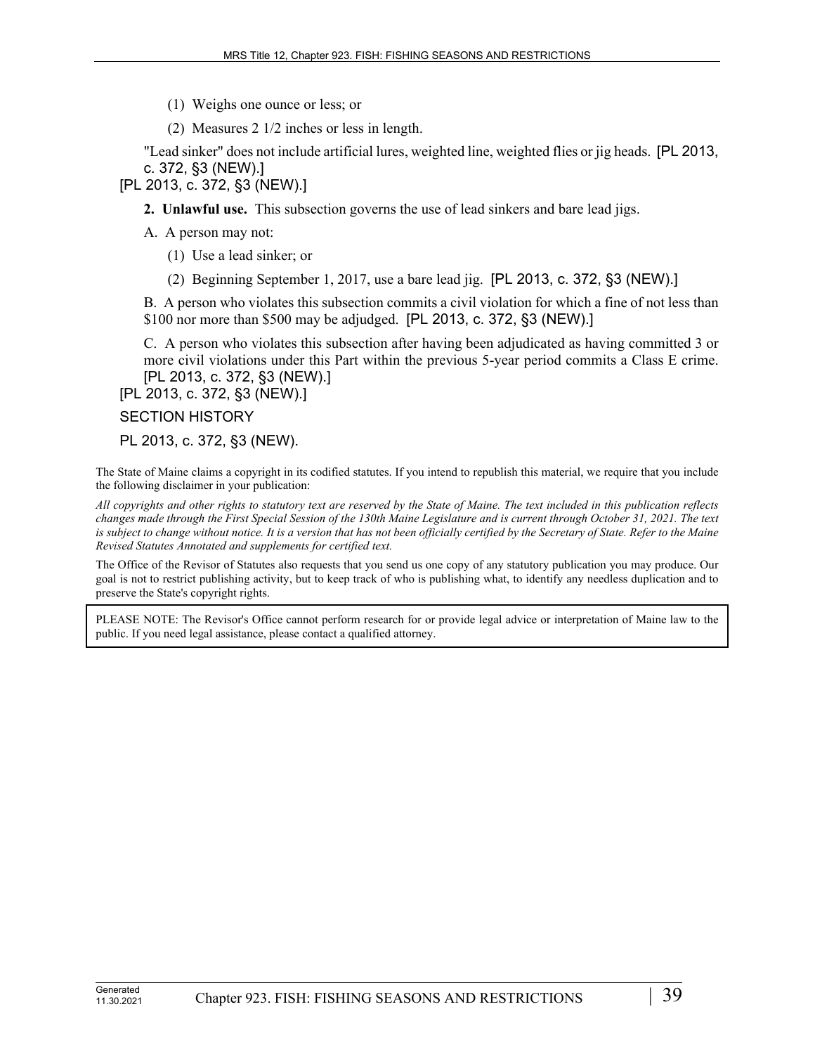(1) Weighs one ounce or less; or

(2) Measures 2 1/2 inches or less in length.

"Lead sinker" does not include artificial lures, weighted line, weighted flies or jig heads. [PL 2013, c. 372, §3 (NEW).]

[PL 2013, c. 372, §3 (NEW).]

**2. Unlawful use.** This subsection governs the use of lead sinkers and bare lead jigs.

A. A person may not:

(1) Use a lead sinker; or

(2) Beginning September 1, 2017, use a bare lead jig. [PL 2013, c. 372, §3 (NEW).]

B. A person who violates this subsection commits a civil violation for which a fine of not less than $100 nor more than $500 may be adjudged. [PL 2013, c. 372, §3 (NEW).]

C. A person who violates this subsection after having been adjudicated as having committed 3 or more civil violations under this Part within the previous 5-year period commits a Class E crime. [PL 2013, c. 372, §3 (NEW).]

[PL 2013, c. 372, §3 (NEW).]

SECTION HISTORY

PL 2013, c. 372, §3 (NEW).

The State of Maine claims a copyright in its codified statutes. If you intend to republish this material, we require that you include the following disclaimer in your publication:

*All copyrights and other rights to statutory text are reserved by the State of Maine. The text included in this publication reflects changes made through the First Special Session of the 130th Maine Legislature and is current through October 31, 2021. The text is subject to change without notice. It is a version that has not been officially certified by the Secretary of State. Refer to the Maine Revised Statutes Annotated and supplements for certified text.*

The Office of the Revisor of Statutes also requests that you send us one copy of any statutory publication you may produce. Our goal is not to restrict publishing activity, but to keep track of who is publishing what, to identify any needless duplication and to preserve the State's copyright rights.

PLEASE NOTE: The Revisor's Office cannot perform research for or provide legal advice or interpretation of Maine law to the public. If you need legal assistance, please contact a qualified attorney.